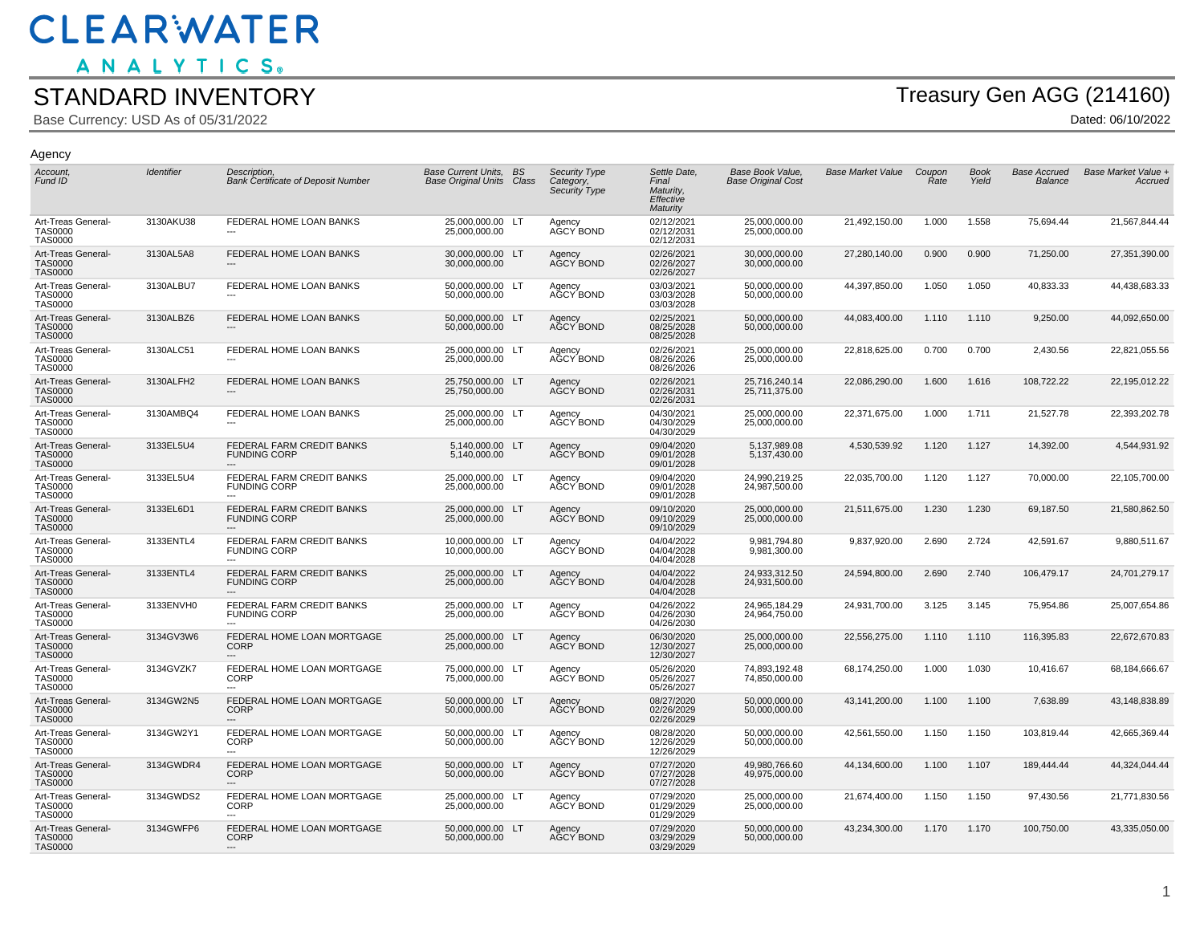# STANDARD INVENTORY

Base Currency: USD As of 05/31/2022

## Treasury Gen AGG (214160)

Dated: 06/10/2022

### Agency

| Account, Fund ID | Identifier | Description, Bank Certificate of Deposit Number | Base Current Units, Base Original Units | BS Class | Security Type Category, Security Type | Settle Date, Final Maturity, Effective Maturity | Base Book Value, Base Original Cost | Base Market Value | Coupon Rate | Book Yield | Base Accrued Balance | Base Market Value + Accrued |
|---|---|---|---|---|---|---|---|---|---|---|---|---|
| Art-Treas General-TAS0000 TAS0000 | 3130AKU38 | FEDERAL HOME LOAN BANKS --- | 25,000,000.00 25,000,000.00 | LT | Agency AGCY BOND | 02/12/2021 02/12/2031 02/12/2031 | 25,000,000.00 25,000,000.00 | 21,492,150.00 | 1.000 | 1.558 | 75,694.44 | 21,567,844.44 |
| Art-Treas General-TAS0000 TAS0000 | 3130AL5A8 | FEDERAL HOME LOAN BANKS --- | 30,000,000.00 30,000,000.00 | LT | Agency AGCY BOND | 02/26/2021 02/26/2027 02/26/2027 | 30,000,000.00 30,000,000.00 | 27,280,140.00 | 0.900 | 0.900 | 71,250.00 | 27,351,390.00 |
| Art-Treas General-TAS0000 TAS0000 | 3130ALBU7 | FEDERAL HOME LOAN BANKS --- | 50,000,000.00 50,000,000.00 | LT | Agency AGCY BOND | 03/03/2021 03/03/2028 03/03/2028 | 50,000,000.00 50,000,000.00 | 44,397,850.00 | 1.050 | 1.050 | 40,833.33 | 44,438,683.33 |
| Art-Treas General-TAS0000 TAS0000 | 3130ALBZ6 | FEDERAL HOME LOAN BANKS --- | 50,000,000.00 50,000,000.00 | LT | Agency AGCY BOND | 02/25/2021 08/25/2028 08/25/2028 | 50,000,000.00 50,000,000.00 | 44,083,400.00 | 1.110 | 1.110 | 9,250.00 | 44,092,650.00 |
| Art-Treas General-TAS0000 TAS0000 | 3130ALC51 | FEDERAL HOME LOAN BANKS --- | 25,000,000.00 25,000,000.00 | LT | Agency AGCY BOND | 02/26/2021 08/26/2026 08/26/2026 | 25,000,000.00 25,000,000.00 | 22,818,625.00 | 0.700 | 0.700 | 2,430.56 | 22,821,055.56 |
| Art-Treas General-TAS0000 TAS0000 | 3130ALFH2 | FEDERAL HOME LOAN BANKS --- | 25,750,000.00 25,750,000.00 | LT | Agency AGCY BOND | 02/26/2021 02/26/2031 02/26/2031 | 25,716,240.14 25,711,375.00 | 22,086,290.00 | 1.600 | 1.616 | 108,722.22 | 22,195,012.22 |
| Art-Treas General-TAS0000 TAS0000 | 3130AMBQ4 | FEDERAL HOME LOAN BANKS --- | 25,000,000.00 25,000,000.00 | LT | Agency AGCY BOND | 04/30/2021 04/30/2029 04/30/2029 | 25,000,000.00 25,000,000.00 | 22,371,675.00 | 1.000 | 1.711 | 21,527.78 | 22,393,202.78 |
| Art-Treas General-TAS0000 TAS0000 | 3133EL5U4 | FEDERAL FARM CREDIT BANKS FUNDING CORP --- | 5,140,000.00 5,140,000.00 | LT | Agency AGCY BOND | 09/04/2020 09/01/2028 09/01/2028 | 5,137,989.08 5,137,430.00 | 4,530,539.92 | 1.120 | 1.127 | 14,392.00 | 4,544,931.92 |
| Art-Treas General-TAS0000 TAS0000 | 3133EL5U4 | FEDERAL FARM CREDIT BANKS FUNDING CORP --- | 25,000,000.00 25,000,000.00 | LT | Agency AGCY BOND | 09/04/2020 09/01/2028 09/01/2028 | 24,990,219.25 24,987,500.00 | 22,035,700.00 | 1.120 | 1.127 | 70,000.00 | 22,105,700.00 |
| Art-Treas General-TAS0000 TAS0000 | 3133EL6D1 | FEDERAL FARM CREDIT BANKS FUNDING CORP --- | 25,000,000.00 25,000,000.00 | LT | Agency AGCY BOND | 09/10/2020 09/10/2029 09/10/2029 | 25,000,000.00 25,000,000.00 | 21,511,675.00 | 1.230 | 1.230 | 69,187.50 | 21,580,862.50 |
| Art-Treas General-TAS0000 TAS0000 | 3133ENTL4 | FEDERAL FARM CREDIT BANKS FUNDING CORP --- | 10,000,000.00 10,000,000.00 | LT | Agency AGCY BOND | 04/04/2022 04/04/2028 04/04/2028 | 9,981,794.80 9,981,300.00 | 9,837,920.00 | 2.690 | 2.724 | 42,591.67 | 9,880,511.67 |
| Art-Treas General-TAS0000 TAS0000 | 3133ENTL4 | FEDERAL FARM CREDIT BANKS FUNDING CORP --- | 25,000,000.00 25,000,000.00 | LT | Agency AGCY BOND | 04/04/2022 04/04/2028 04/04/2028 | 24,933,312.50 24,931,500.00 | 24,594,800.00 | 2.690 | 2.740 | 106,479.17 | 24,701,279.17 |
| Art-Treas General-TAS0000 TAS0000 | 3133ENVH0 | FEDERAL FARM CREDIT BANKS FUNDING CORP --- | 25,000,000.00 25,000,000.00 | LT | Agency AGCY BOND | 04/26/2022 04/26/2030 04/26/2030 | 24,965,184.29 24,964,750.00 | 24,931,700.00 | 3.125 | 3.145 | 75,954.86 | 25,007,654.86 |
| Art-Treas General-TAS0000 TAS0000 | 3134GV3W6 | FEDERAL HOME LOAN MORTGAGE CORP --- | 25,000,000.00 25,000,000.00 | LT | Agency AGCY BOND | 06/30/2020 12/30/2027 12/30/2027 | 25,000,000.00 25,000,000.00 | 22,556,275.00 | 1.110 | 1.110 | 116,395.83 | 22,672,670.83 |
| Art-Treas General-TAS0000 TAS0000 | 3134GVZK7 | FEDERAL HOME LOAN MORTGAGE CORP --- | 75,000,000.00 75,000,000.00 | LT | Agency AGCY BOND | 05/26/2020 05/26/2027 05/26/2027 | 74,893,192.48 74,850,000.00 | 68,174,250.00 | 1.000 | 1.030 | 10,416.67 | 68,184,666.67 |
| Art-Treas General-TAS0000 TAS0000 | 3134GW2N5 | FEDERAL HOME LOAN MORTGAGE CORP --- | 50,000,000.00 50,000,000.00 | LT | Agency AGCY BOND | 08/27/2020 02/26/2029 02/26/2029 | 50,000,000.00 50,000,000.00 | 43,141,200.00 | 1.100 | 1.100 | 7,638.89 | 43,148,838.89 |
| Art-Treas General-TAS0000 TAS0000 | 3134GW2Y1 | FEDERAL HOME LOAN MORTGAGE CORP --- | 50,000,000.00 50,000,000.00 | LT | Agency AGCY BOND | 08/28/2020 12/26/2029 12/26/2029 | 50,000,000.00 50,000,000.00 | 42,561,550.00 | 1.150 | 1.150 | 103,819.44 | 42,665,369.44 |
| Art-Treas General-TAS0000 TAS0000 | 3134GWDR4 | FEDERAL HOME LOAN MORTGAGE CORP --- | 50,000,000.00 50,000,000.00 | LT | Agency AGCY BOND | 07/27/2020 07/27/2028 07/27/2028 | 49,980,766.60 49,975,000.00 | 44,134,600.00 | 1.100 | 1.107 | 189,444.44 | 44,324,044.44 |
| Art-Treas General-TAS0000 TAS0000 | 3134GWDS2 | FEDERAL HOME LOAN MORTGAGE CORP --- | 25,000,000.00 25,000,000.00 | LT | Agency AGCY BOND | 07/29/2020 01/29/2029 01/29/2029 | 25,000,000.00 25,000,000.00 | 21,674,400.00 | 1.150 | 1.150 | 97,430.56 | 21,771,830.56 |
| Art-Treas General-TAS0000 TAS0000 | 3134GWFP6 | FEDERAL HOME LOAN MORTGAGE CORP --- | 50,000,000.00 50,000,000.00 | LT | Agency AGCY BOND | 07/29/2020 03/29/2029 03/29/2029 | 50,000,000.00 50,000,000.00 | 43,234,300.00 | 1.170 | 1.170 | 100,750.00 | 43,335,050.00 |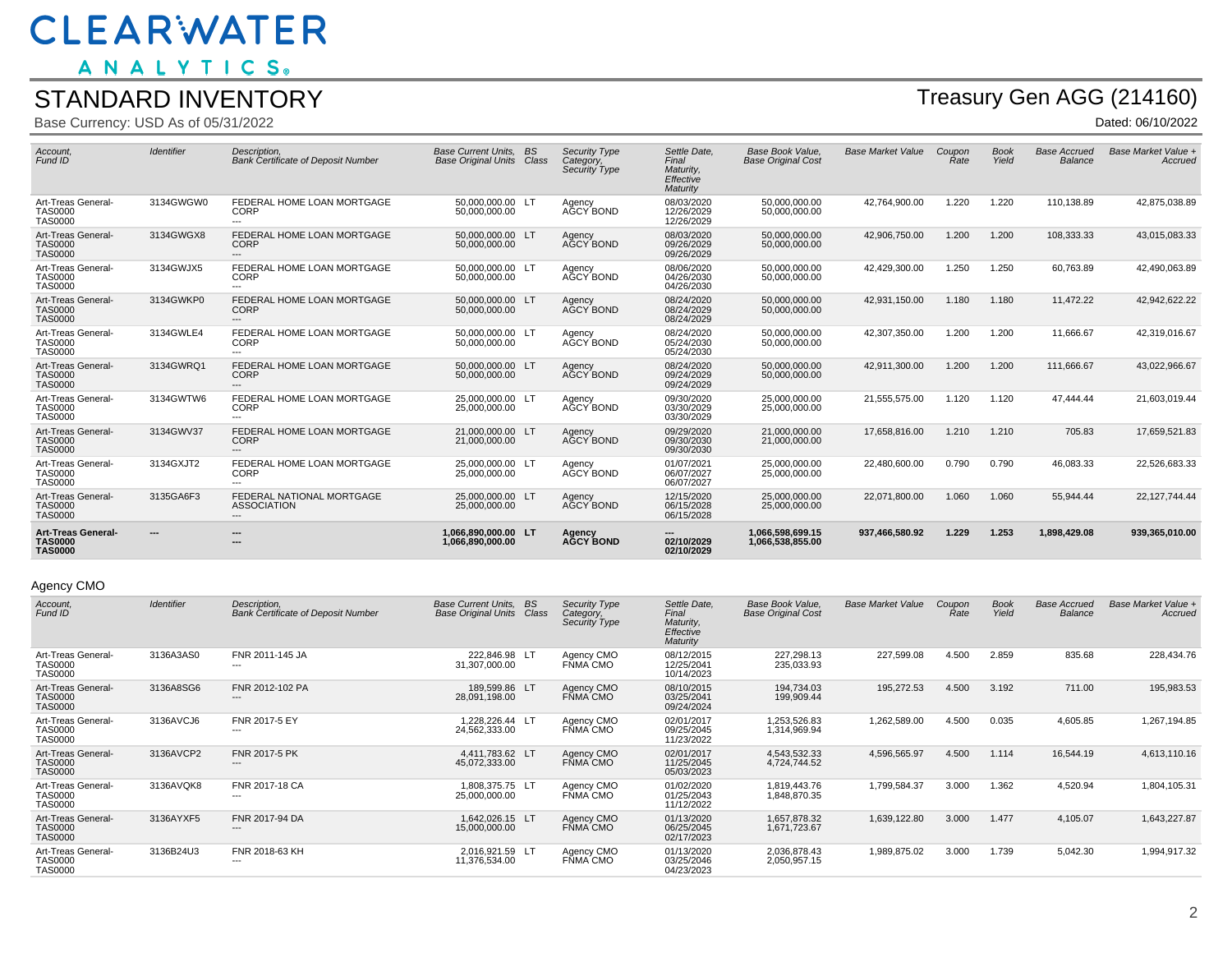# STANDARD INVENTORY

Base Currency: USD As of 05/31/2022

Treasury Gen AGG (214160)

Dated: 06/10/2022

| Account, Fund ID | Identifier | Description, Bank Certificate of Deposit Number | Base Current Units, Base Original Units | BS Class | Security Type Category, Security Type | Settle Date, Final Maturity, Effective Maturity | Base Book Value, Base Original Cost | Base Market Value | Coupon Rate | Book Yield | Base Accrued Balance | Base Market Value + Accrued |
|---|---|---|---|---|---|---|---|---|---|---|---|---|
| Art-Treas General-TAS0000 TAS0000 | 3134GWGW0 | FEDERAL HOME LOAN MORTGAGE CORP --- | 50,000,000.00 50,000,000.00 | LT | Agency AGCY BOND | 08/03/2020 12/26/2029 12/26/2029 | 50,000,000.00 50,000,000.00 | 42,764,900.00 | 1.220 | 1.220 | 110,138.89 | 42,875,038.89 |
| Art-Treas General-TAS0000 TAS0000 | 3134GWGX8 | FEDERAL HOME LOAN MORTGAGE CORP --- | 50,000,000.00 50,000,000.00 | LT | Agency AGCY BOND | 08/03/2020 09/26/2029 09/26/2029 | 50,000,000.00 50,000,000.00 | 42,906,750.00 | 1.200 | 1.200 | 108,333.33 | 43,015,083.33 |
| Art-Treas General-TAS0000 TAS0000 | 3134GWJX5 | FEDERAL HOME LOAN MORTGAGE CORP --- | 50,000,000.00 50,000,000.00 | LT | Agency AGCY BOND | 08/06/2020 04/26/2030 04/26/2030 | 50,000,000.00 50,000,000.00 | 42,429,300.00 | 1.250 | 1.250 | 60,763.89 | 42,490,063.89 |
| Art-Treas General-TAS0000 TAS0000 | 3134GWKP0 | FEDERAL HOME LOAN MORTGAGE CORP --- | 50,000,000.00 50,000,000.00 | LT | Agency AGCY BOND | 08/24/2020 08/24/2029 08/24/2029 | 50,000,000.00 50,000,000.00 | 42,931,150.00 | 1.180 | 1.180 | 11,472.22 | 42,942,622.22 |
| Art-Treas General-TAS0000 TAS0000 | 3134GWLE4 | FEDERAL HOME LOAN MORTGAGE CORP --- | 50,000,000.00 50,000,000.00 | LT | Agency AGCY BOND | 08/24/2020 05/24/2030 05/24/2030 | 50,000,000.00 50,000,000.00 | 42,307,350.00 | 1.200 | 1.200 | 11,666.67 | 42,319,016.67 |
| Art-Treas General-TAS0000 TAS0000 | 3134GWRQ1 | FEDERAL HOME LOAN MORTGAGE CORP --- | 50,000,000.00 50,000,000.00 | LT | Agency AGCY BOND | 08/24/2020 09/24/2029 09/24/2029 | 50,000,000.00 50,000,000.00 | 42,911,300.00 | 1.200 | 1.200 | 111,666.67 | 43,022,966.67 |
| Art-Treas General-TAS0000 TAS0000 | 3134GWTW6 | FEDERAL HOME LOAN MORTGAGE CORP --- | 25,000,000.00 25,000,000.00 | LT | Agency AGCY BOND | 09/30/2020 03/30/2029 03/30/2029 | 25,000,000.00 25,000,000.00 | 21,555,575.00 | 1.120 | 1.120 | 47,444.44 | 21,603,019.44 |
| Art-Treas General-TAS0000 TAS0000 | 3134GWV37 | FEDERAL HOME LOAN MORTGAGE CORP --- | 21,000,000.00 21,000,000.00 | LT | Agency AGCY BOND | 09/29/2020 09/30/2030 09/30/2030 | 21,000,000.00 21,000,000.00 | 17,658,816.00 | 1.210 | 1.210 | 705.83 | 17,659,521.83 |
| Art-Treas General-TAS0000 TAS0000 | 3134GXJT2 | FEDERAL HOME LOAN MORTGAGE CORP --- | 25,000,000.00 25,000,000.00 | LT | Agency AGCY BOND | 01/07/2021 06/07/2027 06/07/2027 | 25,000,000.00 25,000,000.00 | 22,480,600.00 | 0.790 | 0.790 | 46,083.33 | 22,526,683.33 |
| Art-Treas General-TAS0000 TAS0000 | 3135GA6F3 | FEDERAL NATIONAL MORTGAGE ASSOCIATION --- | 25,000,000.00 25,000,000.00 | LT | Agency AGCY BOND | 12/15/2020 06/15/2028 06/15/2028 | 25,000,000.00 25,000,000.00 | 22,071,800.00 | 1.060 | 1.060 | 55,944.44 | 22,127,744.44 |
| **Art-Treas General-TAS0000 TAS0000** | **---** | **--- ---** | **1,066,890,000.00 1,066,890,000.00** | **LT** | **Agency AGCY BOND** | **--- 02/10/2029 02/10/2029** | **1,066,598,699.15 1,066,538,855.00** | **937,466,580.92** | **1.229** | **1.253** | **1,898,429.08** | **939,365,010.00** |

## Agency CMO

| Account, Fund ID | Identifier | Description, Bank Certificate of Deposit Number | Base Current Units, Base Original Units | BS Class | Security Type Category, Security Type | Settle Date, Final Maturity, Effective Maturity | Base Book Value, Base Original Cost | Base Market Value | Coupon Rate | Book Yield | Base Accrued Balance | Base Market Value + Accrued |
|---|---|---|---|---|---|---|---|---|---|---|---|---|
| Art-Treas General-TAS0000 TAS0000 | 3136A3AS0 | FNR 2011-145 JA --- | 222,846.98 31,307,000.00 | LT | Agency CMO FNMA CMO | 08/12/2015 12/25/2041 10/14/2023 | 227,298.13 235,033.93 | 227,599.08 | 4.500 | 2.859 | 835.68 | 228,434.76 |
| Art-Treas General-TAS0000 TAS0000 | 3136A8SG6 | FNR 2012-102 PA --- | 189,599.86 28,091,198.00 | LT | Agency CMO FNMA CMO | 08/10/2015 03/25/2041 09/24/2024 | 194,734.03 199,909.44 | 195,272.53 | 4.500 | 3.192 | 711.00 | 195,983.53 |
| Art-Treas General-TAS0000 TAS0000 | 3136AVCJ6 | FNR 2017-5 EY --- | 1,228,226.44 24,562,333.00 | LT | Agency CMO FNMA CMO | 02/01/2017 09/25/2045 11/23/2022 | 1,253,526.83 1,314,969.94 | 1,262,589.00 | 4.500 | 0.035 | 4,605.85 | 1,267,194.85 |
| Art-Treas General-TAS0000 TAS0000 | 3136AVCP2 | FNR 2017-5 PK --- | 4,411,783.62 45,072,333.00 | LT | Agency CMO FNMA CMO | 02/01/2017 11/25/2045 05/03/2023 | 4,543,532.33 4,724,744.52 | 4,596,565.97 | 4.500 | 1.114 | 16,544.19 | 4,613,110.16 |
| Art-Treas General-TAS0000 TAS0000 | 3136AVQK8 | FNR 2017-18 CA --- | 1,808,375.75 25,000,000.00 | LT | Agency CMO FNMA CMO | 01/02/2020 01/25/2043 11/12/2022 | 1,819,443.76 1,848,870.35 | 1,799,584.37 | 3.000 | 1.362 | 4,520.94 | 1,804,105.31 |
| Art-Treas General-TAS0000 TAS0000 | 3136AYXF5 | FNR 2017-94 DA --- | 1,642,026.15 15,000,000.00 | LT | Agency CMO FNMA CMO | 01/13/2020 06/25/2045 02/17/2023 | 1,657,878.32 1,671,723.67 | 1,639,122.80 | 3.000 | 1.477 | 4,105.07 | 1,643,227.87 |
| Art-Treas General-TAS0000 TAS0000 | 3136B24U3 | FNR 2018-63 KH --- | 2,016,921.59 11,376,534.00 | LT | Agency CMO FNMA CMO | 01/13/2020 03/25/2046 04/23/2023 | 2,036,878.43 2,050,957.15 | 1,989,875.02 | 3.000 | 1.739 | 5,042.30 | 1,994,917.32 |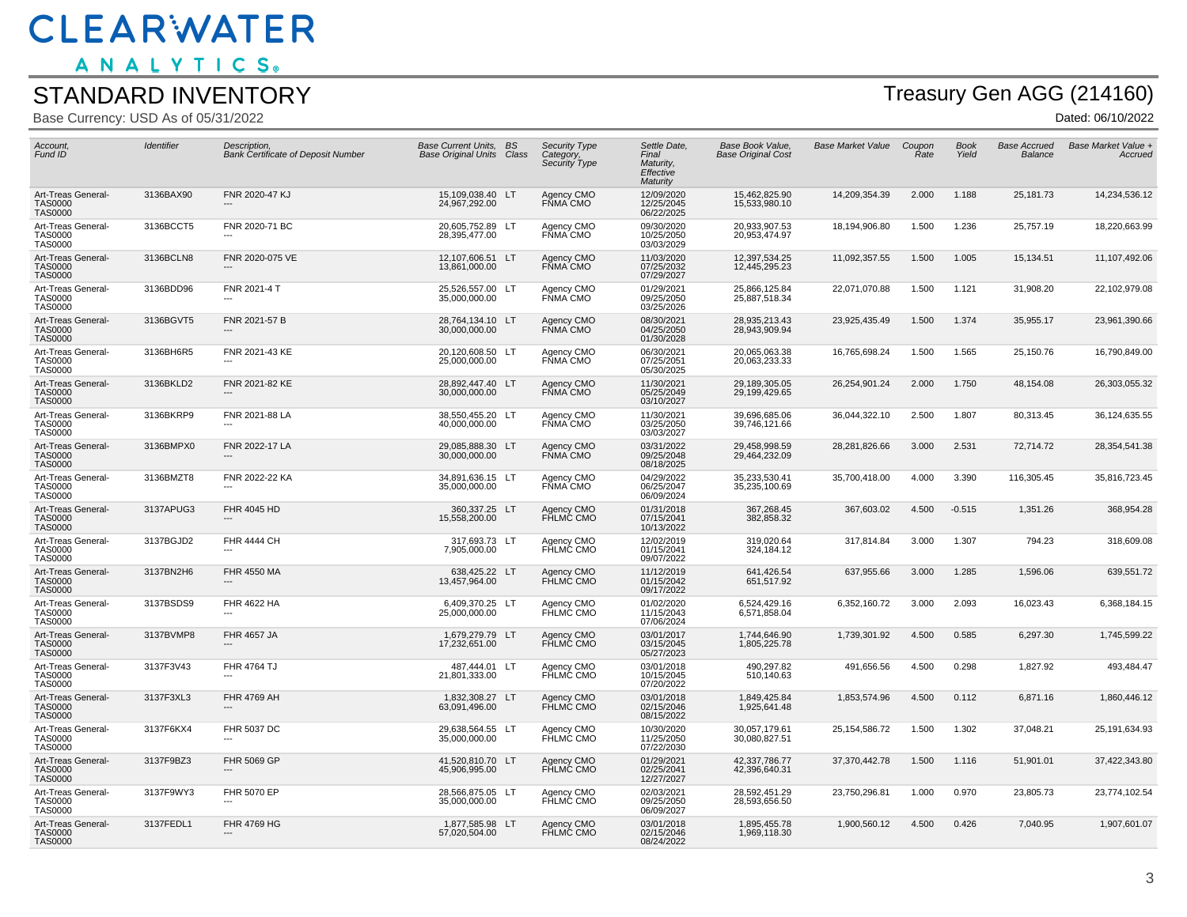# CLEARWATER ANALYTICS

## STANDARD INVENTORY

Base Currency: USD As of 05/31/2022

Treasury Gen AGG (214160)

Dated: 06/10/2022

| Account, Fund ID | Identifier | Description, Bank Certificate of Deposit Number | Base Current Units, Base Original Units | BS Class | Security Type Category, Security Type | Settle Date, Final Maturity, Effective Maturity | Base Book Value, Base Original Cost | Base Market Value | Coupon Rate | Book Yield | Base Accrued Balance | Base Market Value + Accrued |
|---|---|---|---|---|---|---|---|---|---|---|---|---|
| Art-Treas General-TAS0000 TAS0000 | 3136BAX90 | FNR 2020-47 KJ --- | 15,109,038.40 24,967,292.00 | LT | Agency CMO FNMA CMO | 12/09/2020 12/25/2045 06/22/2025 | 15,462,825.90 15,533,980.10 | 14,209,354.39 | 2.000 | 1.188 | 25,181.73 | 14,234,536.12 |
| Art-Treas General-TAS0000 TAS0000 | 3136BCCT5 | FNR 2020-71 BC --- | 20,605,752.89 28,395,477.00 | LT | Agency CMO FNMA CMO | 09/30/2020 10/25/2050 03/03/2029 | 20,933,907.53 20,953,474.97 | 18,194,906.80 | 1.500 | 1.236 | 25,757.19 | 18,220,663.99 |
| Art-Treas General-TAS0000 TAS0000 | 3136BCLN8 | FNR 2020-075 VE --- | 12,107,606.51 13,861,000.00 | LT | Agency CMO FNMA CMO | 11/03/2020 07/25/2032 07/29/2027 | 12,397,534.25 12,445,295.23 | 11,092,357.55 | 1.500 | 1.005 | 15,134.51 | 11,107,492.06 |
| Art-Treas General-TAS0000 TAS0000 | 3136BDD96 | FNR 2021-4 T --- | 25,526,557.00 35,000,000.00 | LT | Agency CMO FNMA CMO | 01/29/2021 09/25/2050 03/25/2026 | 25,866,125.84 25,887,518.34 | 22,071,070.88 | 1.500 | 1.121 | 31,908.20 | 22,102,979.08 |
| Art-Treas General-TAS0000 TAS0000 | 3136BGVT5 | FNR 2021-57 B --- | 28,764,134.10 30,000,000.00 | LT | Agency CMO FNMA CMO | 08/30/2021 04/25/2050 01/30/2028 | 28,935,213.43 28,943,909.94 | 23,925,435.49 | 1.500 | 1.374 | 35,955.17 | 23,961,390.66 |
| Art-Treas General-TAS0000 TAS0000 | 3136BH6R5 | FNR 2021-43 KE --- | 20,120,608.50 25,000,000.00 | LT | Agency CMO FNMA CMO | 06/30/2021 07/25/2051 05/30/2025 | 20,065,063.38 20,063,233.33 | 16,765,698.24 | 1.500 | 1.565 | 25,150.76 | 16,790,849.00 |
| Art-Treas General-TAS0000 TAS0000 | 3136BKLD2 | FNR 2021-82 KE --- | 28,892,447.40 30,000,000.00 | LT | Agency CMO FNMA CMO | 11/30/2021 05/25/2049 03/10/2027 | 29,189,305.05 29,199,429.65 | 26,254,901.24 | 2.000 | 1.750 | 48,154.08 | 26,303,055.32 |
| Art-Treas General-TAS0000 TAS0000 | 3136BKRP9 | FNR 2021-88 LA --- | 38,550,455.20 40,000,000.00 | LT | Agency CMO FNMA CMO | 11/30/2021 03/25/2050 03/03/2027 | 39,696,685.06 39,746,121.66 | 36,044,322.10 | 2.500 | 1.807 | 80,313.45 | 36,124,635.55 |
| Art-Treas General-TAS0000 TAS0000 | 3136BMPX0 | FNR 2022-17 LA --- | 29,085,888.30 30,000,000.00 | LT | Agency CMO FNMA CMO | 03/31/2022 09/25/2048 08/18/2025 | 29,458,998.59 29,464,232.09 | 28,281,826.66 | 3.000 | 2.531 | 72,714.72 | 28,354,541.38 |
| Art-Treas General-TAS0000 TAS0000 | 3136BMZT8 | FNR 2022-22 KA --- | 34,891,636.15 35,000,000.00 | LT | Agency CMO FNMA CMO | 04/29/2022 06/25/2047 06/09/2024 | 35,233,530.41 35,235,100.69 | 35,700,418.00 | 4.000 | 3.390 | 116,305.45 | 35,816,723.45 |
| Art-Treas General-TAS0000 TAS0000 | 3137APUG3 | FHR 4045 HD --- | 360,337.25 15,558,200.00 | LT | Agency CMO FHLMC CMO | 01/31/2018 07/15/2041 10/13/2022 | 367,268.45 382,858.32 | 367,603.02 | 4.500 | -0.515 | 1,351.26 | 368,954.28 |
| Art-Treas General-TAS0000 TAS0000 | 3137BGJD2 | FHR 4444 CH --- | 317,693.73 7,905,000.00 | LT | Agency CMO FHLMC CMO | 12/02/2019 01/15/2041 09/07/2022 | 319,020.64 324,184.12 | 317,814.84 | 3.000 | 1.307 | 794.23 | 318,609.08 |
| Art-Treas General-TAS0000 TAS0000 | 3137BN2H6 | FHR 4550 MA --- | 638,425.22 13,457,964.00 | LT | Agency CMO FHLMC CMO | 11/12/2019 01/15/2042 09/17/2022 | 641,426.54 651,517.92 | 637,955.66 | 3.000 | 1.285 | 1,596.06 | 639,551.72 |
| Art-Treas General-TAS0000 TAS0000 | 3137BSDS9 | FHR 4622 HA --- | 6,409,370.25 25,000,000.00 | LT | Agency CMO FHLMC CMO | 01/02/2020 11/15/2043 07/06/2024 | 6,524,429.16 6,571,858.04 | 6,352,160.72 | 3.000 | 2.093 | 16,023.43 | 6,368,184.15 |
| Art-Treas General-TAS0000 TAS0000 | 3137BVMP8 | FHR 4657 JA --- | 1,679,279.79 17,232,651.00 | LT | Agency CMO FHLMC CMO | 03/01/2017 03/15/2045 05/27/2023 | 1,744,646.90 1,805,225.78 | 1,739,301.92 | 4.500 | 0.585 | 6,297.30 | 1,745,599.22 |
| Art-Treas General-TAS0000 TAS0000 | 3137F3V43 | FHR 4764 TJ --- | 487,444.01 21,801,333.00 | LT | Agency CMO FHLMC CMO | 03/01/2018 10/15/2045 07/20/2022 | 490,297.82 510,140.63 | 491,656.56 | 4.500 | 0.298 | 1,827.92 | 493,484.47 |
| Art-Treas General-TAS0000 TAS0000 | 3137F3XL3 | FHR 4769 AH --- | 1,832,308.27 63,091,496.00 | LT | Agency CMO FHLMC CMO | 03/01/2018 02/15/2046 08/15/2022 | 1,849,425.84 1,925,641.48 | 1,853,574.96 | 4.500 | 0.112 | 6,871.16 | 1,860,446.12 |
| Art-Treas General-TAS0000 TAS0000 | 3137F6KX4 | FHR 5037 DC --- | 29,638,564.55 35,000,000.00 | LT | Agency CMO FHLMC CMO | 10/30/2020 11/25/2050 07/22/2030 | 30,057,179.61 30,080,827.51 | 25,154,586.72 | 1.500 | 1.302 | 37,048.21 | 25,191,634.93 |
| Art-Treas General-TAS0000 TAS0000 | 3137F9BZ3 | FHR 5069 GP --- | 41,520,810.70 45,906,995.00 | LT | Agency CMO FHLMC CMO | 01/29/2021 02/25/2041 12/27/2027 | 42,337,786.77 42,396,640.31 | 37,370,442.78 | 1.500 | 1.116 | 51,901.01 | 37,422,343.80 |
| Art-Treas General-TAS0000 TAS0000 | 3137F9WY3 | FHR 5070 EP --- | 28,566,875.05 35,000,000.00 | LT | Agency CMO FHLMC CMO | 02/03/2021 09/25/2050 06/09/2027 | 28,592,451.29 28,593,656.50 | 23,750,296.81 | 1.000 | 0.970 | 23,805.73 | 23,774,102.54 |
| Art-Treas General-TAS0000 TAS0000 | 3137FEDL1 | FHR 4769 HG --- | 1,877,585.98 57,020,504.00 | LT | Agency CMO FHLMC CMO | 03/01/2018 02/15/2046 08/24/2022 | 1,895,455.78 1,969,118.30 | 1,900,560.12 | 4.500 | 0.426 | 7,040.95 | 1,907,601.07 |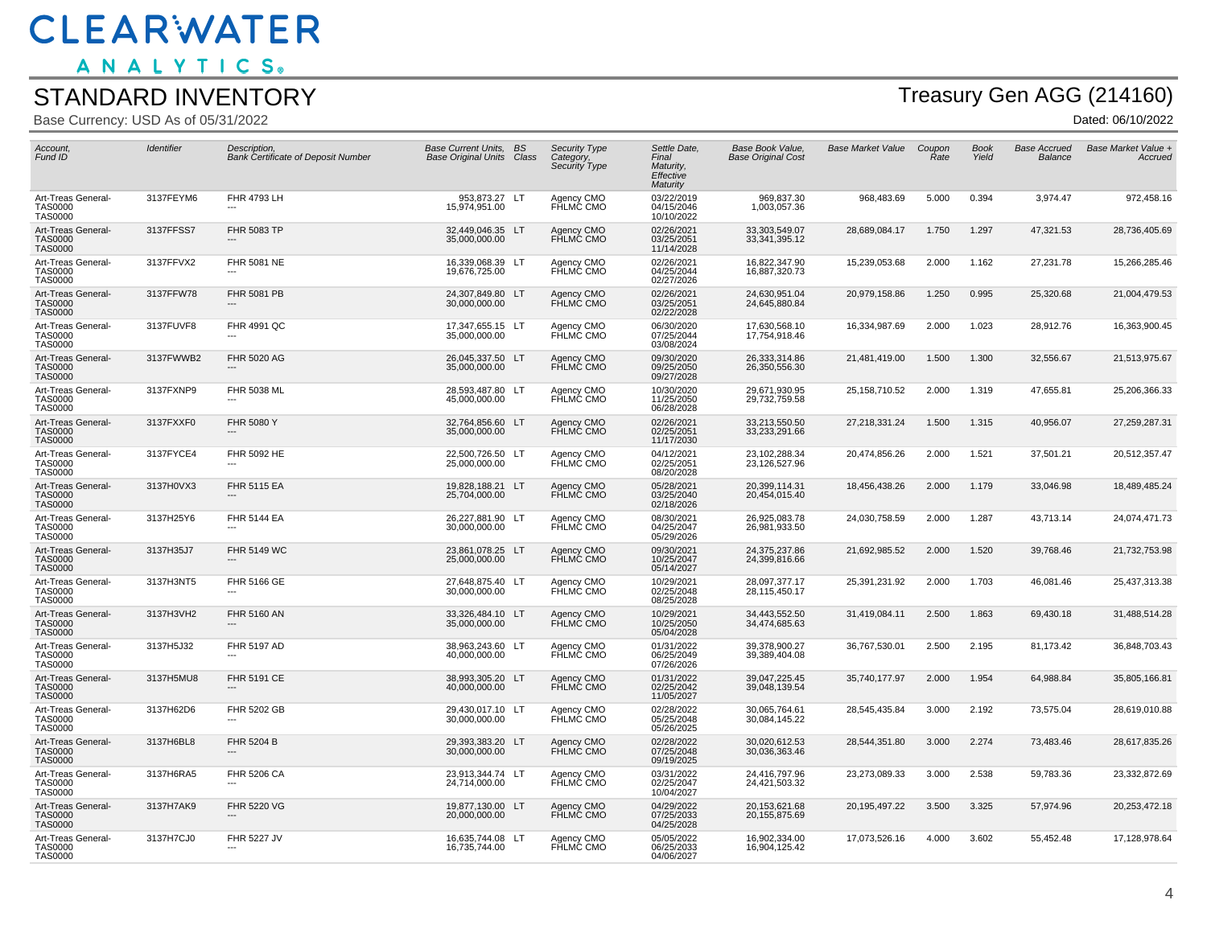# CLEARWATER ANALYTICS

## STANDARD INVENTORY

Base Currency: USD As of 05/31/2022

## Treasury Gen AGG (214160)

Dated: 06/10/2022

| Account, Fund ID | Identifier | Description, Bank Certificate of Deposit Number | Base Current Units, Base Original Units | BS Class | Security Type Category, Security Type | Settle Date, Final Maturity, Effective Maturity | Base Book Value, Base Original Cost | Base Market Value | Coupon Rate | Book Yield | Base Accrued Balance | Base Market Value + Accrued |
|---|---|---|---|---|---|---|---|---|---|---|---|---|
| Art-Treas General-TAS0000 TAS0000 | 3137FEYM6 | FHR 4793 LH --- | 953,873.27 15,974,951.00 | LT | Agency CMO FHLMC CMO | 03/22/2019 04/15/2046 10/10/2022 | 969,837.30 1,003,057.36 | 968,483.69 | 5.000 | 0.394 | 3,974.47 | 972,458.16 |
| Art-Treas General-TAS0000 TAS0000 | 3137FFSS7 | FHR 5083 TP --- | 32,449,046.35 35,000,000.00 | LT | Agency CMO FHLMC CMO | 02/26/2021 03/25/2051 11/14/2028 | 33,303,549.07 33,341,395.12 | 28,689,084.17 | 1.750 | 1.297 | 47,321.53 | 28,736,405.69 |
| Art-Treas General-TAS0000 TAS0000 | 3137FFVX2 | FHR 5081 NE --- | 16,339,068.39 19,676,725.00 | LT | Agency CMO FHLMC CMO | 02/26/2021 04/25/2044 02/27/2026 | 16,822,347.90 16,887,320.73 | 15,239,053.68 | 2.000 | 1.162 | 27,231.78 | 15,266,285.46 |
| Art-Treas General-TAS0000 TAS0000 | 3137FFW78 | FHR 5081 PB --- | 24,307,849.80 30,000,000.00 | LT | Agency CMO FHLMC CMO | 02/26/2021 03/25/2051 02/22/2028 | 24,630,951.04 24,645,880.84 | 20,979,158.86 | 1.250 | 0.995 | 25,320.68 | 21,004,479.53 |
| Art-Treas General-TAS0000 TAS0000 | 3137FUVF8 | FHR 4991 QC --- | 17,347,655.15 35,000,000.00 | LT | Agency CMO FHLMC CMO | 06/30/2020 07/25/2044 03/08/2024 | 17,630,568.10 17,754,918.46 | 16,334,987.69 | 2.000 | 1.023 | 28,912.76 | 16,363,900.45 |
| Art-Treas General-TAS0000 TAS0000 | 3137FWWB2 | FHR 5020 AG --- | 26,045,337.50 35,000,000.00 | LT | Agency CMO FHLMC CMO | 09/30/2020 09/25/2050 09/27/2028 | 26,333,314.86 26,350,556.30 | 21,481,419.00 | 1.500 | 1.300 | 32,556.67 | 21,513,975.67 |
| Art-Treas General-TAS0000 TAS0000 | 3137FXNP9 | FHR 5038 ML --- | 28,593,487.80 45,000,000.00 | LT | Agency CMO FHLMC CMO | 10/30/2020 11/25/2050 06/28/2028 | 29,671,930.95 29,732,759.58 | 25,158,710.52 | 2.000 | 1.319 | 47,655.81 | 25,206,366.33 |
| Art-Treas General-TAS0000 TAS0000 | 3137FXXF0 | FHR 5080 Y --- | 32,764,856.60 35,000,000.00 | LT | Agency CMO FHLMC CMO | 02/26/2021 02/25/2051 11/17/2030 | 33,213,550.50 33,233,291.66 | 27,218,331.24 | 1.500 | 1.315 | 40,956.07 | 27,259,287.31 |
| Art-Treas General-TAS0000 TAS0000 | 3137FYCE4 | FHR 5092 HE --- | 22,500,726.50 25,000,000.00 | LT | Agency CMO FHLMC CMO | 04/12/2021 02/25/2051 08/20/2028 | 23,102,288.34 23,126,527.96 | 20,474,856.26 | 2.000 | 1.521 | 37,501.21 | 20,512,357.47 |
| Art-Treas General-TAS0000 TAS0000 | 3137H0VX3 | FHR 5115 EA --- | 19,828,188.21 25,704,000.00 | LT | Agency CMO FHLMC CMO | 05/28/2021 03/25/2040 02/18/2026 | 20,399,114.31 20,454,015.40 | 18,456,438.26 | 2.000 | 1.179 | 33,046.98 | 18,489,485.24 |
| Art-Treas General-TAS0000 TAS0000 | 3137H25Y6 | FHR 5144 EA --- | 26,227,881.90 30,000,000.00 | LT | Agency CMO FHLMC CMO | 08/30/2021 04/25/2047 05/29/2026 | 26,925,083.78 26,981,933.50 | 24,030,758.59 | 2.000 | 1.287 | 43,713.14 | 24,074,471.73 |
| Art-Treas General-TAS0000 TAS0000 | 3137H35J7 | FHR 5149 WC --- | 23,861,078.25 25,000,000.00 | LT | Agency CMO FHLMC CMO | 09/30/2021 10/25/2047 05/14/2027 | 24,375,237.86 24,399,816.66 | 21,692,985.52 | 2.000 | 1.520 | 39,768.46 | 21,732,753.98 |
| Art-Treas General-TAS0000 TAS0000 | 3137H3NT5 | FHR 5166 GE --- | 27,648,875.40 30,000,000.00 | LT | Agency CMO FHLMC CMO | 10/29/2021 02/25/2048 08/25/2028 | 28,097,377.17 28,115,450.17 | 25,391,231.92 | 2.000 | 1.703 | 46,081.46 | 25,437,313.38 |
| Art-Treas General-TAS0000 TAS0000 | 3137H3VH2 | FHR 5160 AN --- | 33,326,484.10 35,000,000.00 | LT | Agency CMO FHLMC CMO | 10/29/2021 10/25/2050 05/04/2028 | 34,443,552.50 34,474,685.63 | 31,419,084.11 | 2.500 | 1.863 | 69,430.18 | 31,488,514.28 |
| Art-Treas General-TAS0000 TAS0000 | 3137H5J32 | FHR 5197 AD --- | 38,963,243.60 40,000,000.00 | LT | Agency CMO FHLMC CMO | 01/31/2022 06/25/2049 07/26/2026 | 39,378,900.27 39,389,404.08 | 36,767,530.01 | 2.500 | 2.195 | 81,173.42 | 36,848,703.43 |
| Art-Treas General-TAS0000 TAS0000 | 3137H5MU8 | FHR 5191 CE --- | 38,993,305.20 40,000,000.00 | LT | Agency CMO FHLMC CMO | 01/31/2022 02/25/2042 11/05/2027 | 39,047,225.45 39,048,139.54 | 35,740,177.97 | 2.000 | 1.954 | 64,988.84 | 35,805,166.81 |
| Art-Treas General-TAS0000 TAS0000 | 3137H62D6 | FHR 5202 GB --- | 29,430,017.10 30,000,000.00 | LT | Agency CMO FHLMC CMO | 02/28/2022 05/25/2048 05/26/2025 | 30,065,764.61 30,084,145.22 | 28,545,435.84 | 3.000 | 2.192 | 73,575.04 | 28,619,010.88 |
| Art-Treas General-TAS0000 TAS0000 | 3137H6BL8 | FHR 5204 B --- | 29,393,383.20 30,000,000.00 | LT | Agency CMO FHLMC CMO | 02/28/2022 07/25/2048 09/19/2025 | 30,020,612.53 30,036,363.46 | 28,544,351.80 | 3.000 | 2.274 | 73,483.46 | 28,617,835.26 |
| Art-Treas General-TAS0000 TAS0000 | 3137H6RA5 | FHR 5206 CA --- | 23,913,344.74 24,714,000.00 | LT | Agency CMO FHLMC CMO | 03/31/2022 02/25/2047 10/04/2027 | 24,416,797.96 24,421,503.32 | 23,273,089.33 | 3.000 | 2.538 | 59,783.36 | 23,332,872.69 |
| Art-Treas General-TAS0000 TAS0000 | 3137H7AK9 | FHR 5220 VG --- | 19,877,130.00 20,000,000.00 | LT | Agency CMO FHLMC CMO | 04/29/2022 07/25/2033 04/25/2028 | 20,153,621.68 20,155,875.69 | 20,195,497.22 | 3.500 | 3.325 | 57,974.96 | 20,253,472.18 |
| Art-Treas General-TAS0000 TAS0000 | 3137H7CJ0 | FHR 5227 JV --- | 16,635,744.08 16,735,744.00 | LT | Agency CMO FHLMC CMO | 05/05/2022 06/25/2033 04/06/2027 | 16,902,334.00 16,904,125.42 | 17,073,526.16 | 4.000 | 3.602 | 55,452.48 | 17,128,978.64 |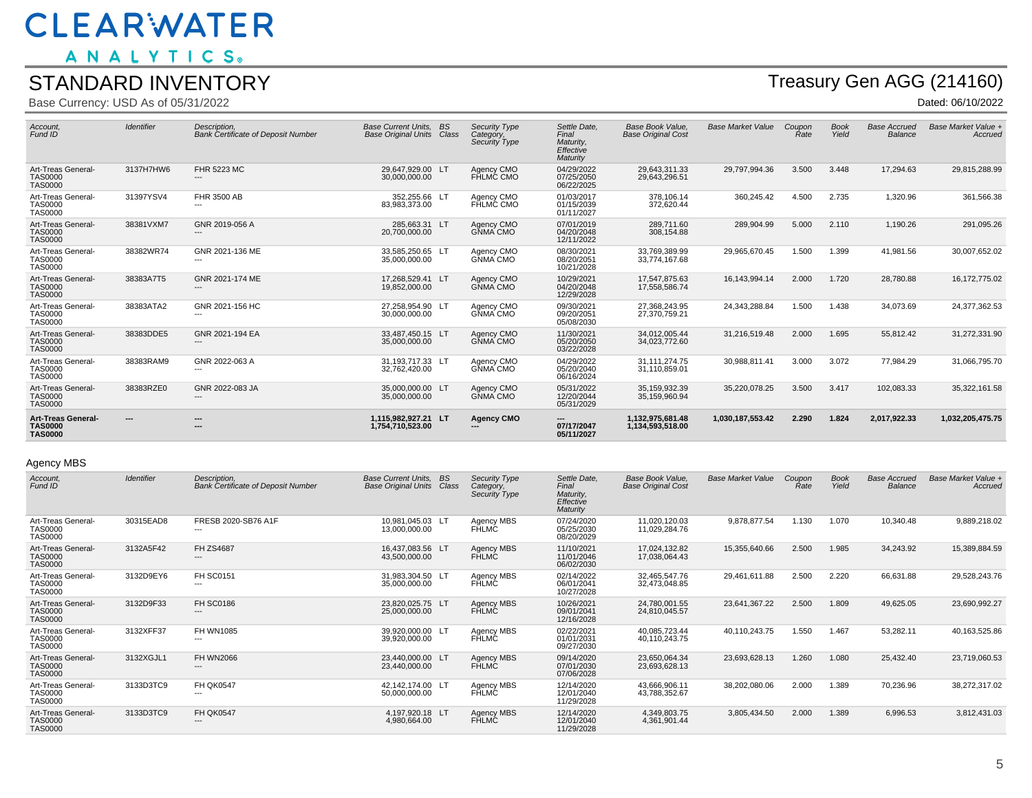# CLEARWATER ANALYTICS

## STANDARD INVENTORY

Base Currency: USD As of 05/31/2022

Treasury Gen AGG (214160)

Dated: 06/10/2022

| Account, Fund ID | Identifier | Description, Bank Certificate of Deposit Number | Base Current Units, Base Original Units | BS Class | Security Type Category, Security Type | Settle Date, Final Maturity, Effective Maturity | Base Book Value, Base Original Cost | Base Market Value | Coupon Rate | Book Yield | Base Accrued Balance | Base Market Value + Accrued |
|---|---|---|---|---|---|---|---|---|---|---|---|---|
| Art-Treas General-TAS0000 TAS0000 | 3137H7HW6 | FHR 5223 MC --- | 29,647,929.00 30,000,000.00 | LT | Agency CMO FHLMC CMO | 04/29/2022 07/25/2050 06/22/2025 | 29,643,311.33 29,643,296.51 | 29,797,994.36 | 3.500 | 3.448 | 17,294.63 | 29,815,288.99 |
| Art-Treas General-TAS0000 TAS0000 | 31397YSV4 | FHR 3500 AB --- | 352,255.66 83,983,373.00 | LT | Agency CMO FHLMC CMO | 01/03/2017 01/15/2039 01/11/2027 | 378,106.14 372,620.44 | 360,245.42 | 4.500 | 2.735 | 1,320.96 | 361,566.38 |
| Art-Treas General-TAS0000 TAS0000 | 38381VXM7 | GNR 2019-056 A --- | 285,663.31 20,700,000.00 | LT | Agency CMO GNMA CMO | 07/01/2019 04/20/2048 12/11/2022 | 289,711.60 308,154.88 | 289,904.99 | 5.000 | 2.110 | 1,190.26 | 291,095.26 |
| Art-Treas General-TAS0000 TAS0000 | 38382WR74 | GNR 2021-136 ME --- | 33,585,250.65 35,000,000.00 | LT | Agency CMO GNMA CMO | 08/30/2021 08/20/2051 10/21/2028 | 33,769,389.99 33,774,167.68 | 29,965,670.45 | 1.500 | 1.399 | 41,981.56 | 30,007,652.02 |
| Art-Treas General-TAS0000 TAS0000 | 38383A7T5 | GNR 2021-174 ME --- | 17,268,529.41 19,852,000.00 | LT | Agency CMO GNMA CMO | 10/29/2021 04/20/2048 12/29/2028 | 17,547,875.63 17,558,586.74 | 16,143,994.14 | 2.000 | 1.720 | 28,780.88 | 16,172,775.02 |
| Art-Treas General-TAS0000 TAS0000 | 38383ATA2 | GNR 2021-156 HC --- | 27,258,954.90 30,000,000.00 | LT | Agency CMO GNMA CMO | 09/30/2021 09/20/2051 05/08/2030 | 27,368,243.95 27,370,759.21 | 24,343,288.84 | 1.500 | 1.438 | 34,073.69 | 24,377,362.53 |
| Art-Treas General-TAS0000 TAS0000 | 38383DDE5 | GNR 2021-194 EA --- | 33,487,450.15 35,000,000.00 | LT | Agency CMO GNMA CMO | 11/30/2021 05/20/2050 03/22/2028 | 34,012,005.44 34,023,772.60 | 31,216,519.48 | 2.000 | 1.695 | 55,812.42 | 31,272,331.90 |
| Art-Treas General-TAS0000 TAS0000 | 38383RAM9 | GNR 2022-063 A --- | 31,193,717.33 32,762,420.00 | LT | Agency CMO GNMA CMO | 04/29/2022 05/20/2040 06/16/2024 | 31,111,274.75 31,110,859.01 | 30,988,811.41 | 3.000 | 3.072 | 77,984.29 | 31,066,795.70 |
| Art-Treas General-TAS0000 TAS0000 | 38383RZE0 | GNR 2022-083 JA --- | 35,000,000.00 35,000,000.00 | LT | Agency CMO GNMA CMO | 05/31/2022 12/20/2044 05/31/2029 | 35,159,932.39 35,159,960.94 | 35,220,078.25 | 3.500 | 3.417 | 102,083.33 | 35,322,161.58 |
| **Art-Treas General-TAS0000 TAS0000** | **---** | **--- ---** | **1,115,982,927.21 1,754,710,523.00** | **LT** | **Agency CMO ---** | **--- 07/17/2047 05/11/2027** | **1,132,975,681.48 1,134,593,518.00** | **1,030,187,553.42** | **2.290** | **1.824** | **2,017,922.33** | **1,032,205,475.75** |

### Agency MBS

| Account, Fund ID | Identifier | Description, Bank Certificate of Deposit Number | Base Current Units, Base Original Units | BS Class | Security Type Category, Security Type | Settle Date, Final Maturity, Effective Maturity | Base Book Value, Base Original Cost | Base Market Value | Coupon Rate | Book Yield | Base Accrued Balance | Base Market Value + Accrued |
|---|---|---|---|---|---|---|---|---|---|---|---|---|
| Art-Treas General-TAS0000 TAS0000 | 30315EAD8 | FRESB 2020-SB76 A1F --- | 10,981,045.03 13,000,000.00 | LT | Agency MBS FHLMC | 07/24/2020 05/25/2030 08/20/2029 | 11,020,120.03 11,029,284.76 | 9,878,877.54 | 1.130 | 1.070 | 10,340.48 | 9,889,218.02 |
| Art-Treas General-TAS0000 TAS0000 | 3132A5F42 | FH ZS4687 --- | 16,437,083.56 43,500,000.00 | LT | Agency MBS FHLMC | 11/10/2021 11/01/2046 06/02/2030 | 17,024,132.82 17,038,064.43 | 15,355,640.66 | 2.500 | 1.985 | 34,243.92 | 15,389,884.59 |
| Art-Treas General-TAS0000 TAS0000 | 3132D9EY6 | FH SC0151 --- | 31,983,304.50 35,000,000.00 | LT | Agency MBS FHLMC | 02/14/2022 06/01/2041 10/27/2028 | 32,465,547.76 32,473,048.85 | 29,461,611.88 | 2.500 | 2.220 | 66,631.88 | 29,528,243.76 |
| Art-Treas General-TAS0000 TAS0000 | 3132D9F33 | FH SC0186 --- | 23,820,025.75 25,000,000.00 | LT | Agency MBS FHLMC | 10/26/2021 09/01/2041 12/16/2028 | 24,780,001.55 24,810,045.57 | 23,641,367.22 | 2.500 | 1.809 | 49,625.05 | 23,690,992.27 |
| Art-Treas General-TAS0000 TAS0000 | 3132XFF37 | FH WN1085 --- | 39,920,000.00 39,920,000.00 | LT | Agency MBS FHLMC | 02/22/2021 01/01/2031 09/27/2030 | 40,085,723.44 40,110,243.75 | 40,110,243.75 | 1.550 | 1.467 | 53,282.11 | 40,163,525.86 |
| Art-Treas General-TAS0000 TAS0000 | 3132XGJL1 | FH WN2066 --- | 23,440,000.00 23,440,000.00 | LT | Agency MBS FHLMC | 09/14/2020 07/01/2030 07/06/2028 | 23,650,064.34 23,693,628.13 | 23,693,628.13 | 1.260 | 1.080 | 25,432.40 | 23,719,060.53 |
| Art-Treas General-TAS0000 TAS0000 | 3133D3TC9 | FH QK0547 --- | 42,142,174.00 50,000,000.00 | LT | Agency MBS FHLMC | 12/14/2020 12/01/2040 11/29/2028 | 43,666,906.11 43,788,352.67 | 38,202,080.06 | 2.000 | 1.389 | 70,236.96 | 38,272,317.02 |
| Art-Treas General-TAS0000 TAS0000 | 3133D3TC9 | FH QK0547 --- | 4,197,920.18 4,980,664.00 | LT | Agency MBS FHLMC | 12/14/2020 12/01/2040 11/29/2028 | 4,349,803.75 4,361,901.44 | 3,805,434.50 | 2.000 | 1.389 | 6,996.53 | 3,812,431.03 |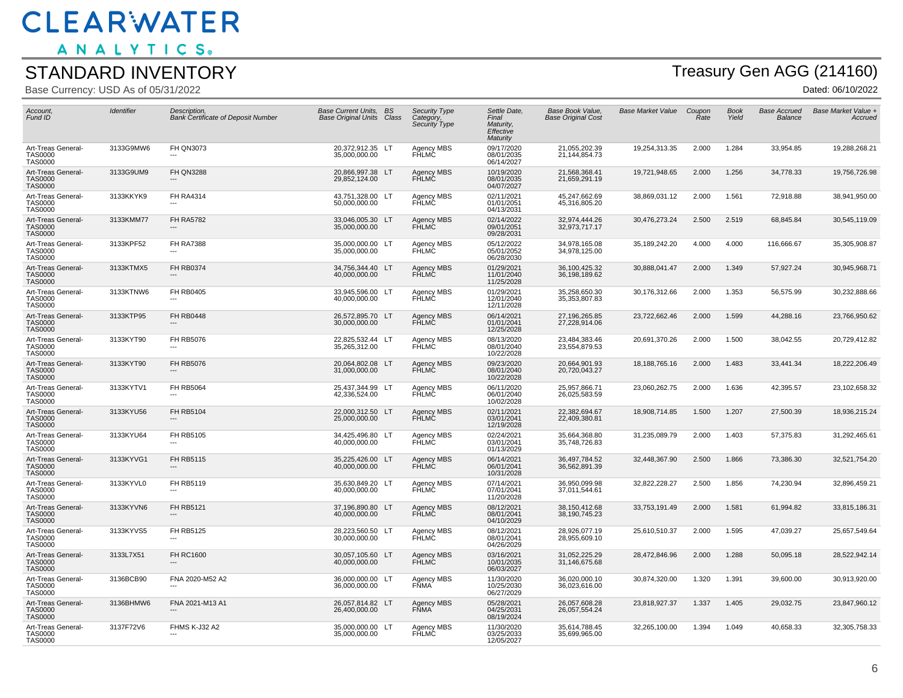# CLEARWATER ANALYTICS

## STANDARD INVENTORY

Base Currency: USD As of 05/31/2022

## Treasury Gen AGG (214160)

Dated: 06/10/2022

| Account, Fund ID | Identifier | Description, Bank Certificate of Deposit Number | Base Current Units, Base Original Units | BS Class | Security Type Category, Security Type | Settle Date, Final Maturity, Effective Maturity | Base Book Value, Base Original Cost | Base Market Value | Coupon Rate | Book Yield | Base Accrued Balance | Base Market Value + Accrued |
|---|---|---|---|---|---|---|---|---|---|---|---|---|
| Art-Treas General-TAS0000 TAS0000 | 3133G9MW6 | FH QN3073 --- | 20,372,912.35 35,000,000.00 | LT | Agency MBS FHLMC | 09/17/2020 08/01/2035 06/14/2027 | 21,055,202.39 21,144,854.73 | 19,254,313.35 | 2.000 | 1.284 | 33,954.85 | 19,288,268.21 |
| Art-Treas General-TAS0000 TAS0000 | 3133G9UM9 | FH QN3288 --- | 20,866,997.38 29,852,124.00 | LT | Agency MBS FHLMC | 10/19/2020 08/01/2035 04/07/2027 | 21,568,368.41 21,659,291.19 | 19,721,948.65 | 2.000 | 1.256 | 34,778.33 | 19,756,726.98 |
| Art-Treas General-TAS0000 TAS0000 | 3133KKYK9 | FH RA4314 --- | 43,751,328.00 50,000,000.00 | LT | Agency MBS FHLMC | 02/11/2021 01/01/2051 04/13/2031 | 45,247,662.69 45,316,805.20 | 38,869,031.12 | 2.000 | 1.561 | 72,918.88 | 38,941,950.00 |
| Art-Treas General-TAS0000 TAS0000 | 3133KMM77 | FH RA5782 --- | 33,046,005.30 35,000,000.00 | LT | Agency MBS FHLMC | 02/14/2022 09/01/2051 09/28/2031 | 32,974,444.26 32,973,717.17 | 30,476,273.24 | 2.500 | 2.519 | 68,845.84 | 30,545,119.09 |
| Art-Treas General-TAS0000 TAS0000 | 3133KPF52 | FH RA7388 --- | 35,000,000.00 35,000,000.00 | LT | Agency MBS FHLMC | 05/12/2022 05/01/2052 06/28/2030 | 34,978,165.08 34,978,125.00 | 35,189,242.20 | 4.000 | 4.000 | 116,666.67 | 35,305,908.87 |
| Art-Treas General-TAS0000 TAS0000 | 3133KTMX5 | FH RB0374 --- | 34,756,344.40 40,000,000.00 | LT | Agency MBS FHLMC | 01/29/2021 11/01/2040 11/25/2028 | 36,100,425.32 36,198,189.62 | 30,888,041.47 | 2.000 | 1.349 | 57,927.24 | 30,945,968.71 |
| Art-Treas General-TAS0000 TAS0000 | 3133KTNW6 | FH RB0405 --- | 33,945,596.00 40,000,000.00 | LT | Agency MBS FHLMC | 01/29/2021 12/01/2040 12/11/2028 | 35,258,650.30 35,353,807.83 | 30,176,312.66 | 2.000 | 1.353 | 56,575.99 | 30,232,888.66 |
| Art-Treas General-TAS0000 TAS0000 | 3133KTP95 | FH RB0448 --- | 26,572,895.70 30,000,000.00 | LT | Agency MBS FHLMC | 06/14/2021 01/01/2041 12/25/2028 | 27,196,265.85 27,228,914.06 | 23,722,662.46 | 2.000 | 1.599 | 44,288.16 | 23,766,950.62 |
| Art-Treas General-TAS0000 TAS0000 | 3133KYT90 | FH RB5076 --- | 22,825,532.44 35,265,312.00 | LT | Agency MBS FHLMC | 08/13/2020 08/01/2040 10/22/2028 | 23,484,383.46 23,554,879.53 | 20,691,370.26 | 2.000 | 1.500 | 38,042.55 | 20,729,412.82 |
| Art-Treas General-TAS0000 TAS0000 | 3133KYT90 | FH RB5076 --- | 20,064,802.08 31,000,000.00 | LT | Agency MBS FHLMC | 09/23/2020 08/01/2040 10/22/2028 | 20,664,901.93 20,720,043.27 | 18,188,765.16 | 2.000 | 1.483 | 33,441.34 | 18,222,206.49 |
| Art-Treas General-TAS0000 TAS0000 | 3133KYTV1 | FH RB5064 --- | 25,437,344.99 42,336,524.00 | LT | Agency MBS FHLMC | 06/11/2020 06/01/2040 10/02/2028 | 25,957,866.71 26,025,583.59 | 23,060,262.75 | 2.000 | 1.636 | 42,395.57 | 23,102,658.32 |
| Art-Treas General-TAS0000 TAS0000 | 3133KYU56 | FH RB5104 --- | 22,000,312.50 25,000,000.00 | LT | Agency MBS FHLMC | 02/11/2021 03/01/2041 12/19/2028 | 22,382,694.67 22,409,380.81 | 18,908,714.85 | 1.500 | 1.207 | 27,500.39 | 18,936,215.24 |
| Art-Treas General-TAS0000 TAS0000 | 3133KYU64 | FH RB5105 --- | 34,425,496.80 40,000,000.00 | LT | Agency MBS FHLMC | 02/24/2021 03/01/2041 01/13/2029 | 35,664,368.80 35,748,726.83 | 31,235,089.79 | 2.000 | 1.403 | 57,375.83 | 31,292,465.61 |
| Art-Treas General-TAS0000 TAS0000 | 3133KYVG1 | FH RB5115 --- | 35,225,426.00 40,000,000.00 | LT | Agency MBS FHLMC | 06/14/2021 06/01/2041 10/31/2028 | 36,497,784.52 36,562,891.39 | 32,448,367.90 | 2.500 | 1.866 | 73,386.30 | 32,521,754.20 |
| Art-Treas General-TAS0000 TAS0000 | 3133KYVL0 | FH RB5119 --- | 35,630,849.20 40,000,000.00 | LT | Agency MBS FHLMC | 07/14/2021 07/01/2041 11/20/2028 | 36,950,099.98 37,011,544.61 | 32,822,228.27 | 2.500 | 1.856 | 74,230.94 | 32,896,459.21 |
| Art-Treas General-TAS0000 TAS0000 | 3133KYVN6 | FH RB5121 --- | 37,196,890.80 40,000,000.00 | LT | Agency MBS FHLMC | 08/12/2021 08/01/2041 04/10/2029 | 38,150,412.68 38,190,745.23 | 33,753,191.49 | 2.000 | 1.581 | 61,994.82 | 33,815,186.31 |
| Art-Treas General-TAS0000 TAS0000 | 3133KYVS5 | FH RB5125 --- | 28,223,560.50 30,000,000.00 | LT | Agency MBS FHLMC | 08/12/2021 08/01/2041 04/26/2029 | 28,926,077.19 28,955,609.10 | 25,610,510.37 | 2.000 | 1.595 | 47,039.27 | 25,657,549.64 |
| Art-Treas General-TAS0000 TAS0000 | 3133L7X51 | FH RC1600 --- | 30,057,105.60 40,000,000.00 | LT | Agency MBS FHLMC | 03/16/2021 10/01/2035 06/03/2027 | 31,052,225.29 31,146,675.68 | 28,472,846.96 | 2.000 | 1.288 | 50,095.18 | 28,522,942.14 |
| Art-Treas General-TAS0000 TAS0000 | 3136BCB90 | FNA 2020-M52 A2 --- | 36,000,000.00 36,000,000.00 | LT | Agency MBS FNMA | 11/30/2020 10/25/2030 06/27/2029 | 36,020,000.10 36,023,616.00 | 30,874,320.00 | 1.320 | 1.391 | 39,600.00 | 30,913,920.00 |
| Art-Treas General-TAS0000 TAS0000 | 3136BHMW6 | FNA 2021-M13 A1 --- | 26,057,814.82 26,400,000.00 | LT | Agency MBS FNMA | 05/28/2021 04/25/2031 08/19/2024 | 26,057,608.28 26,057,554.24 | 23,818,927.37 | 1.337 | 1.405 | 29,032.75 | 23,847,960.12 |
| Art-Treas General-TAS0000 TAS0000 | 3137F72V6 | FHMS K-J32 A2 --- | 35,000,000.00 35,000,000.00 | LT | Agency MBS FHLMC | 11/30/2020 03/25/2033 12/05/2027 | 35,614,788.45 35,699,965.00 | 32,265,100.00 | 1.394 | 1.049 | 40,658.33 | 32,305,758.33 |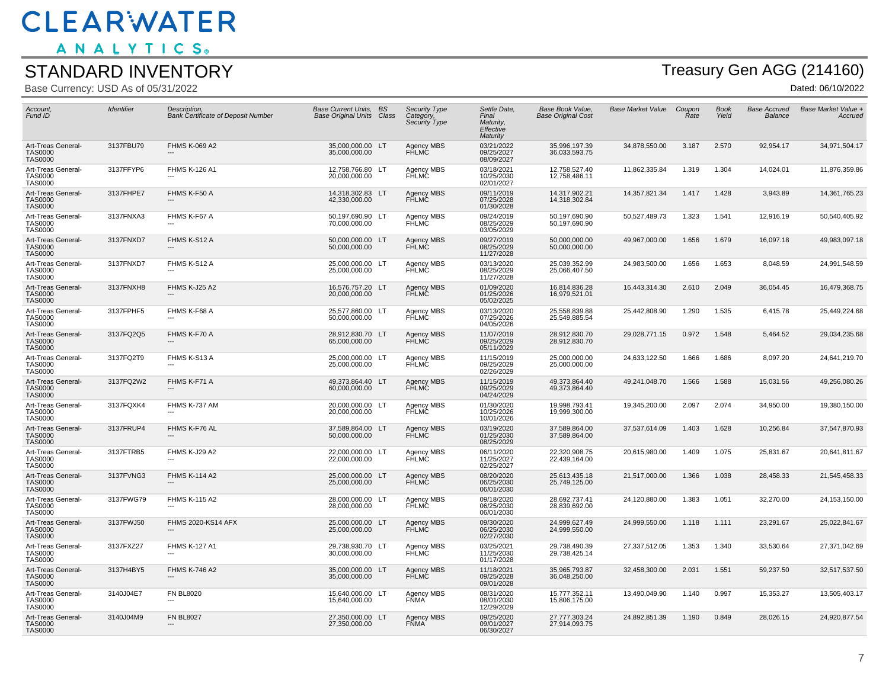# CLEARWATER ANALYTICS

## STANDARD INVENTORY

Base Currency: USD As of 05/31/2022

## Treasury Gen AGG (214160)

Dated: 06/10/2022

| Account, Fund ID | Identifier | Description, Bank Certificate of Deposit Number | Base Current Units, Base Original Units | BS Class | Security Type Category, Security Type | Settle Date, Final Maturity, Effective Maturity | Base Book Value, Base Original Cost | Base Market Value | Coupon Rate | Book Yield | Base Accrued Balance | Base Market Value + Accrued |
|---|---|---|---|---|---|---|---|---|---|---|---|---|
| Art-Treas General-TAS0000 TAS0000 | 3137FBU79 | FHMS K-069 A2 --- | 35,000,000.00 35,000,000.00 | LT | Agency MBS FHLMC | 03/21/2022 09/25/2027 08/09/2027 | 35,996,197.39 36,033,593.75 | 34,878,550.00 | 3.187 | 2.570 | 92,954.17 | 34,971,504.17 |
| Art-Treas General-TAS0000 TAS0000 | 3137FFYP6 | FHMS K-126 A1 --- | 12,758,766.80 20,000,000.00 | LT | Agency MBS FHLMC | 03/18/2021 10/25/2030 02/01/2027 | 12,758,527.40 12,758,486.11 | 11,862,335.84 | 1.319 | 1.304 | 14,024.01 | 11,876,359.86 |
| Art-Treas General-TAS0000 TAS0000 | 3137FHPE7 | FHMS K-F50 A --- | 14,318,302.83 42,330,000.00 | LT | Agency MBS FHLMC | 09/11/2019 07/25/2028 01/30/2028 | 14,317,902.21 14,318,302.84 | 14,357,821.34 | 1.417 | 1.428 | 3,943.89 | 14,361,765.23 |
| Art-Treas General-TAS0000 TAS0000 | 3137FNXA3 | FHMS K-F67 A --- | 50,197,690.90 70,000,000.00 | LT | Agency MBS FHLMC | 09/24/2019 08/25/2029 03/05/2029 | 50,197,690.90 50,197,690.90 | 50,527,489.73 | 1.323 | 1.541 | 12,916.19 | 50,540,405.92 |
| Art-Treas General-TAS0000 TAS0000 | 3137FNXD7 | FHMS K-S12 A --- | 50,000,000.00 50,000,000.00 | LT | Agency MBS FHLMC | 09/27/2019 08/25/2029 11/27/2028 | 50,000,000.00 50,000,000.00 | 49,967,000.00 | 1.656 | 1.679 | 16,097.18 | 49,983,097.18 |
| Art-Treas General-TAS0000 TAS0000 | 3137FNXD7 | FHMS K-S12 A --- | 25,000,000.00 25,000,000.00 | LT | Agency MBS FHLMC | 03/13/2020 08/25/2029 11/27/2028 | 25,039,352.99 25,066,407.50 | 24,983,500.00 | 1.656 | 1.653 | 8,048.59 | 24,991,548.59 |
| Art-Treas General-TAS0000 TAS0000 | 3137FNXH8 | FHMS K-J25 A2 --- | 16,576,757.20 20,000,000.00 | LT | Agency MBS FHLMC | 01/09/2020 01/25/2026 05/02/2025 | 16,814,836.28 16,979,521.01 | 16,443,314.30 | 2.610 | 2.049 | 36,054.45 | 16,479,368.75 |
| Art-Treas General-TAS0000 TAS0000 | 3137FPHF5 | FHMS K-F68 A --- | 25,577,860.00 50,000,000.00 | LT | Agency MBS FHLMC | 03/13/2020 07/25/2026 04/05/2026 | 25,558,839.88 25,549,885.54 | 25,442,808.90 | 1.290 | 1.535 | 6,415.78 | 25,449,224.68 |
| Art-Treas General-TAS0000 TAS0000 | 3137FQ2Q5 | FHMS K-F70 A --- | 28,912,830.70 65,000,000.00 | LT | Agency MBS FHLMC | 11/07/2019 09/25/2029 05/11/2029 | 28,912,830.70 28,912,830.70 | 29,028,771.15 | 0.972 | 1.548 | 5,464.52 | 29,034,235.68 |
| Art-Treas General-TAS0000 TAS0000 | 3137FQ2T9 | FHMS K-S13 A --- | 25,000,000.00 25,000,000.00 | LT | Agency MBS FHLMC | 11/15/2019 09/25/2029 02/26/2029 | 25,000,000.00 25,000,000.00 | 24,633,122.50 | 1.666 | 1.686 | 8,097.20 | 24,641,219.70 |
| Art-Treas General-TAS0000 TAS0000 | 3137FQ2W2 | FHMS K-F71 A --- | 49,373,864.40 60,000,000.00 | LT | Agency MBS FHLMC | 11/15/2019 09/25/2029 04/24/2029 | 49,373,864.40 49,373,864.40 | 49,241,048.70 | 1.566 | 1.588 | 15,031.56 | 49,256,080.26 |
| Art-Treas General-TAS0000 TAS0000 | 3137FQXK4 | FHMS K-737 AM --- | 20,000,000.00 20,000,000.00 | LT | Agency MBS FHLMC | 01/30/2020 10/25/2026 10/01/2026 | 19,998,793.41 19,999,300.00 | 19,345,200.00 | 2.097 | 2.074 | 34,950.00 | 19,380,150.00 |
| Art-Treas General-TAS0000 TAS0000 | 3137FRUP4 | FHMS K-F76 AL --- | 37,589,864.00 50,000,000.00 | LT | Agency MBS FHLMC | 03/19/2020 01/25/2030 08/25/2029 | 37,589,864.00 37,589,864.00 | 37,537,614.09 | 1.403 | 1.628 | 10,256.84 | 37,547,870.93 |
| Art-Treas General-TAS0000 TAS0000 | 3137FTRB5 | FHMS K-J29 A2 --- | 22,000,000.00 22,000,000.00 | LT | Agency MBS FHLMC | 06/11/2020 11/25/2027 02/25/2027 | 22,320,908.75 22,439,164.00 | 20,615,980.00 | 1.409 | 1.075 | 25,831.67 | 20,641,811.67 |
| Art-Treas General-TAS0000 TAS0000 | 3137FVNG3 | FHMS K-114 A2 --- | 25,000,000.00 25,000,000.00 | LT | Agency MBS FHLMC | 08/20/2020 06/25/2030 06/01/2030 | 25,613,435.18 25,749,125.00 | 21,517,000.00 | 1.366 | 1.038 | 28,458.33 | 21,545,458.33 |
| Art-Treas General-TAS0000 TAS0000 | 3137FWG79 | FHMS K-115 A2 --- | 28,000,000.00 28,000,000.00 | LT | Agency MBS FHLMC | 09/18/2020 06/25/2030 06/01/2030 | 28,692,737.41 28,839,692.00 | 24,120,880.00 | 1.383 | 1.051 | 32,270.00 | 24,153,150.00 |
| Art-Treas General-TAS0000 TAS0000 | 3137FWJ50 | FHMS 2020-KS14 AFX --- | 25,000,000.00 25,000,000.00 | LT | Agency MBS FHLMC | 09/30/2020 06/25/2030 02/27/2030 | 24,999,627.49 24,999,550.00 | 24,999,550.00 | 1.118 | 1.111 | 23,291.67 | 25,022,841.67 |
| Art-Treas General-TAS0000 TAS0000 | 3137FXZ27 | FHMS K-127 A1 --- | 29,738,930.70 30,000,000.00 | LT | Agency MBS FHLMC | 03/25/2021 11/25/2030 01/17/2028 | 29,738,490.39 29,738,425.14 | 27,337,512.05 | 1.353 | 1.340 | 33,530.64 | 27,371,042.69 |
| Art-Treas General-TAS0000 TAS0000 | 3137H4BY5 | FHMS K-746 A2 --- | 35,000,000.00 35,000,000.00 | LT | Agency MBS FHLMC | 11/18/2021 09/25/2028 09/01/2028 | 35,965,793.87 36,048,250.00 | 32,458,300.00 | 2.031 | 1.551 | 59,237.50 | 32,517,537.50 |
| Art-Treas General-TAS0000 TAS0000 | 3140J04E7 | FN BL8020 --- | 15,640,000.00 15,640,000.00 | LT | Agency MBS FNMA | 08/31/2020 08/01/2030 12/29/2029 | 15,777,352.11 15,806,175.00 | 13,490,049.90 | 1.140 | 0.997 | 15,353.27 | 13,505,403.17 |
| Art-Treas General-TAS0000 TAS0000 | 3140J04M9 | FN BL8027 --- | 27,350,000.00 27,350,000.00 | LT | Agency MBS FNMA | 09/25/2020 09/01/2027 06/30/2027 | 27,777,303.24 27,914,093.75 | 24,892,851.39 | 1.190 | 0.849 | 28,026.15 | 24,920,877.54 |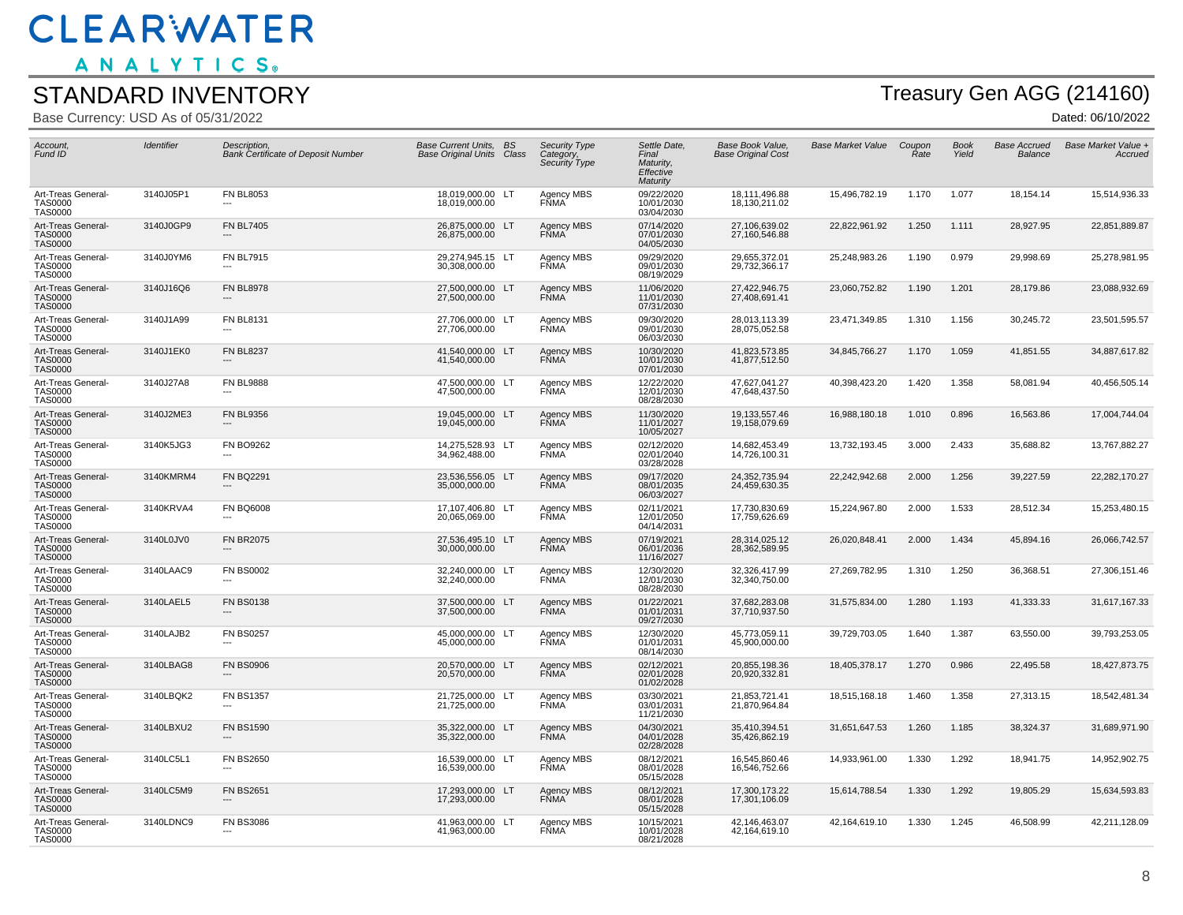# CLEARWATER ANALYTICS

## STANDARD INVENTORY

Base Currency: USD As of 05/31/2022

## Treasury Gen AGG (214160)

Dated: 06/10/2022

| Account, Fund ID | Identifier | Description, Bank Certificate of Deposit Number | Base Current Units, Base Original Units | BS Class | Security Type Category, Security Type | Settle Date, Final Maturity, Effective Maturity | Base Book Value, Base Original Cost | Base Market Value | Coupon Rate | Book Yield | Base Accrued Balance | Base Market Value + Accrued |
|---|---|---|---|---|---|---|---|---|---|---|---|---|
| Art-Treas General- TAS0000 TAS0000 | 3140J05P1 | FN BL8053 --- | 18,019,000.00 18,019,000.00 | LT | Agency MBS FNMA | 09/22/2020 10/01/2030 03/04/2030 | 18,111,496.88 18,130,211.02 | 15,496,782.19 | 1.170 | 1.077 | 18,154.14 | 15,514,936.33 |
| Art-Treas General- TAS0000 TAS0000 | 3140J0GP9 | FN BL7405 --- | 26,875,000.00 26,875,000.00 | LT | Agency MBS FNMA | 07/14/2020 07/01/2030 04/05/2030 | 27,106,639.02 27,160,546.88 | 22,822,961.92 | 1.250 | 1.111 | 28,927.95 | 22,851,889.87 |
| Art-Treas General- TAS0000 TAS0000 | 3140J0YM6 | FN BL7915 --- | 29,274,945.15 30,308,000.00 | LT | Agency MBS FNMA | 09/29/2020 09/01/2030 08/19/2029 | 29,655,372.01 29,732,366.17 | 25,248,983.26 | 1.190 | 0.979 | 29,998.69 | 25,278,981.95 |
| Art-Treas General- TAS0000 TAS0000 | 3140J16Q6 | FN BL8978 --- | 27,500,000.00 27,500,000.00 | LT | Agency MBS FNMA | 11/06/2020 11/01/2030 07/31/2030 | 27,422,946.75 27,408,691.41 | 23,060,752.82 | 1.190 | 1.201 | 28,179.86 | 23,088,932.69 |
| Art-Treas General- TAS0000 TAS0000 | 3140J1A99 | FN BL8131 --- | 27,706,000.00 27,706,000.00 | LT | Agency MBS FNMA | 09/30/2020 09/01/2030 06/03/2030 | 28,013,113.39 28,075,052.58 | 23,471,349.85 | 1.310 | 1.156 | 30,245.72 | 23,501,595.57 |
| Art-Treas General- TAS0000 TAS0000 | 3140J1EK0 | FN BL8237 --- | 41,540,000.00 41,540,000.00 | LT | Agency MBS FNMA | 10/30/2020 10/01/2030 07/01/2030 | 41,823,573.85 41,877,512.50 | 34,845,766.27 | 1.170 | 1.059 | 41,851.55 | 34,887,617.82 |
| Art-Treas General- TAS0000 TAS0000 | 3140J27A8 | FN BL9888 --- | 47,500,000.00 47,500,000.00 | LT | Agency MBS FNMA | 12/22/2020 12/01/2030 08/28/2030 | 47,627,041.27 47,648,437.50 | 40,398,423.20 | 1.420 | 1.358 | 58,081.94 | 40,456,505.14 |
| Art-Treas General- TAS0000 TAS0000 | 3140J2ME3 | FN BL9356 --- | 19,045,000.00 19,045,000.00 | LT | Agency MBS FNMA | 11/30/2020 11/01/2027 10/05/2027 | 19,133,557.46 19,158,079.69 | 16,988,180.18 | 1.010 | 0.896 | 16,563.86 | 17,004,744.04 |
| Art-Treas General- TAS0000 TAS0000 | 3140K5JG3 | FN BO9262 --- | 14,275,528.93 34,962,488.00 | LT | Agency MBS FNMA | 02/12/2020 02/01/2040 03/28/2028 | 14,682,453.49 14,726,100.31 | 13,732,193.45 | 3.000 | 2.433 | 35,688.82 | 13,767,882.27 |
| Art-Treas General- TAS0000 TAS0000 | 3140KMRM4 | FN BQ2291 --- | 23,536,556.05 35,000,000.00 | LT | Agency MBS FNMA | 09/17/2020 08/01/2035 06/03/2027 | 24,352,735.94 24,459,630.35 | 22,242,942.68 | 2.000 | 1.256 | 39,227.59 | 22,282,170.27 |
| Art-Treas General- TAS0000 TAS0000 | 3140KRVA4 | FN BQ6008 --- | 17,107,406.80 20,065,069.00 | LT | Agency MBS FNMA | 02/11/2021 12/01/2050 04/14/2031 | 17,730,830.69 17,759,626.69 | 15,224,967.80 | 2.000 | 1.533 | 28,512.34 | 15,253,480.15 |
| Art-Treas General- TAS0000 TAS0000 | 3140L0JV0 | FN BR2075 --- | 27,536,495.10 30,000,000.00 | LT | Agency MBS FNMA | 07/19/2021 06/01/2036 11/16/2027 | 28,314,025.12 28,362,589.95 | 26,020,848.41 | 2.000 | 1.434 | 45,894.16 | 26,066,742.57 |
| Art-Treas General- TAS0000 TAS0000 | 3140LAAC9 | FN BS0002 --- | 32,240,000.00 32,240,000.00 | LT | Agency MBS FNMA | 12/30/2020 12/01/2030 08/28/2030 | 32,326,417.99 32,340,750.00 | 27,269,782.95 | 1.310 | 1.250 | 36,368.51 | 27,306,151.46 |
| Art-Treas General- TAS0000 TAS0000 | 3140LAEL5 | FN BS0138 --- | 37,500,000.00 37,500,000.00 | LT | Agency MBS FNMA | 01/22/2021 01/01/2031 09/27/2030 | 37,682,283.08 37,710,937.50 | 31,575,834.00 | 1.280 | 1.193 | 41,333.33 | 31,617,167.33 |
| Art-Treas General- TAS0000 TAS0000 | 3140LAJB2 | FN BS0257 --- | 45,000,000.00 45,000,000.00 | LT | Agency MBS FNMA | 12/30/2020 01/01/2031 08/14/2030 | 45,773,059.11 45,900,000.00 | 39,729,703.05 | 1.640 | 1.387 | 63,550.00 | 39,793,253.05 |
| Art-Treas General- TAS0000 TAS0000 | 3140LBAG8 | FN BS0906 --- | 20,570,000.00 20,570,000.00 | LT | Agency MBS FNMA | 02/12/2021 02/01/2028 01/02/2028 | 20,855,198.36 20,920,332.81 | 18,405,378.17 | 1.270 | 0.986 | 22,495.58 | 18,427,873.75 |
| Art-Treas General- TAS0000 TAS0000 | 3140LBQK2 | FN BS1357 --- | 21,725,000.00 21,725,000.00 | LT | Agency MBS FNMA | 03/30/2021 03/01/2031 11/21/2030 | 21,853,721.41 21,870,964.84 | 18,515,168.18 | 1.460 | 1.358 | 27,313.15 | 18,542,481.34 |
| Art-Treas General- TAS0000 TAS0000 | 3140LBXU2 | FN BS1590 --- | 35,322,000.00 35,322,000.00 | LT | Agency MBS FNMA | 04/30/2021 04/01/2028 02/28/2028 | 35,410,394.51 35,426,862.19 | 31,651,647.53 | 1.260 | 1.185 | 38,324.37 | 31,689,971.90 |
| Art-Treas General- TAS0000 TAS0000 | 3140LC5L1 | FN BS2650 --- | 16,539,000.00 16,539,000.00 | LT | Agency MBS FNMA | 08/12/2021 08/01/2028 05/15/2028 | 16,545,860.46 16,546,752.66 | 14,933,961.00 | 1.330 | 1.292 | 18,941.75 | 14,952,902.75 |
| Art-Treas General- TAS0000 TAS0000 | 3140LC5M9 | FN BS2651 --- | 17,293,000.00 17,293,000.00 | LT | Agency MBS FNMA | 08/12/2021 08/01/2028 05/15/2028 | 17,300,173.22 17,301,106.09 | 15,614,788.54 | 1.330 | 1.292 | 19,805.29 | 15,634,593.83 |
| Art-Treas General- TAS0000 TAS0000 | 3140LDNC9 | FN BS3086 --- | 41,963,000.00 41,963,000.00 | LT | Agency MBS FNMA | 10/15/2021 10/01/2028 08/21/2028 | 42,146,463.07 42,164,619.10 | 42,164,619.10 | 1.330 | 1.245 | 46,508.99 | 42,211,128.09 |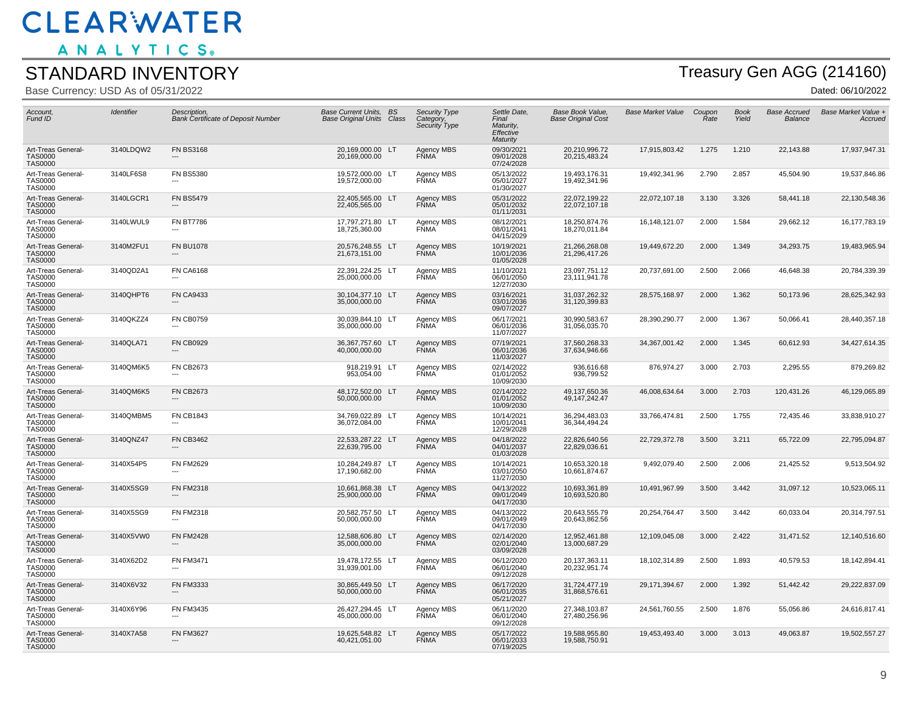# CLEARWATER ANALYTICS

## STANDARD INVENTORY

Base Currency: USD As of 05/31/2022

## Treasury Gen AGG (214160)

Dated: 06/10/2022

| Account, Fund ID | Identifier | Description, Bank Certificate of Deposit Number | Base Current Units, Base Original Units | BS Class | Security Type Category, Security Type | Settle Date, Final Maturity, Effective Maturity | Base Book Value, Base Original Cost | Base Market Value | Coupon Rate | Book Yield | Base Accrued Balance | Base Market Value + Accrued |
|---|---|---|---|---|---|---|---|---|---|---|---|---|
| Art-Treas General-TAS0000 TAS0000 | 3140LDQW2 | FN BS3168 --- | 20,169,000.00 20,169,000.00 | LT | Agency MBS FNMA | 09/30/2021 09/01/2028 07/24/2028 | 20,210,996.72 20,215,483.24 | 17,915,803.42 | 1.275 | 1.210 | 22,143.88 | 17,937,947.31 |
| Art-Treas General-TAS0000 TAS0000 | 3140LF6S8 | FN BS5380 --- | 19,572,000.00 19,572,000.00 | LT | Agency MBS FNMA | 05/13/2022 05/01/2027 01/30/2027 | 19,493,176.31 19,492,341.96 | 19,492,341.96 | 2.790 | 2.857 | 45,504.90 | 19,537,846.86 |
| Art-Treas General-TAS0000 TAS0000 | 3140LGCR1 | FN BS5479 --- | 22,405,565.00 22,405,565.00 | LT | Agency MBS FNMA | 05/31/2022 05/01/2032 01/11/2031 | 22,072,199.22 22,072,107.18 | 22,072,107.18 | 3.130 | 3.326 | 58,441.18 | 22,130,548.36 |
| Art-Treas General-TAS0000 TAS0000 | 3140LWUL9 | FN BT7786 --- | 17,797,271.80 18,725,360.00 | LT | Agency MBS FNMA | 08/12/2021 08/01/2041 04/15/2029 | 18,250,874.76 18,270,011.84 | 16,148,121.07 | 2.000 | 1.584 | 29,662.12 | 16,177,783.19 |
| Art-Treas General-TAS0000 TAS0000 | 3140M2FU1 | FN BU1078 --- | 20,576,248.55 21,673,151.00 | LT | Agency MBS FNMA | 10/19/2021 10/01/2036 01/05/2028 | 21,266,268.08 21,296,417.26 | 19,449,672.20 | 2.000 | 1.349 | 34,293.75 | 19,483,965.94 |
| Art-Treas General-TAS0000 TAS0000 | 3140QD2A1 | FN CA6168 --- | 22,391,224.25 25,000,000.00 | LT | Agency MBS FNMA | 11/10/2021 06/01/2050 12/27/2030 | 23,097,751.12 23,111,941.78 | 20,737,691.00 | 2.500 | 2.066 | 46,648.38 | 20,784,339.39 |
| Art-Treas General-TAS0000 TAS0000 | 3140QHPT6 | FN CA9433 --- | 30,104,377.10 35,000,000.00 | LT | Agency MBS FNMA | 03/16/2021 03/01/2036 09/07/2027 | 31,037,262.32 31,120,399.83 | 28,575,168.97 | 2.000 | 1.362 | 50,173.96 | 28,625,342.93 |
| Art-Treas General-TAS0000 TAS0000 | 3140QKZZ4 | FN CB0759 --- | 30,039,844.10 35,000,000.00 | LT | Agency MBS FNMA | 06/17/2021 06/01/2036 11/07/2027 | 30,990,583.67 31,056,035.70 | 28,390,290.77 | 2.000 | 1.367 | 50,066.41 | 28,440,357.18 |
| Art-Treas General-TAS0000 TAS0000 | 3140QLA71 | FN CB0929 --- | 36,367,757.60 40,000,000.00 | LT | Agency MBS FNMA | 07/19/2021 06/01/2036 11/03/2027 | 37,560,268.33 37,634,946.66 | 34,367,001.42 | 2.000 | 1.345 | 60,612.93 | 34,427,614.35 |
| Art-Treas General-TAS0000 TAS0000 | 3140QM6K5 | FN CB2673 --- | 918,219.91 953,054.00 | LT | Agency MBS FNMA | 02/14/2022 01/01/2052 10/09/2030 | 936,616.68 936,799.52 | 876,974.27 | 3.000 | 2.703 | 2,295.55 | 879,269.82 |
| Art-Treas General-TAS0000 TAS0000 | 3140QM6K5 | FN CB2673 --- | 48,172,502.00 50,000,000.00 | LT | Agency MBS FNMA | 02/14/2022 01/01/2052 10/09/2030 | 49,137,650.36 49,147,242.47 | 46,008,634.64 | 3.000 | 2.703 | 120,431.26 | 46,129,065.89 |
| Art-Treas General-TAS0000 TAS0000 | 3140QMBM5 | FN CB1843 --- | 34,769,022.89 36,072,084.00 | LT | Agency MBS FNMA | 10/14/2021 10/01/2041 12/29/2028 | 36,294,483.03 36,344,494.24 | 33,766,474.81 | 2.500 | 1.755 | 72,435.46 | 33,838,910.27 |
| Art-Treas General-TAS0000 TAS0000 | 3140QNZ47 | FN CB3462 --- | 22,533,287.22 22,639,795.00 | LT | Agency MBS FNMA | 04/18/2022 04/01/2037 01/03/2028 | 22,826,640.56 22,829,036.61 | 22,729,372.78 | 3.500 | 3.211 | 65,722.09 | 22,795,094.87 |
| Art-Treas General-TAS0000 TAS0000 | 3140X54P5 | FN FM2629 --- | 10,284,249.87 17,190,682.00 | LT | Agency MBS FNMA | 10/14/2021 03/01/2050 11/27/2030 | 10,653,320.18 10,661,874.67 | 9,492,079.40 | 2.500 | 2.006 | 21,425.52 | 9,513,504.92 |
| Art-Treas General-TAS0000 TAS0000 | 3140X5SG9 | FN FM2318 --- | 10,661,868.38 25,900,000.00 | LT | Agency MBS FNMA | 04/13/2022 09/01/2049 04/17/2030 | 10,693,361.89 10,693,520.80 | 10,491,967.99 | 3.500 | 3.442 | 31,097.12 | 10,523,065.11 |
| Art-Treas General-TAS0000 TAS0000 | 3140X5SG9 | FN FM2318 --- | 20,582,757.50 50,000,000.00 | LT | Agency MBS FNMA | 04/13/2022 09/01/2049 04/17/2030 | 20,643,555.79 20,643,862.56 | 20,254,764.47 | 3.500 | 3.442 | 60,033.04 | 20,314,797.51 |
| Art-Treas General-TAS0000 TAS0000 | 3140X5VW0 | FN FM2428 --- | 12,588,606.80 35,000,000.00 | LT | Agency MBS FNMA | 02/14/2020 02/01/2040 03/09/2028 | 12,952,461.88 13,000,687.29 | 12,109,045.08 | 3.000 | 2.422 | 31,471.52 | 12,140,516.60 |
| Art-Treas General-TAS0000 TAS0000 | 3140X62D2 | FN FM3471 --- | 19,478,172.55 31,939,001.00 | LT | Agency MBS FNMA | 06/12/2020 06/01/2040 09/12/2028 | 20,137,363.11 20,232,951.74 | 18,102,314.89 | 2.500 | 1.893 | 40,579.53 | 18,142,894.41 |
| Art-Treas General-TAS0000 TAS0000 | 3140X6V32 | FN FM3333 --- | 30,865,449.50 50,000,000.00 | LT | Agency MBS FNMA | 06/17/2020 06/01/2035 05/21/2027 | 31,724,477.19 31,868,576.61 | 29,171,394.67 | 2.000 | 1.392 | 51,442.42 | 29,222,837.09 |
| Art-Treas General-TAS0000 TAS0000 | 3140X6Y96 | FN FM3435 --- | 26,427,294.45 45,000,000.00 | LT | Agency MBS FNMA | 06/11/2020 06/01/2040 09/12/2028 | 27,348,103.87 27,480,256.96 | 24,561,760.55 | 2.500 | 1.876 | 55,056.86 | 24,616,817.41 |
| Art-Treas General-TAS0000 TAS0000 | 3140X7A58 | FN FM3627 --- | 19,625,548.82 40,421,051.00 | LT | Agency MBS FNMA | 05/17/2022 06/01/2033 07/19/2025 | 19,588,955.80 19,588,750.91 | 19,453,493.40 | 3.000 | 3.013 | 49,063.87 | 19,502,557.27 |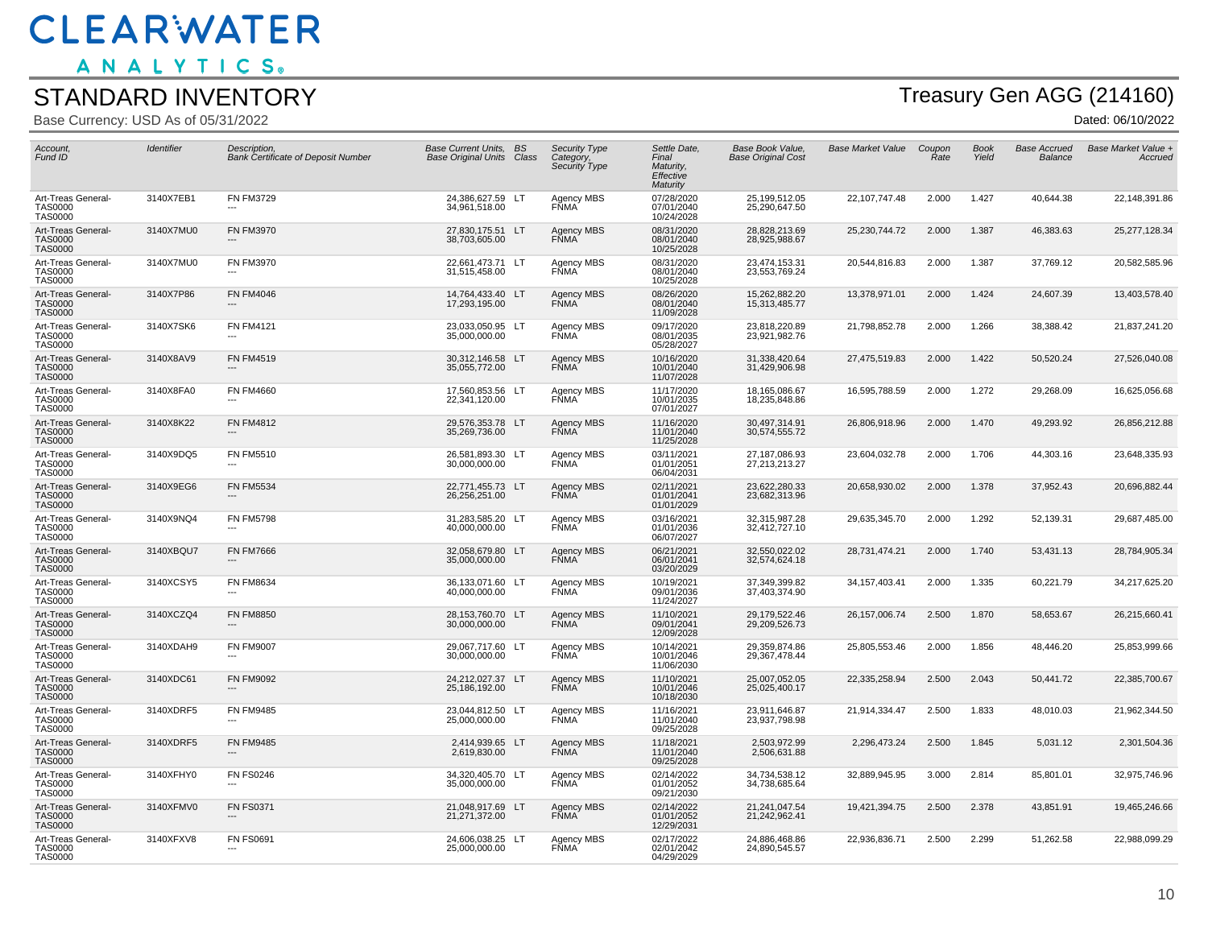# CLEARWATER ANALYTICS

## STANDARD INVENTORY

Base Currency: USD As of 05/31/2022

## Treasury Gen AGG (214160)

Dated: 06/10/2022

| Account, Fund ID | Identifier | Description, Bank Certificate of Deposit Number | Base Current Units, Base Original Units | BS Class | Security Type Category, Security Type | Settle Date, Final Maturity, Effective Maturity | Base Book Value, Base Original Cost | Base Market Value | Coupon Rate | Book Yield | Base Accrued Balance | Base Market Value + Accrued |
|---|---|---|---|---|---|---|---|---|---|---|---|---|
| Art-Treas General-TAS0000 TAS0000 | 3140X7EB1 | FN FM3729 --- | 24,386,627.59 34,961,518.00 | LT | Agency MBS FNMA | 07/28/2020 07/01/2040 10/24/2028 | 25,199,512.05 25,290,647.50 | 22,107,747.48 | 2.000 | 1.427 | 40,644.38 | 22,148,391.86 |
| Art-Treas General-TAS0000 TAS0000 | 3140X7MU0 | FN FM3970 --- | 27,830,175.51 38,703,605.00 | LT | Agency MBS FNMA | 08/31/2020 08/01/2040 10/25/2028 | 28,828,213.69 28,925,988.67 | 25,230,744.72 | 2.000 | 1.387 | 46,383.63 | 25,277,128.34 |
| Art-Treas General-TAS0000 TAS0000 | 3140X7MU0 | FN FM3970 --- | 22,661,473.71 31,515,458.00 | LT | Agency MBS FNMA | 08/31/2020 08/01/2040 10/25/2028 | 23,474,153.31 23,553,769.24 | 20,544,816.83 | 2.000 | 1.387 | 37,769.12 | 20,582,585.96 |
| Art-Treas General-TAS0000 TAS0000 | 3140X7P86 | FN FM4046 --- | 14,764,433.40 17,293,195.00 | LT | Agency MBS FNMA | 08/26/2020 08/01/2040 11/09/2028 | 15,262,882.20 15,313,485.77 | 13,378,971.01 | 2.000 | 1.424 | 24,607.39 | 13,403,578.40 |
| Art-Treas General-TAS0000 TAS0000 | 3140X7SK6 | FN FM4121 --- | 23,033,050.95 35,000,000.00 | LT | Agency MBS FNMA | 09/17/2020 08/01/2035 05/28/2027 | 23,818,220.89 23,921,982.76 | 21,798,852.78 | 2.000 | 1.266 | 38,388.42 | 21,837,241.20 |
| Art-Treas General-TAS0000 TAS0000 | 3140X8AV9 | FN FM4519 --- | 30,312,146.58 35,055,772.00 | LT | Agency MBS FNMA | 10/16/2020 10/01/2040 11/07/2028 | 31,338,420.64 31,429,906.98 | 27,475,519.83 | 2.000 | 1.422 | 50,520.24 | 27,526,040.08 |
| Art-Treas General-TAS0000 TAS0000 | 3140X8FA0 | FN FM4660 --- | 17,560,853.56 22,341,120.00 | LT | Agency MBS FNMA | 11/17/2020 10/01/2035 07/01/2027 | 18,165,086.67 18,235,848.86 | 16,595,788.59 | 2.000 | 1.272 | 29,268.09 | 16,625,056.68 |
| Art-Treas General-TAS0000 TAS0000 | 3140X8K22 | FN FM4812 --- | 29,576,353.78 35,269,736.00 | LT | Agency MBS FNMA | 11/16/2020 11/01/2040 11/25/2028 | 30,497,314.91 30,574,555.72 | 26,806,918.96 | 2.000 | 1.470 | 49,293.92 | 26,856,212.88 |
| Art-Treas General-TAS0000 TAS0000 | 3140X9DQ5 | FN FM5510 --- | 26,581,893.30 30,000,000.00 | LT | Agency MBS FNMA | 03/11/2021 01/01/2051 06/04/2031 | 27,187,086.93 27,213,213.27 | 23,604,032.78 | 2.000 | 1.706 | 44,303.16 | 23,648,335.93 |
| Art-Treas General-TAS0000 TAS0000 | 3140X9EG6 | FN FM5534 --- | 22,771,455.73 26,256,251.00 | LT | Agency MBS FNMA | 02/11/2021 01/01/2041 01/01/2029 | 23,622,280.33 23,682,313.96 | 20,658,930.02 | 2.000 | 1.378 | 37,952.43 | 20,696,882.44 |
| Art-Treas General-TAS0000 TAS0000 | 3140X9NQ4 | FN FM5798 --- | 31,283,585.20 40,000,000.00 | LT | Agency MBS FNMA | 03/16/2021 01/01/2036 06/07/2027 | 32,315,987.28 32,412,727.10 | 29,635,345.70 | 2.000 | 1.292 | 52,139.31 | 29,687,485.00 |
| Art-Treas General-TAS0000 TAS0000 | 3140XBQU7 | FN FM7666 --- | 32,058,679.80 35,000,000.00 | LT | Agency MBS FNMA | 06/21/2021 06/01/2041 03/20/2029 | 32,550,022.02 32,574,624.18 | 28,731,474.21 | 2.000 | 1.740 | 53,431.13 | 28,784,905.34 |
| Art-Treas General-TAS0000 TAS0000 | 3140XCSY5 | FN FM8634 --- | 36,133,071.60 40,000,000.00 | LT | Agency MBS FNMA | 10/19/2021 09/01/2036 11/24/2027 | 37,349,399.82 37,403,374.90 | 34,157,403.41 | 2.000 | 1.335 | 60,221.79 | 34,217,625.20 |
| Art-Treas General-TAS0000 TAS0000 | 3140XCZQ4 | FN FM8850 --- | 28,153,760.70 30,000,000.00 | LT | Agency MBS FNMA | 11/10/2021 09/01/2041 12/09/2028 | 29,179,522.46 29,209,526.73 | 26,157,006.74 | 2.500 | 1.870 | 58,653.67 | 26,215,660.41 |
| Art-Treas General-TAS0000 TAS0000 | 3140XDAH9 | FN FM9007 --- | 29,067,717.60 30,000,000.00 | LT | Agency MBS FNMA | 10/14/2021 10/01/2046 11/06/2030 | 29,359,874.86 29,367,478.44 | 25,805,553.46 | 2.000 | 1.856 | 48,446.20 | 25,853,999.66 |
| Art-Treas General-TAS0000 TAS0000 | 3140XDC61 | FN FM9092 --- | 24,212,027.37 25,186,192.00 | LT | Agency MBS FNMA | 11/10/2021 10/01/2046 10/18/2030 | 25,007,052.05 25,025,400.17 | 22,335,258.94 | 2.500 | 2.043 | 50,441.72 | 22,385,700.67 |
| Art-Treas General-TAS0000 TAS0000 | 3140XDRF5 | FN FM9485 --- | 23,044,812.50 25,000,000.00 | LT | Agency MBS FNMA | 11/16/2021 11/01/2040 09/25/2028 | 23,911,646.87 23,937,798.98 | 21,914,334.47 | 2.500 | 1.833 | 48,010.03 | 21,962,344.50 |
| Art-Treas General-TAS0000 TAS0000 | 3140XDRF5 | FN FM9485 --- | 2,414,939.65 2,619,830.00 | LT | Agency MBS FNMA | 11/18/2021 11/01/2040 09/25/2028 | 2,503,972.99 2,506,631.88 | 2,296,473.24 | 2.500 | 1.845 | 5,031.12 | 2,301,504.36 |
| Art-Treas General-TAS0000 TAS0000 | 3140XFHY0 | FN FS0246 --- | 34,320,405.70 35,000,000.00 | LT | Agency MBS FNMA | 02/14/2022 01/01/2052 09/21/2030 | 34,734,538.12 34,738,685.64 | 32,889,945.95 | 3.000 | 2.814 | 85,801.01 | 32,975,746.96 |
| Art-Treas General-TAS0000 TAS0000 | 3140XFMV0 | FN FS0371 --- | 21,048,917.69 21,271,372.00 | LT | Agency MBS FNMA | 02/14/2022 01/01/2052 12/29/2031 | 21,241,047.54 21,242,962.41 | 19,421,394.75 | 2.500 | 2.378 | 43,851.91 | 19,465,246.66 |
| Art-Treas General-TAS0000 TAS0000 | 3140XFXV8 | FN FS0691 --- | 24,606,038.25 25,000,000.00 | LT | Agency MBS FNMA | 02/17/2022 02/01/2042 04/29/2029 | 24,886,468.86 24,890,545.57 | 22,936,836.71 | 2.500 | 2.299 | 51,262.58 | 22,988,099.29 |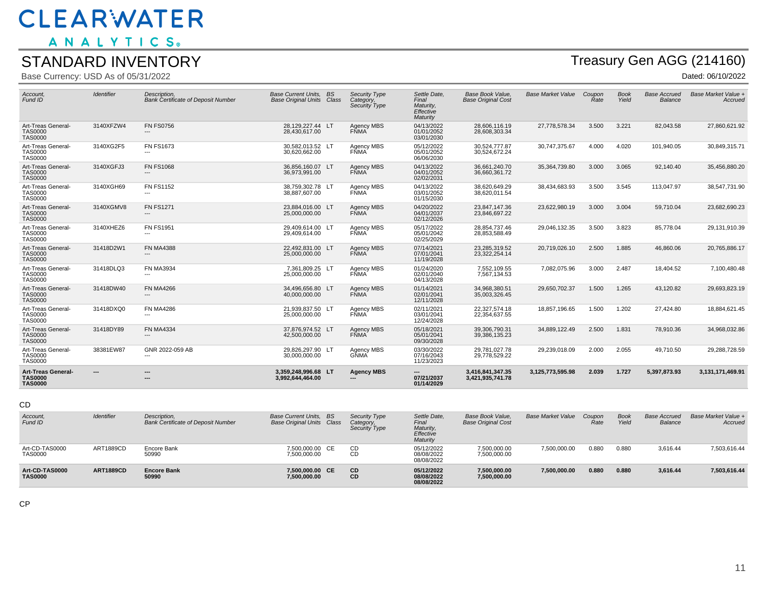# CLEARWATER ANALYTICS

## STANDARD INVENTORY

Base Currency: USD As of 05/31/2022

## Treasury Gen AGG (214160)

Dated: 06/10/2022

| Account, Fund ID | Identifier | Description, Bank Certificate of Deposit Number | Base Current Units, Base Original Units | BS Class | Security Type Category, Security Type | Settle Date, Final Maturity, Effective Maturity | Base Book Value, Base Original Cost | Base Market Value | Coupon Rate | Book Yield | Base Accrued Balance | Base Market Value + Accrued |
|---|---|---|---|---|---|---|---|---|---|---|---|---|
| Art-Treas General-TAS0000 TAS0000 | 3140XFZW4 | FN FS0756 --- | 28,129,227.44 28,430,617.00 | LT | Agency MBS FNMA | 04/13/2022 01/01/2052 03/01/2030 | 28,606,116.19 28,608,303.34 | 27,778,578.34 | 3.500 | 3.221 | 82,043.58 | 27,860,621.92 |
| Art-Treas General-TAS0000 TAS0000 | 3140XG2F5 | FN FS1673 --- | 30,582,013.52 30,620,662.00 | LT | Agency MBS FNMA | 05/12/2022 05/01/2052 06/06/2030 | 30,524,777.87 30,524,672.24 | 30,747,375.67 | 4.000 | 4.020 | 101,940.05 | 30,849,315.71 |
| Art-Treas General-TAS0000 TAS0000 | 3140XGFJ3 | FN FS1068 --- | 36,856,160.07 36,973,991.00 | LT | Agency MBS FNMA | 04/13/2022 04/01/2052 02/02/2031 | 36,661,240.70 36,660,361.72 | 35,364,739.80 | 3.000 | 3.065 | 92,140.40 | 35,456,880.20 |
| Art-Treas General-TAS0000 TAS0000 | 3140XGH69 | FN FS1152 --- | 38,759,302.78 38,887,607.00 | LT | Agency MBS FNMA | 04/13/2022 03/01/2052 01/15/2030 | 38,620,649.29 38,620,011.54 | 38,434,683.93 | 3.500 | 3.545 | 113,047.97 | 38,547,731.90 |
| Art-Treas General-TAS0000 TAS0000 | 3140XGMV8 | FN FS1271 --- | 23,884,016.00 25,000,000.00 | LT | Agency MBS FNMA | 04/20/2022 04/01/2037 02/12/2026 | 23,847,147.36 23,846,697.22 | 23,622,980.19 | 3.000 | 3.004 | 59,710.04 | 23,682,690.23 |
| Art-Treas General-TAS0000 TAS0000 | 3140XHEZ6 | FN FS1951 --- | 29,409,614.00 29,409,614.00 | LT | Agency MBS FNMA | 05/17/2022 05/01/2042 02/25/2029 | 28,854,737.46 28,853,588.49 | 29,046,132.35 | 3.500 | 3.823 | 85,778.04 | 29,131,910.39 |
| Art-Treas General-TAS0000 TAS0000 | 31418D2W1 | FN MA4388 --- | 22,492,831.00 25,000,000.00 | LT | Agency MBS FNMA | 07/14/2021 07/01/2041 11/19/2028 | 23,285,319.52 23,322,254.14 | 20,719,026.10 | 2.500 | 1.885 | 46,860.06 | 20,765,886.17 |
| Art-Treas General-TAS0000 TAS0000 | 31418DLQ3 | FN MA3934 --- | 7,361,809.25 25,000,000.00 | LT | Agency MBS FNMA | 01/24/2020 02/01/2040 04/13/2028 | 7,552,109.55 7,567,134.53 | 7,082,075.96 | 3.000 | 2.487 | 18,404.52 | 7,100,480.48 |
| Art-Treas General-TAS0000 TAS0000 | 31418DW40 | FN MA4266 --- | 34,496,656.80 40,000,000.00 | LT | Agency MBS FNMA | 01/14/2021 02/01/2041 12/11/2028 | 34,968,380.51 35,003,326.45 | 29,650,702.37 | 1.500 | 1.265 | 43,120.82 | 29,693,823.19 |
| Art-Treas General-TAS0000 TAS0000 | 31418DXQ0 | FN MA4286 --- | 21,939,837.50 25,000,000.00 | LT | Agency MBS FNMA | 02/11/2021 03/01/2041 12/24/2028 | 22,327,574.18 22,354,637.55 | 18,857,196.65 | 1.500 | 1.202 | 27,424.80 | 18,884,621.45 |
| Art-Treas General-TAS0000 TAS0000 | 31418DY89 | FN MA4334 --- | 37,876,974.52 42,500,000.00 | LT | Agency MBS FNMA | 05/18/2021 05/01/2041 09/30/2028 | 39,306,790.31 39,386,135.23 | 34,889,122.49 | 2.500 | 1.831 | 78,910.36 | 34,968,032.86 |
| Art-Treas General-TAS0000 TAS0000 | 38381EW87 | GNR 2022-059 AB --- | 29,826,297.90 30,000,000.00 | LT | Agency MBS GNMA | 03/30/2022 07/16/2043 11/23/2023 | 29,781,027.78 29,778,529.22 | 29,239,018.09 | 2.000 | 2.055 | 49,710.50 | 29,288,728.59 |
| **Art-Treas General-TAS0000 TAS0000** | **---** | **--- ---** | **3,359,248,996.68 3,992,644,464.00** | **LT** | **Agency MBS ---** | **--- 07/21/2037 01/14/2029** | **3,416,841,347.35 3,421,935,741.78** | **3,125,773,595.98** | **2.039** | **1.727** | **5,397,873.93** | **3,131,171,469.91** |

### CD

| Account, Fund ID | Identifier | Description, Bank Certificate of Deposit Number | Base Current Units, Base Original Units | BS Class | Security Type Category, Security Type | Settle Date, Final Maturity, Effective Maturity | Base Book Value, Base Original Cost | Base Market Value | Coupon Rate | Book Yield | Base Accrued Balance | Base Market Value + Accrued |
|---|---|---|---|---|---|---|---|---|---|---|---|---|
| Art-CD-TAS0000 TAS0000 | ART1889CD | Encore Bank 50990 | 7,500,000.00 7,500,000.00 | CE | CD CD | 05/12/2022 08/08/2022 08/08/2022 | 7,500,000.00 7,500,000.00 | 7,500,000.00 | 0.880 | 0.880 | 3,616.44 | 7,503,616.44 |
| **Art-CD-TAS0000 TAS0000** | **ART1889CD** | **Encore Bank 50990** | **7,500,000.00 7,500,000.00** | **CE** | **CD CD** | **05/12/2022 08/08/2022 08/08/2022** | **7,500,000.00 7,500,000.00** | **7,500,000.00** | **0.880** | **0.880** | **3,616.44** | **7,503,616.44** |

### CP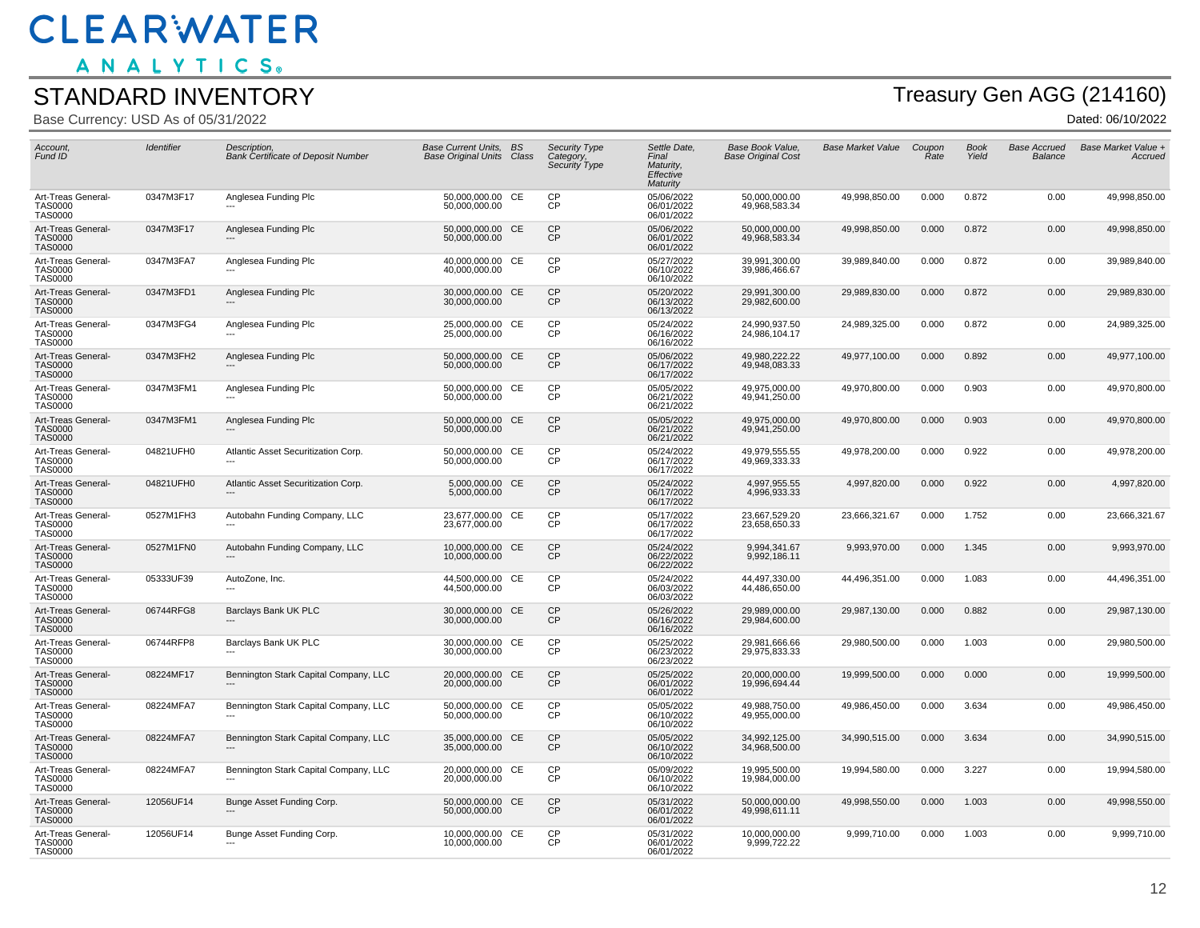# CLEARWATER ANALYTICS

## STANDARD INVENTORY

Base Currency: USD As of 05/31/2022

## Treasury Gen AGG (214160)

Dated: 06/10/2022

| Account, Fund ID | Identifier | Description, Bank Certificate of Deposit Number | Base Current Units, Base Original Units | BS Class | Security Type Category, Security Type | Settle Date, Final Maturity, Effective Maturity | Base Book Value, Base Original Cost | Base Market Value | Coupon Rate | Book Yield | Base Accrued Balance | Base Market Value + Accrued |
|---|---|---|---|---|---|---|---|---|---|---|---|---|
| Art-Treas General-TAS0000 TAS0000 | 0347M3F17 | Anglesea Funding Plc --- | 50,000,000.00 50,000,000.00 | CE | CP CP | 05/06/2022 06/01/2022 06/01/2022 | 50,000,000.00 49,968,583.34 | 49,998,850.00 | 0.000 | 0.872 | 0.00 | 49,998,850.00 |
| Art-Treas General-TAS0000 TAS0000 | 0347M3F17 | Anglesea Funding Plc --- | 50,000,000.00 50,000,000.00 | CE | CP CP | 05/06/2022 06/01/2022 06/01/2022 | 50,000,000.00 49,968,583.34 | 49,998,850.00 | 0.000 | 0.872 | 0.00 | 49,998,850.00 |
| Art-Treas General-TAS0000 TAS0000 | 0347M3FA7 | Anglesea Funding Plc --- | 40,000,000.00 40,000,000.00 | CE | CP CP | 05/27/2022 06/10/2022 06/10/2022 | 39,991,300.00 39,986,466.67 | 39,989,840.00 | 0.000 | 0.872 | 0.00 | 39,989,840.00 |
| Art-Treas General-TAS0000 TAS0000 | 0347M3FD1 | Anglesea Funding Plc --- | 30,000,000.00 30,000,000.00 | CE | CP CP | 05/20/2022 06/13/2022 06/13/2022 | 29,991,300.00 29,982,600.00 | 29,989,830.00 | 0.000 | 0.872 | 0.00 | 29,989,830.00 |
| Art-Treas General-TAS0000 TAS0000 | 0347M3FG4 | Anglesea Funding Plc --- | 25,000,000.00 25,000,000.00 | CE | CP CP | 05/24/2022 06/16/2022 06/16/2022 | 24,990,937.50 24,986,104.17 | 24,989,325.00 | 0.000 | 0.872 | 0.00 | 24,989,325.00 |
| Art-Treas General-TAS0000 TAS0000 | 0347M3FH2 | Anglesea Funding Plc --- | 50,000,000.00 50,000,000.00 | CE | CP CP | 05/06/2022 06/17/2022 06/17/2022 | 49,980,222.22 49,948,083.33 | 49,977,100.00 | 0.000 | 0.892 | 0.00 | 49,977,100.00 |
| Art-Treas General-TAS0000 TAS0000 | 0347M3FM1 | Anglesea Funding Plc --- | 50,000,000.00 50,000,000.00 | CE | CP CP | 05/05/2022 06/21/2022 06/21/2022 | 49,975,000.00 49,941,250.00 | 49,970,800.00 | 0.000 | 0.903 | 0.00 | 49,970,800.00 |
| Art-Treas General-TAS0000 TAS0000 | 0347M3FM1 | Anglesea Funding Plc --- | 50,000,000.00 50,000,000.00 | CE | CP CP | 05/05/2022 06/21/2022 06/21/2022 | 49,975,000.00 49,941,250.00 | 49,970,800.00 | 0.000 | 0.903 | 0.00 | 49,970,800.00 |
| Art-Treas General-TAS0000 TAS0000 | 04821UFH0 | Atlantic Asset Securitization Corp. --- | 50,000,000.00 50,000,000.00 | CE | CP CP | 05/24/2022 06/17/2022 06/17/2022 | 49,979,555.55 49,969,333.33 | 49,978,200.00 | 0.000 | 0.922 | 0.00 | 49,978,200.00 |
| Art-Treas General-TAS0000 TAS0000 | 04821UFH0 | Atlantic Asset Securitization Corp. --- | 5,000,000.00 5,000,000.00 | CE | CP CP | 05/24/2022 06/17/2022 06/17/2022 | 4,997,955.55 4,996,933.33 | 4,997,820.00 | 0.000 | 0.922 | 0.00 | 4,997,820.00 |
| Art-Treas General-TAS0000 TAS0000 | 0527M1FH3 | Autobahn Funding Company, LLC --- | 23,677,000.00 23,677,000.00 | CE | CP CP | 05/17/2022 06/17/2022 06/17/2022 | 23,667,529.20 23,658,650.33 | 23,666,321.67 | 0.000 | 1.752 | 0.00 | 23,666,321.67 |
| Art-Treas General-TAS0000 TAS0000 | 0527M1FN0 | Autobahn Funding Company, LLC --- | 10,000,000.00 10,000,000.00 | CE | CP CP | 05/24/2022 06/22/2022 06/22/2022 | 9,994,341.67 9,992,186.11 | 9,993,970.00 | 0.000 | 1.345 | 0.00 | 9,993,970.00 |
| Art-Treas General-TAS0000 TAS0000 | 05333UF39 | AutoZone, Inc. --- | 44,500,000.00 44,500,000.00 | CE | CP CP | 05/24/2022 06/03/2022 06/03/2022 | 44,497,330.00 44,486,650.00 | 44,496,351.00 | 0.000 | 1.083 | 0.00 | 44,496,351.00 |
| Art-Treas General-TAS0000 TAS0000 | 06744RFG8 | Barclays Bank UK PLC --- | 30,000,000.00 30,000,000.00 | CE | CP CP | 05/26/2022 06/16/2022 06/16/2022 | 29,989,000.00 29,984,600.00 | 29,987,130.00 | 0.000 | 0.882 | 0.00 | 29,987,130.00 |
| Art-Treas General-TAS0000 TAS0000 | 06744RFP8 | Barclays Bank UK PLC --- | 30,000,000.00 30,000,000.00 | CE | CP CP | 05/25/2022 06/23/2022 06/23/2022 | 29,981,666.66 29,975,833.33 | 29,980,500.00 | 0.000 | 1.003 | 0.00 | 29,980,500.00 |
| Art-Treas General-TAS0000 TAS0000 | 08224MF17 | Bennington Stark Capital Company, LLC --- | 20,000,000.00 20,000,000.00 | CE | CP CP | 05/25/2022 06/01/2022 06/01/2022 | 20,000,000.00 19,996,694.44 | 19,999,500.00 | 0.000 | 0.000 | 0.00 | 19,999,500.00 |
| Art-Treas General-TAS0000 TAS0000 | 08224MFA7 | Bennington Stark Capital Company, LLC --- | 50,000,000.00 50,000,000.00 | CE | CP CP | 05/05/2022 06/10/2022 06/10/2022 | 49,988,750.00 49,955,000.00 | 49,986,450.00 | 0.000 | 3.634 | 0.00 | 49,986,450.00 |
| Art-Treas General-TAS0000 TAS0000 | 08224MFA7 | Bennington Stark Capital Company, LLC --- | 35,000,000.00 35,000,000.00 | CE | CP CP | 05/05/2022 06/10/2022 06/10/2022 | 34,992,125.00 34,968,500.00 | 34,990,515.00 | 0.000 | 3.634 | 0.00 | 34,990,515.00 |
| Art-Treas General-TAS0000 TAS0000 | 08224MFA7 | Bennington Stark Capital Company, LLC --- | 20,000,000.00 20,000,000.00 | CE | CP CP | 05/09/2022 06/10/2022 06/10/2022 | 19,995,500.00 19,984,000.00 | 19,994,580.00 | 0.000 | 3.227 | 0.00 | 19,994,580.00 |
| Art-Treas General-TAS0000 TAS0000 | 12056UF14 | Bunge Asset Funding Corp. --- | 50,000,000.00 50,000,000.00 | CE | CP CP | 05/31/2022 06/01/2022 06/01/2022 | 50,000,000.00 49,998,611.11 | 49,998,550.00 | 0.000 | 1.003 | 0.00 | 49,998,550.00 |
| Art-Treas General-TAS0000 TAS0000 | 12056UF14 | Bunge Asset Funding Corp. --- | 10,000,000.00 10,000,000.00 | CE | CP CP | 05/31/2022 06/01/2022 06/01/2022 | 10,000,000.00 9,999,722.22 | 9,999,710.00 | 0.000 | 1.003 | 0.00 | 9,999,710.00 |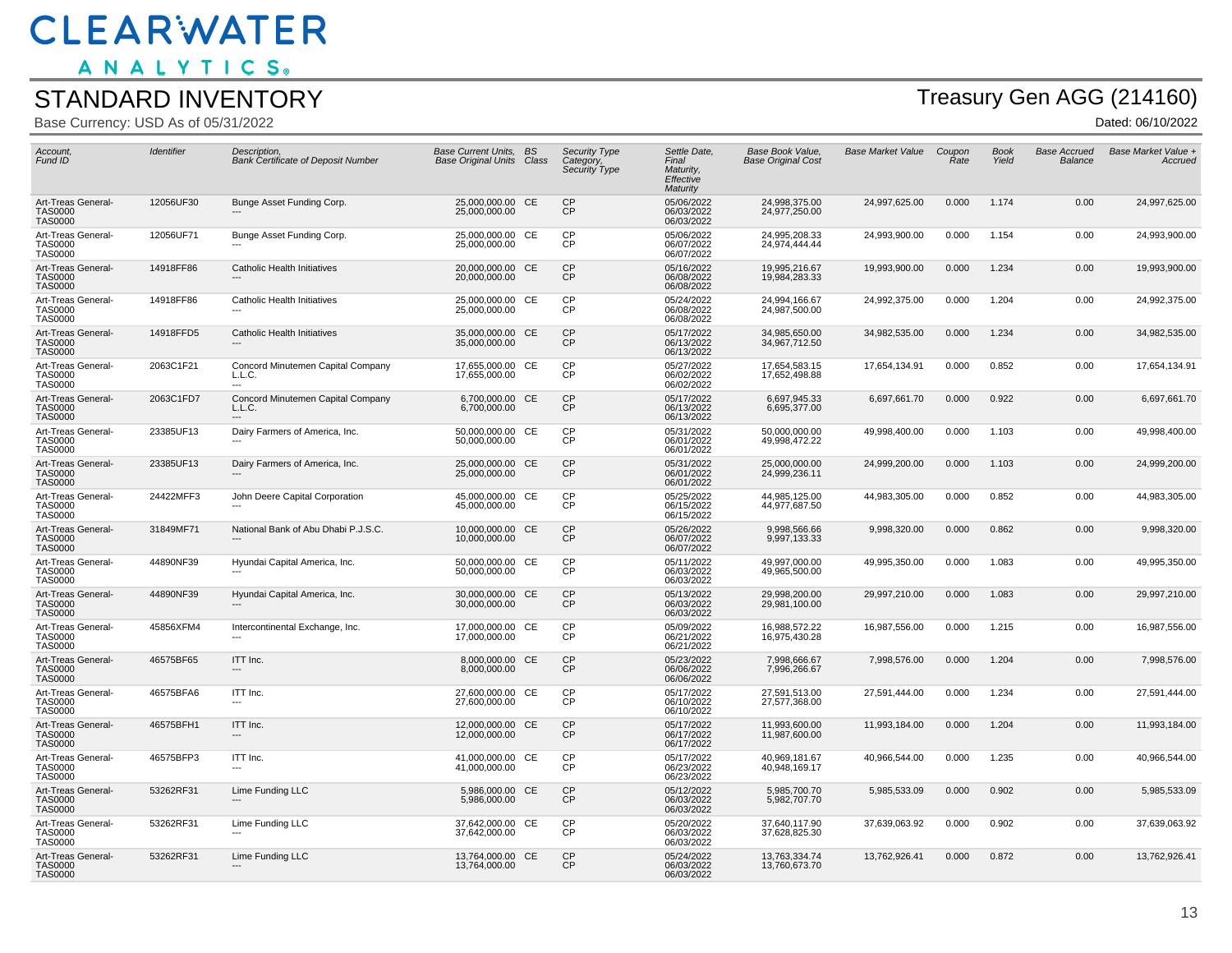# CLEARWATER ANALYTICS

## STANDARD INVENTORY

Base Currency: USD As of 05/31/2022

## Treasury Gen AGG (214160)

Dated: 06/10/2022

| Account, Fund ID | Identifier | Description, Bank Certificate of Deposit Number | Base Current Units, Base Original Units | BS Class | Security Type Category, Security Type | Settle Date, Final Maturity, Effective Maturity | Base Book Value, Base Original Cost | Base Market Value | Coupon Rate | Book Yield | Base Accrued Balance | Base Market Value + Accrued |
|---|---|---|---|---|---|---|---|---|---|---|---|---|
| Art-Treas General-TAS0000 TAS0000 | 12056UF30 | Bunge Asset Funding Corp. --- | 25,000,000.00 25,000,000.00 | CE | CP CP | 05/06/2022 06/03/2022 06/03/2022 | 24,998,375.00 24,977,250.00 | 24,997,625.00 | 0.000 | 1.174 | 0.00 | 24,997,625.00 |
| Art-Treas General-TAS0000 TAS0000 | 12056UF71 | Bunge Asset Funding Corp. --- | 25,000,000.00 25,000,000.00 | CE | CP CP | 05/06/2022 06/07/2022 06/07/2022 | 24,995,208.33 24,974,444.44 | 24,993,900.00 | 0.000 | 1.154 | 0.00 | 24,993,900.00 |
| Art-Treas General-TAS0000 TAS0000 | 14918FF86 | Catholic Health Initiatives --- | 20,000,000.00 20,000,000.00 | CE | CP CP | 05/16/2022 06/08/2022 06/08/2022 | 19,995,216.67 19,984,283.33 | 19,993,900.00 | 0.000 | 1.234 | 0.00 | 19,993,900.00 |
| Art-Treas General-TAS0000 TAS0000 | 14918FF86 | Catholic Health Initiatives --- | 25,000,000.00 25,000,000.00 | CE | CP CP | 05/24/2022 06/08/2022 06/08/2022 | 24,994,166.67 24,987,500.00 | 24,992,375.00 | 0.000 | 1.204 | 0.00 | 24,992,375.00 |
| Art-Treas General-TAS0000 TAS0000 | 14918FFD5 | Catholic Health Initiatives --- | 35,000,000.00 35,000,000.00 | CE | CP CP | 05/17/2022 06/13/2022 06/13/2022 | 34,985,650.00 34,967,712.50 | 34,982,535.00 | 0.000 | 1.234 | 0.00 | 34,982,535.00 |
| Art-Treas General-TAS0000 TAS0000 | 2063C1F21 | Concord Minutemen Capital Company L.L.C. --- | 17,655,000.00 17,655,000.00 | CE | CP CP | 05/27/2022 06/02/2022 06/02/2022 | 17,654,583.15 17,652,498.88 | 17,654,134.91 | 0.000 | 0.852 | 0.00 | 17,654,134.91 |
| Art-Treas General-TAS0000 TAS0000 | 2063C1FD7 | Concord Minutemen Capital Company L.L.C. --- | 6,700,000.00 6,700,000.00 | CE | CP CP | 05/17/2022 06/13/2022 06/13/2022 | 6,697,945.33 6,695,377.00 | 6,697,661.70 | 0.000 | 0.922 | 0.00 | 6,697,661.70 |
| Art-Treas General-TAS0000 TAS0000 | 23385UF13 | Dairy Farmers of America, Inc. --- | 50,000,000.00 50,000,000.00 | CE | CP CP | 05/31/2022 06/01/2022 06/01/2022 | 50,000,000.00 49,998,472.22 | 49,998,400.00 | 0.000 | 1.103 | 0.00 | 49,998,400.00 |
| Art-Treas General-TAS0000 TAS0000 | 23385UF13 | Dairy Farmers of America, Inc. --- | 25,000,000.00 25,000,000.00 | CE | CP CP | 05/31/2022 06/01/2022 06/01/2022 | 25,000,000.00 24,999,236.11 | 24,999,200.00 | 0.000 | 1.103 | 0.00 | 24,999,200.00 |
| Art-Treas General-TAS0000 TAS0000 | 24422MFF3 | John Deere Capital Corporation --- | 45,000,000.00 45,000,000.00 | CE | CP CP | 05/25/2022 06/15/2022 06/15/2022 | 44,985,125.00 44,977,687.50 | 44,983,305.00 | 0.000 | 0.852 | 0.00 | 44,983,305.00 |
| Art-Treas General-TAS0000 TAS0000 | 31849MF71 | National Bank of Abu Dhabi P.J.S.C. --- | 10,000,000.00 10,000,000.00 | CE | CP CP | 05/26/2022 06/07/2022 06/07/2022 | 9,998,566.66 9,997,133.33 | 9,998,320.00 | 0.000 | 0.862 | 0.00 | 9,998,320.00 |
| Art-Treas General-TAS0000 TAS0000 | 44890NF39 | Hyundai Capital America, Inc. --- | 50,000,000.00 50,000,000.00 | CE | CP CP | 05/11/2022 06/03/2022 06/03/2022 | 49,997,000.00 49,965,500.00 | 49,995,350.00 | 0.000 | 1.083 | 0.00 | 49,995,350.00 |
| Art-Treas General-TAS0000 TAS0000 | 44890NF39 | Hyundai Capital America, Inc. --- | 30,000,000.00 30,000,000.00 | CE | CP CP | 05/13/2022 06/03/2022 06/03/2022 | 29,998,200.00 29,981,100.00 | 29,997,210.00 | 0.000 | 1.083 | 0.00 | 29,997,210.00 |
| Art-Treas General-TAS0000 TAS0000 | 45856XFM4 | Intercontinental Exchange, Inc. --- | 17,000,000.00 17,000,000.00 | CE | CP CP | 05/09/2022 06/21/2022 06/21/2022 | 16,988,572.22 16,975,430.28 | 16,987,556.00 | 0.000 | 1.215 | 0.00 | 16,987,556.00 |
| Art-Treas General-TAS0000 TAS0000 | 46575BF65 | ITT Inc. --- | 8,000,000.00 8,000,000.00 | CE | CP CP | 05/23/2022 06/06/2022 06/06/2022 | 7,998,666.67 7,996,266.67 | 7,998,576.00 | 0.000 | 1.204 | 0.00 | 7,998,576.00 |
| Art-Treas General-TAS0000 TAS0000 | 46575BFA6 | ITT Inc. --- | 27,600,000.00 27,600,000.00 | CE | CP CP | 05/17/2022 06/10/2022 06/10/2022 | 27,591,513.00 27,577,368.00 | 27,591,444.00 | 0.000 | 1.234 | 0.00 | 27,591,444.00 |
| Art-Treas General-TAS0000 TAS0000 | 46575BFH1 | ITT Inc. --- | 12,000,000.00 12,000,000.00 | CE | CP CP | 05/17/2022 06/17/2022 06/17/2022 | 11,993,600.00 11,987,600.00 | 11,993,184.00 | 0.000 | 1.204 | 0.00 | 11,993,184.00 |
| Art-Treas General-TAS0000 TAS0000 | 46575BFP3 | ITT Inc. --- | 41,000,000.00 41,000,000.00 | CE | CP CP | 05/17/2022 06/23/2022 06/23/2022 | 40,969,181.67 40,948,169.17 | 40,966,544.00 | 0.000 | 1.235 | 0.00 | 40,966,544.00 |
| Art-Treas General-TAS0000 TAS0000 | 53262RF31 | Lime Funding LLC --- | 5,986,000.00 5,986,000.00 | CE | CP CP | 05/12/2022 06/03/2022 06/03/2022 | 5,985,700.70 5,982,707.70 | 5,985,533.09 | 0.000 | 0.902 | 0.00 | 5,985,533.09 |
| Art-Treas General-TAS0000 TAS0000 | 53262RF31 | Lime Funding LLC --- | 37,642,000.00 37,642,000.00 | CE | CP CP | 05/20/2022 06/03/2022 06/03/2022 | 37,640,117.90 37,628,825.30 | 37,639,063.92 | 0.000 | 0.902 | 0.00 | 37,639,063.92 |
| Art-Treas General-TAS0000 TAS0000 | 53262RF31 | Lime Funding LLC --- | 13,764,000.00 13,764,000.00 | CE | CP CP | 05/24/2022 06/03/2022 06/03/2022 | 13,763,334.74 13,760,673.70 | 13,762,926.41 | 0.000 | 0.872 | 0.00 | 13,762,926.41 |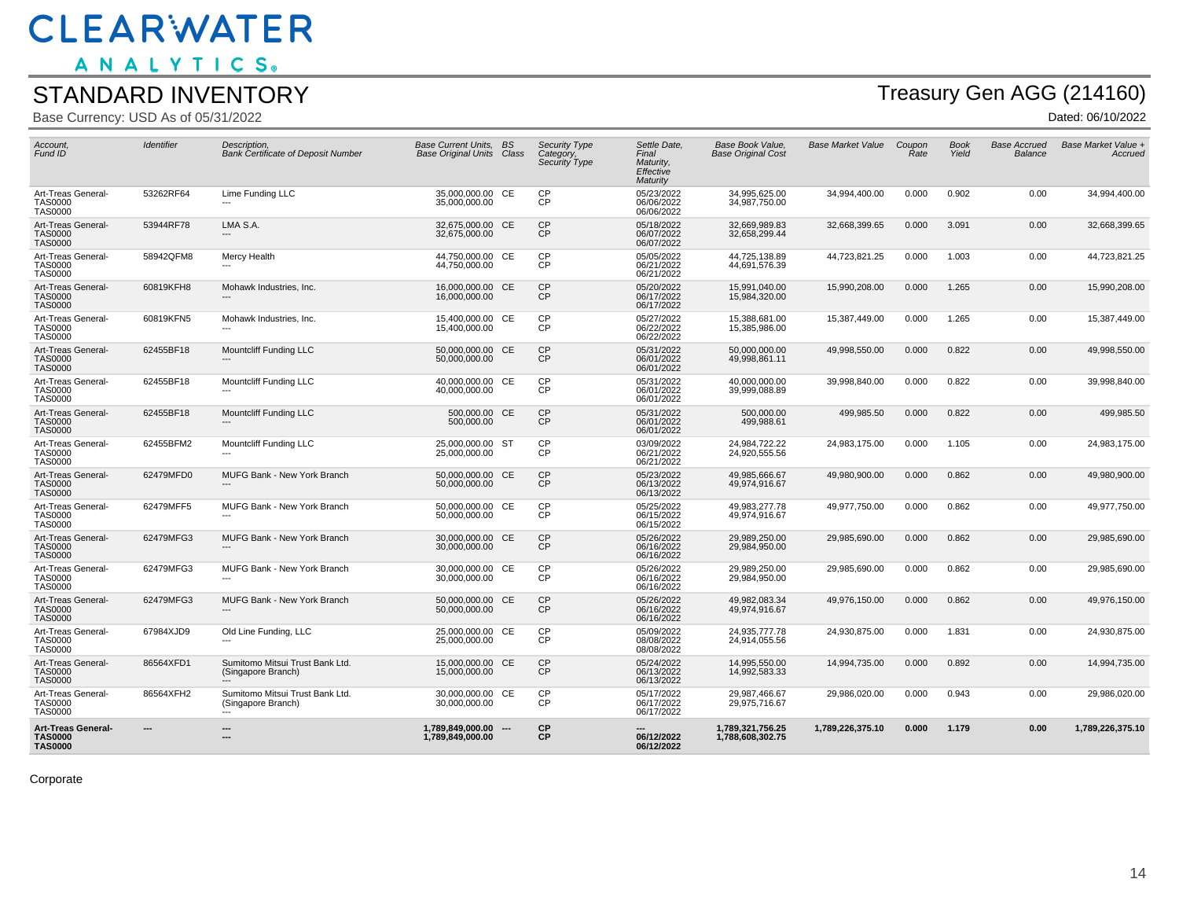# CLEARWATER ANALYTICS

## STANDARD INVENTORY

Base Currency: USD As of 05/31/2022

## Treasury Gen AGG (214160)

Dated: 06/10/2022

| Account, Fund ID | Identifier | Description, Bank Certificate of Deposit Number | Base Current Units, Base Original Units | BS Class | Security Type Category, Security Type | Settle Date, Final Maturity, Effective Maturity | Base Book Value, Base Original Cost | Base Market Value | Coupon Rate | Book Yield | Base Accrued Balance | Base Market Value + Accrued |
|---|---|---|---|---|---|---|---|---|---|---|---|---|
| Art-Treas General-TAS0000 TAS0000 | 53262RF64 | Lime Funding LLC --- | 35,000,000.00 35,000,000.00 | CE | CP CP | 05/23/2022 06/06/2022 06/06/2022 | 34,995,625.00 34,987,750.00 | 34,994,400.00 | 0.000 | 0.902 | 0.00 | 34,994,400.00 |
| Art-Treas General-TAS0000 TAS0000 | 53944RF78 | LMA S.A. --- | 32,675,000.00 32,675,000.00 | CE | CP CP | 05/18/2022 06/07/2022 06/07/2022 | 32,669,989.83 32,658,299.44 | 32,668,399.65 | 0.000 | 3.091 | 0.00 | 32,668,399.65 |
| Art-Treas General-TAS0000 TAS0000 | 58942QFM8 | Mercy Health --- | 44,750,000.00 44,750,000.00 | CE | CP CP | 05/05/2022 06/21/2022 06/21/2022 | 44,725,138.89 44,691,576.39 | 44,723,821.25 | 0.000 | 1.003 | 0.00 | 44,723,821.25 |
| Art-Treas General-TAS0000 TAS0000 | 60819KFH8 | Mohawk Industries, Inc. --- | 16,000,000.00 16,000,000.00 | CE | CP CP | 05/20/2022 06/17/2022 06/17/2022 | 15,991,040.00 15,984,320.00 | 15,990,208.00 | 0.000 | 1.265 | 0.00 | 15,990,208.00 |
| Art-Treas General-TAS0000 TAS0000 | 60819KFN5 | Mohawk Industries, Inc. --- | 15,400,000.00 15,400,000.00 | CE | CP CP | 05/27/2022 06/22/2022 06/22/2022 | 15,388,681.00 15,385,986.00 | 15,387,449.00 | 0.000 | 1.265 | 0.00 | 15,387,449.00 |
| Art-Treas General-TAS0000 TAS0000 | 62455BF18 | Mountcliff Funding LLC --- | 50,000,000.00 50,000,000.00 | CE | CP CP | 05/31/2022 06/01/2022 06/01/2022 | 50,000,000.00 49,998,861.11 | 49,998,550.00 | 0.000 | 0.822 | 0.00 | 49,998,550.00 |
| Art-Treas General-TAS0000 TAS0000 | 62455BF18 | Mountcliff Funding LLC --- | 40,000,000.00 40,000,000.00 | CE | CP CP | 05/31/2022 06/01/2022 06/01/2022 | 40,000,000.00 39,999,088.89 | 39,998,840.00 | 0.000 | 0.822 | 0.00 | 39,998,840.00 |
| Art-Treas General-TAS0000 TAS0000 | 62455BF18 | Mountcliff Funding LLC --- | 500,000.00 500,000.00 | CE | CP CP | 05/31/2022 06/01/2022 06/01/2022 | 500,000.00 499,988.61 | 499,985.50 | 0.000 | 0.822 | 0.00 | 499,985.50 |
| Art-Treas General-TAS0000 TAS0000 | 62455BFM2 | Mountcliff Funding LLC --- | 25,000,000.00 25,000,000.00 | ST | CP CP | 03/09/2022 06/21/2022 06/21/2022 | 24,984,722.22 24,920,555.56 | 24,983,175.00 | 0.000 | 1.105 | 0.00 | 24,983,175.00 |
| Art-Treas General-TAS0000 TAS0000 | 62479MFD0 | MUFG Bank - New York Branch --- | 50,000,000.00 50,000,000.00 | CE | CP CP | 05/23/2022 06/13/2022 06/13/2022 | 49,985,666.67 49,974,916.67 | 49,980,900.00 | 0.000 | 0.862 | 0.00 | 49,980,900.00 |
| Art-Treas General-TAS0000 TAS0000 | 62479MFF5 | MUFG Bank - New York Branch --- | 50,000,000.00 50,000,000.00 | CE | CP CP | 05/25/2022 06/15/2022 06/15/2022 | 49,983,277.78 49,974,916.67 | 49,977,750.00 | 0.000 | 0.862 | 0.00 | 49,977,750.00 |
| Art-Treas General-TAS0000 TAS0000 | 62479MFG3 | MUFG Bank - New York Branch --- | 30,000,000.00 30,000,000.00 | CE | CP CP | 05/26/2022 06/16/2022 06/16/2022 | 29,989,250.00 29,984,950.00 | 29,985,690.00 | 0.000 | 0.862 | 0.00 | 29,985,690.00 |
| Art-Treas General-TAS0000 TAS0000 | 62479MFG3 | MUFG Bank - New York Branch --- | 30,000,000.00 30,000,000.00 | CE | CP CP | 05/26/2022 06/16/2022 06/16/2022 | 29,989,250.00 29,984,950.00 | 29,985,690.00 | 0.000 | 0.862 | 0.00 | 29,985,690.00 |
| Art-Treas General-TAS0000 TAS0000 | 62479MFG3 | MUFG Bank - New York Branch --- | 50,000,000.00 50,000,000.00 | CE | CP CP | 05/26/2022 06/16/2022 06/16/2022 | 49,982,083.34 49,974,916.67 | 49,976,150.00 | 0.000 | 0.862 | 0.00 | 49,976,150.00 |
| Art-Treas General-TAS0000 TAS0000 | 67984XJD9 | Old Line Funding, LLC --- | 25,000,000.00 25,000,000.00 | CE | CP CP | 05/09/2022 08/08/2022 08/08/2022 | 24,935,777.78 24,914,055.56 | 24,930,875.00 | 0.000 | 1.831 | 0.00 | 24,930,875.00 |
| Art-Treas General-TAS0000 TAS0000 | 86564XFD1 | Sumitomo Mitsui Trust Bank Ltd. (Singapore Branch) --- | 15,000,000.00 15,000,000.00 | CE | CP CP | 05/24/2022 06/13/2022 06/13/2022 | 14,995,550.00 14,992,583.33 | 14,994,735.00 | 0.000 | 0.892 | 0.00 | 14,994,735.00 |
| Art-Treas General-TAS0000 TAS0000 | 86564XFH2 | Sumitomo Mitsui Trust Bank Ltd. (Singapore Branch) --- | 30,000,000.00 30,000,000.00 | CE | CP CP | 05/17/2022 06/17/2022 06/17/2022 | 29,987,466.67 29,975,716.67 | 29,986,020.00 | 0.000 | 0.943 | 0.00 | 29,986,020.00 |
| **Art-Treas General-TAS0000 TAS0000** | **---** | **--- ---** | **1,789,849,000.00 1,789,849,000.00** | **---** | **CP CP** | **--- 06/12/2022 06/12/2022** | **1,789,321,756.25 1,788,608,302.75** | **1,789,226,375.10** | **0.000** | **1.179** | **0.00** | **1,789,226,375.10** |

Corporate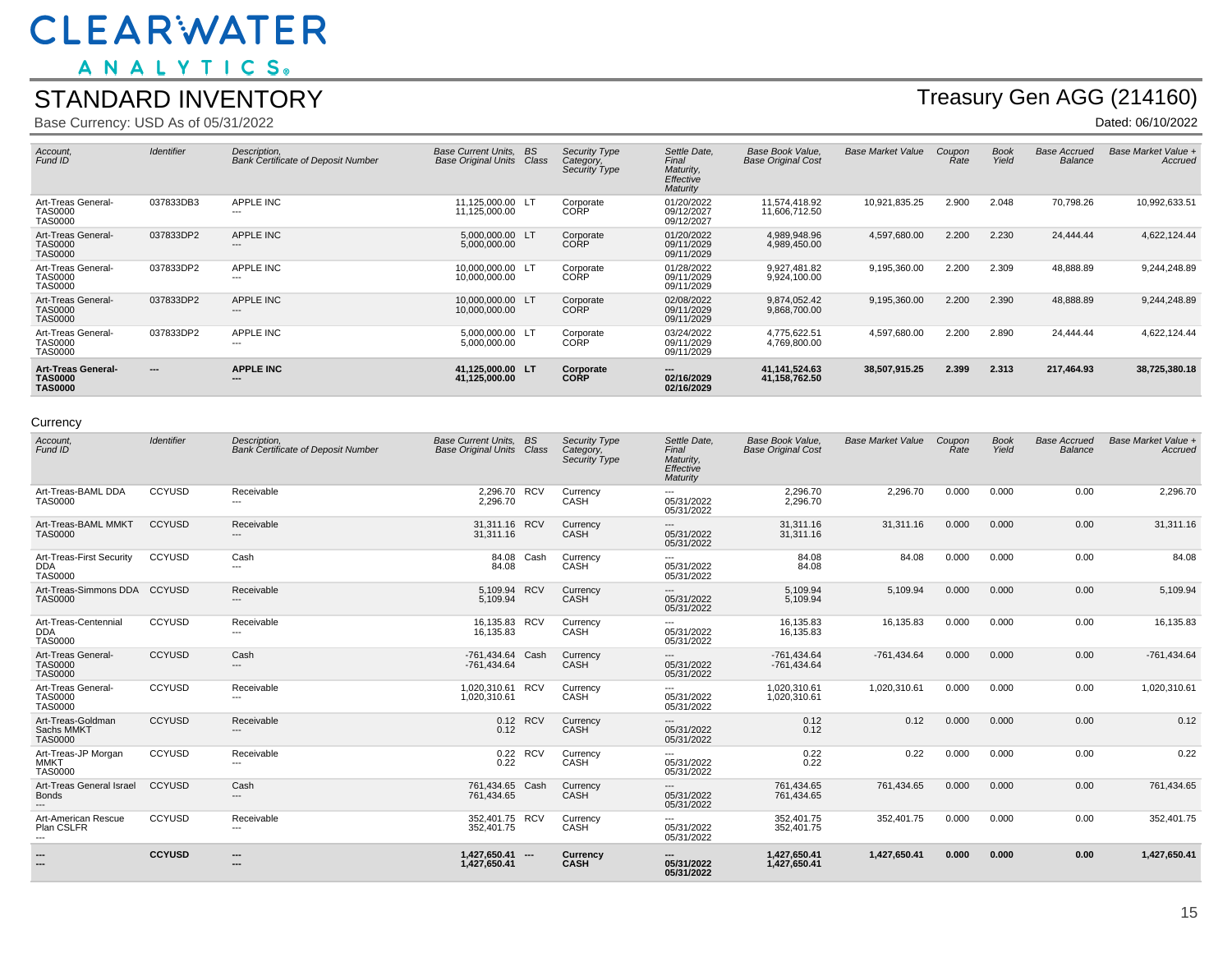# CLEARWATER ANALYTICS

## STANDARD INVENTORY

**Treasury Gen AGG (214160)**

Base Currency: USD As of 05/31/2022

Dated: 06/10/2022

| Account, Fund ID | Identifier | Description, Bank Certificate of Deposit Number | Base Current Units, Base Original Units | BS Class | Security Type Category, Security Type | Settle Date, Final Maturity, Effective Maturity | Base Book Value, Base Original Cost | Base Market Value | Coupon Rate | Book Yield | Base Accrued Balance | Base Market Value + Accrued |
|---|---|---|---|---|---|---|---|---|---|---|---|---|
| Art-Treas General-TAS0000 TAS0000 | 037833DB3 | APPLE INC --- | 11,125,000.00 11,125,000.00 | LT | Corporate CORP | 01/20/2022 09/12/2027 09/12/2027 | 11,574,418.92 11,606,712.50 | 10,921,835.25 | 2.900 | 2.048 | 70,798.26 | 10,992,633.51 |
| Art-Treas General-TAS0000 TAS0000 | 037833DP2 | APPLE INC --- | 5,000,000.00 5,000,000.00 | LT | Corporate CORP | 01/20/2022 09/11/2029 09/11/2029 | 4,989,948.96 4,989,450.00 | 4,597,680.00 | 2.200 | 2.230 | 24,444.44 | 4,622,124.44 |
| Art-Treas General-TAS0000 TAS0000 | 037833DP2 | APPLE INC --- | 10,000,000.00 10,000,000.00 | LT | Corporate CORP | 01/28/2022 09/11/2029 09/11/2029 | 9,927,481.82 9,924,100.00 | 9,195,360.00 | 2.200 | 2.309 | 48,888.89 | 9,244,248.89 |
| Art-Treas General-TAS0000 TAS0000 | 037833DP2 | APPLE INC --- | 10,000,000.00 10,000,000.00 | LT | Corporate CORP | 02/08/2022 09/11/2029 09/11/2029 | 9,874,052.42 9,868,700.00 | 9,195,360.00 | 2.200 | 2.390 | 48,888.89 | 9,244,248.89 |
| Art-Treas General-TAS0000 TAS0000 | 037833DP2 | APPLE INC --- | 5,000,000.00 5,000,000.00 | LT | Corporate CORP | 03/24/2022 09/11/2029 09/11/2029 | 4,775,622.51 4,769,800.00 | 4,597,680.00 | 2.200 | 2.890 | 24,444.44 | 4,622,124.44 |
| **Art-Treas General-TAS0000 TAS0000** | **---** | **APPLE INC ---** | **41,125,000.00 41,125,000.00** | **LT** | **Corporate CORP** | **--- 02/16/2029 02/16/2029** | **41,141,524.63 41,158,762.50** | **38,507,915.25** | **2.399** | **2.313** | **217,464.93** | **38,725,380.18** |

Currency

| Account, Fund ID | Identifier | Description, Bank Certificate of Deposit Number | Base Current Units, Base Original Units | BS Class | Security Type Category, Security Type | Settle Date, Final Maturity, Effective Maturity | Base Book Value, Base Original Cost | Base Market Value | Coupon Rate | Book Yield | Base Accrued Balance | Base Market Value + Accrued |
|---|---|---|---|---|---|---|---|---|---|---|---|---|
| Art-Treas-BAML DDA TAS0000 | CCYUSD | Receivable --- | 2,296.70 2,296.70 | RCV | Currency CASH | --- 05/31/2022 05/31/2022 | 2,296.70 2,296.70 | 2,296.70 | 0.000 | 0.000 | 0.00 | 2,296.70 |
| Art-Treas-BAML MMKT TAS0000 | CCYUSD | Receivable --- | 31,311.16 31,311.16 | RCV | Currency CASH | --- 05/31/2022 05/31/2022 | 31,311.16 31,311.16 | 31,311.16 | 0.000 | 0.000 | 0.00 | 31,311.16 |
| Art-Treas-First Security DDA TAS0000 | CCYUSD | Cash --- | 84.08 84.08 | Cash | Currency CASH | --- 05/31/2022 05/31/2022 | 84.08 84.08 | 84.08 | 0.000 | 0.000 | 0.00 | 84.08 |
| Art-Treas-Simmons DDA TAS0000 | CCYUSD | Receivable --- | 5,109.94 5,109.94 | RCV | Currency CASH | --- 05/31/2022 05/31/2022 | 5,109.94 5,109.94 | 5,109.94 | 0.000 | 0.000 | 0.00 | 5,109.94 |
| Art-Treas-Centennial DDA TAS0000 | CCYUSD | Receivable --- | 16,135.83 16,135.83 | RCV | Currency CASH | --- 05/31/2022 05/31/2022 | 16,135.83 16,135.83 | 16,135.83 | 0.000 | 0.000 | 0.00 | 16,135.83 |
| Art-Treas General-TAS0000 TAS0000 | CCYUSD | Cash --- | -761,434.64 -761,434.64 | Cash | Currency CASH | --- 05/31/2022 05/31/2022 | -761,434.64 -761,434.64 | -761,434.64 | 0.000 | 0.000 | 0.00 | -761,434.64 |
| Art-Treas General-TAS0000 TAS0000 | CCYUSD | Receivable --- | 1,020,310.61 1,020,310.61 | RCV | Currency CASH | --- 05/31/2022 05/31/2022 | 1,020,310.61 1,020,310.61 | 1,020,310.61 | 0.000 | 0.000 | 0.00 | 1,020,310.61 |
| Art-Treas-Goldman Sachs MMKT TAS0000 | CCYUSD | Receivable --- | 0.12 0.12 | RCV | Currency CASH | --- 05/31/2022 05/31/2022 | 0.12 0.12 | 0.12 | 0.000 | 0.000 | 0.00 | 0.12 |
| Art-Treas-JP Morgan MMKT TAS0000 | CCYUSD | Receivable --- | 0.22 0.22 | RCV | Currency CASH | --- 05/31/2022 05/31/2022 | 0.22 0.22 | 0.22 | 0.000 | 0.000 | 0.00 | 0.22 |
| Art-Treas General Israel Bonds --- | CCYUSD | Cash --- | 761,434.65 761,434.65 | Cash | Currency CASH | --- 05/31/2022 05/31/2022 | 761,434.65 761,434.65 | 761,434.65 | 0.000 | 0.000 | 0.00 | 761,434.65 |
| Art-American Rescue Plan CSLFR --- | CCYUSD | Receivable --- | 352,401.75 352,401.75 | RCV | Currency CASH | --- 05/31/2022 05/31/2022 | 352,401.75 352,401.75 | 352,401.75 | 0.000 | 0.000 | 0.00 | 352,401.75 |
| **--- ---** | **CCYUSD** | **--- ---** | **1,427,650.41 1,427,650.41** | **---** | **Currency CASH** | **--- 05/31/2022 05/31/2022** | **1,427,650.41 1,427,650.41** | **1,427,650.41** | **0.000** | **0.000** | **0.00** | **1,427,650.41** |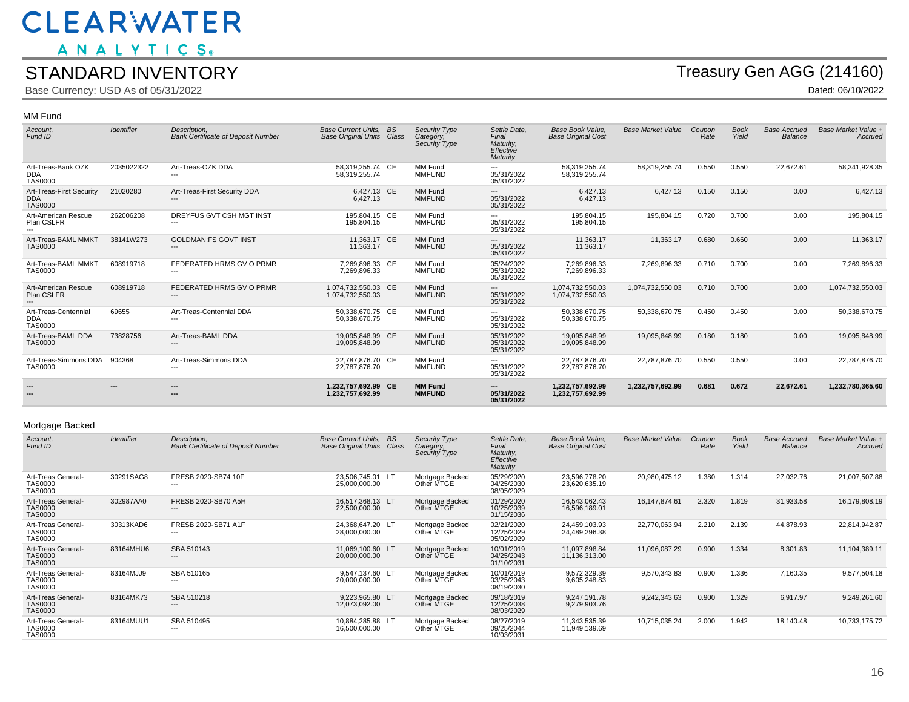# CLEARWATER ANALYTICS

## STANDARD INVENTORY

Base Currency: USD As of 05/31/2022

**Treasury Gen AGG (214160)**

Dated: 06/10/2022

### MM Fund

| Account, Fund ID | Identifier | Description, Bank Certificate of Deposit Number | Base Current Units, Base Original Units | BS Class | Security Type Category, Security Type | Settle Date, Final Maturity, Effective Maturity | Base Book Value, Base Original Cost | Base Market Value | Coupon Rate | Book Yield | Base Accrued Balance | Base Market Value + Accrued |
|---|---|---|---|---|---|---|---|---|---|---|---|---|
| Art-Treas-Bank OZK DDA TAS0000 | 2035022322 | Art-Treas-OZK DDA --- | 58,319,255.74 58,319,255.74 | CE | MM Fund MMFUND | --- 05/31/2022 05/31/2022 | 58,319,255.74 58,319,255.74 | 58,319,255.74 | 0.550 | 0.550 | 22,672.61 | 58,341,928.35 |
| Art-Treas-First Security DDA TAS0000 | 21020280 | Art-Treas-First Security DDA --- | 6,427.13 6,427.13 | CE | MM Fund MMFUND | --- 05/31/2022 05/31/2022 | 6,427.13 6,427.13 | 6,427.13 | 0.150 | 0.150 | 0.00 | 6,427.13 |
| Art-American Rescue Plan CSLFR --- | 262006208 | DREYFUS GVT CSH MGT INST --- | 195,804.15 195,804.15 | CE | MM Fund MMFUND | --- 05/31/2022 05/31/2022 | 195,804.15 195,804.15 | 195,804.15 | 0.720 | 0.700 | 0.00 | 195,804.15 |
| Art-Treas-BAML MMKT TAS0000 | 38141W273 | GOLDMAN:FS GOVT INST --- | 11,363.17 11,363.17 | CE | MM Fund MMFUND | --- 05/31/2022 05/31/2022 | 11,363.17 11,363.17 | 11,363.17 | 0.680 | 0.660 | 0.00 | 11,363.17 |
| Art-Treas-BAML MMKT TAS0000 | 608919718 | FEDERATED HRMS GV O PRMR --- | 7,269,896.33 7,269,896.33 | CE | MM Fund MMFUND | 05/24/2022 05/31/2022 05/31/2022 | 7,269,896.33 7,269,896.33 | 7,269,896.33 | 0.710 | 0.700 | 0.00 | 7,269,896.33 |
| Art-American Rescue Plan CSLFR --- | 608919718 | FEDERATED HRMS GV O PRMR --- | 1,074,732,550.03 1,074,732,550.03 | CE | MM Fund MMFUND | --- 05/31/2022 05/31/2022 | 1,074,732,550.03 1,074,732,550.03 | 1,074,732,550.03 | 0.710 | 0.700 | 0.00 | 1,074,732,550.03 |
| Art-Treas-Centennial DDA TAS0000 | 69655 | Art-Treas-Centennial DDA --- | 50,338,670.75 50,338,670.75 | CE | MM Fund MMFUND | --- 05/31/2022 05/31/2022 | 50,338,670.75 50,338,670.75 | 50,338,670.75 | 0.450 | 0.450 | 0.00 | 50,338,670.75 |
| Art-Treas-BAML DDA TAS0000 | 73828756 | Art-Treas-BAML DDA --- | 19,095,848.99 19,095,848.99 | CE | MM Fund MMFUND | 05/31/2022 05/31/2022 05/31/2022 | 19,095,848.99 19,095,848.99 | 19,095,848.99 | 0.180 | 0.180 | 0.00 | 19,095,848.99 |
| Art-Treas-Simmons DDA TAS0000 | 904368 | Art-Treas-Simmons DDA --- | 22,787,876.70 22,787,876.70 | CE | MM Fund MMFUND | --- 05/31/2022 05/31/2022 | 22,787,876.70 22,787,876.70 | 22,787,876.70 | 0.550 | 0.550 | 0.00 | 22,787,876.70 |
| **--- ---** | **---** | **--- ---** | **1,232,757,692.99 1,232,757,692.99** | **CE** | **MM Fund MMFUND** | **--- 05/31/2022 05/31/2022** | **1,232,757,692.99 1,232,757,692.99** | **1,232,757,692.99** | **0.681** | **0.672** | **22,672.61** | **1,232,780,365.60** |

### Mortgage Backed

| Account, Fund ID | Identifier | Description, Bank Certificate of Deposit Number | Base Current Units, Base Original Units | BS Class | Security Type Category, Security Type | Settle Date, Final Maturity, Effective Maturity | Base Book Value, Base Original Cost | Base Market Value | Coupon Rate | Book Yield | Base Accrued Balance | Base Market Value + Accrued |
|---|---|---|---|---|---|---|---|---|---|---|---|---|
| Art-Treas General-TAS0000 TAS0000 | 30291SAG8 | FRESB 2020-SB74 10F --- | 23,506,745.01 25,000,000.00 | LT | Mortgage Backed Other MTGE | 05/29/2020 04/25/2030 08/05/2029 | 23,596,778.20 23,620,635.19 | 20,980,475.12 | 1.380 | 1.314 | 27,032.76 | 21,007,507.88 |
| Art-Treas General-TAS0000 TAS0000 | 302987AA0 | FRESB 2020-SB70 A5H --- | 16,517,368.13 22,500,000.00 | LT | Mortgage Backed Other MTGE | 01/29/2020 10/25/2039 01/15/2036 | 16,543,062.43 16,596,189.01 | 16,147,874.61 | 2.320 | 1.819 | 31,933.58 | 16,179,808.19 |
| Art-Treas General-TAS0000 TAS0000 | 30313KAD6 | FRESB 2020-SB71 A1F --- | 24,368,647.20 28,000,000.00 | LT | Mortgage Backed Other MTGE | 02/21/2020 12/25/2029 05/02/2029 | 24,459,103.93 24,489,296.38 | 22,770,063.94 | 2.210 | 2.139 | 44,878.93 | 22,814,942.87 |
| Art-Treas General-TAS0000 TAS0000 | 83164MHU6 | SBA 510143 --- | 11,069,100.60 20,000,000.00 | LT | Mortgage Backed Other MTGE | 10/01/2019 04/25/2043 01/10/2031 | 11,097,898.84 11,136,313.00 | 11,096,087.29 | 0.900 | 1.334 | 8,301.83 | 11,104,389.11 |
| Art-Treas General-TAS0000 TAS0000 | 83164MJJ9 | SBA 510165 --- | 9,547,137.60 20,000,000.00 | LT | Mortgage Backed Other MTGE | 10/01/2019 03/25/2043 08/19/2030 | 9,572,329.39 9,605,248.83 | 9,570,343.83 | 0.900 | 1.336 | 7,160.35 | 9,577,504.18 |
| Art-Treas General-TAS0000 TAS0000 | 83164MK73 | SBA 510218 --- | 9,223,965.80 12,073,092.00 | LT | Mortgage Backed Other MTGE | 09/18/2019 12/25/2038 08/03/2029 | 9,247,191.78 9,279,903.76 | 9,242,343.63 | 0.900 | 1.329 | 6,917.97 | 9,249,261.60 |
| Art-Treas General-TAS0000 TAS0000 | 83164MUU1 | SBA 510495 --- | 10,884,285.88 16,500,000.00 | LT | Mortgage Backed Other MTGE | 08/27/2019 09/25/2044 10/03/2031 | 11,343,535.39 11,949,139.69 | 10,715,035.24 | 2.000 | 1.942 | 18,140.48 | 10,733,175.72 |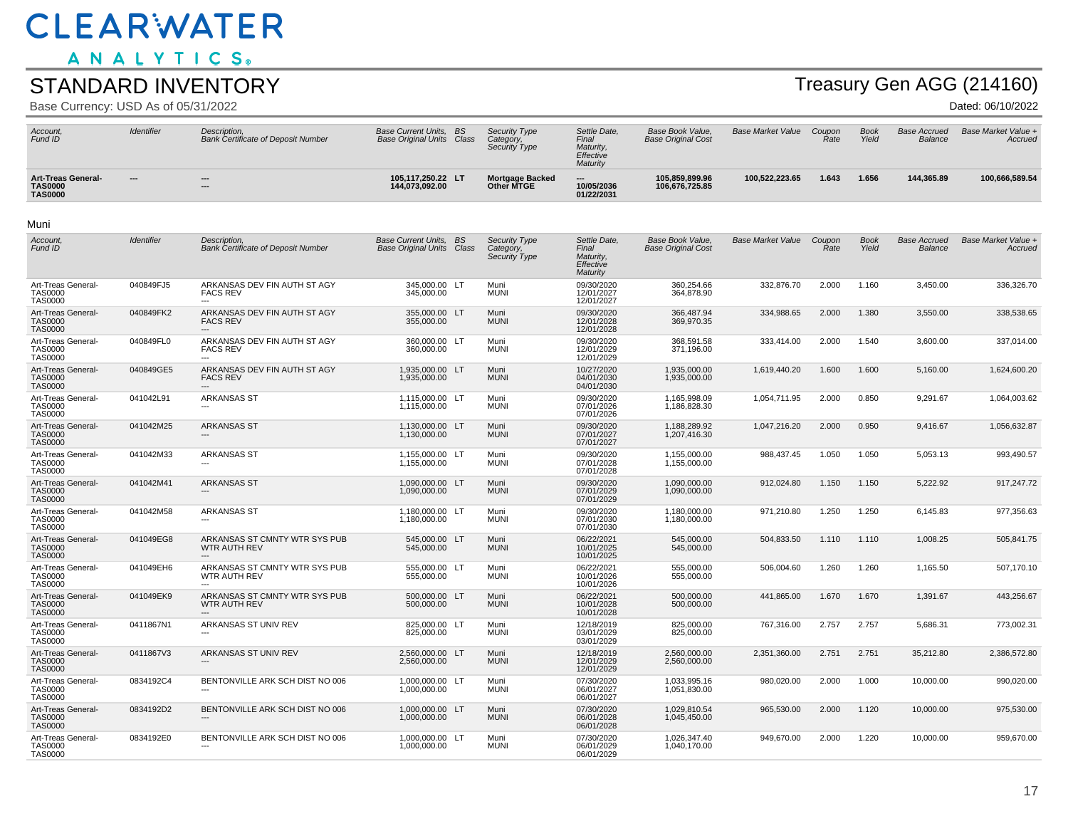# CLEARWATER ANALYTICS

## STANDARD INVENTORY

Base Currency: USD As of 05/31/2022

## Treasury Gen AGG (214160)

Dated: 06/10/2022

| Account, Fund ID | Identifier | Description, Bank Certificate of Deposit Number | Base Current Units, Base Original Units | BS Class | Security Type Category, Security Type | Settle Date, Final Maturity, Effective Maturity | Base Book Value, Base Original Cost | Base Market Value | Coupon Rate | Book Yield | Base Accrued Balance | Base Market Value + Accrued |
|---|---|---|---|---|---|---|---|---|---|---|---|---|
| **Art-Treas General-TAS0000 TAS0000** | **---** | **--- ---** | **105,117,250.22 144,073,092.00** | **LT** | **Mortgage Backed Other MTGE** | **--- 10/05/2036 01/22/2031** | **105,859,899.96 106,676,725.85** | **100,522,223.65** | **1.643** | **1.656** | **144,365.89** | **100,666,589.54** |

Muni

| Account, Fund ID | Identifier | Description, Bank Certificate of Deposit Number | Base Current Units, Base Original Units | BS Class | Security Type Category, Security Type | Settle Date, Final Maturity, Effective Maturity | Base Book Value, Base Original Cost | Base Market Value | Coupon Rate | Book Yield | Base Accrued Balance | Base Market Value + Accrued |
|---|---|---|---|---|---|---|---|---|---|---|---|---|
| Art-Treas General-TAS0000 TAS0000 | 040849FJ5 | ARKANSAS DEV FIN AUTH ST AGY FACS REV --- | 345,000.00 345,000.00 | LT | Muni MUNI | 09/30/2020 12/01/2027 12/01/2027 | 360,254.66 364,878.90 | 332,876.70 | 2.000 | 1.160 | 3,450.00 | 336,326.70 |
| Art-Treas General-TAS0000 TAS0000 | 040849FK2 | ARKANSAS DEV FIN AUTH ST AGY FACS REV --- | 355,000.00 355,000.00 | LT | Muni MUNI | 09/30/2020 12/01/2028 12/01/2028 | 366,487.94 369,970.35 | 334,988.65 | 2.000 | 1.380 | 3,550.00 | 338,538.65 |
| Art-Treas General-TAS0000 TAS0000 | 040849FL0 | ARKANSAS DEV FIN AUTH ST AGY FACS REV --- | 360,000.00 360,000.00 | LT | Muni MUNI | 09/30/2020 12/01/2029 12/01/2029 | 368,591.58 371,196.00 | 333,414.00 | 2.000 | 1.540 | 3,600.00 | 337,014.00 |
| Art-Treas General-TAS0000 TAS0000 | 040849GE5 | ARKANSAS DEV FIN AUTH ST AGY FACS REV --- | 1,935,000.00 1,935,000.00 | LT | Muni MUNI | 10/27/2020 04/01/2030 04/01/2030 | 1,935,000.00 1,935,000.00 | 1,619,440.20 | 1.600 | 1.600 | 5,160.00 | 1,624,600.20 |
| Art-Treas General-TAS0000 TAS0000 | 041042L91 | ARKANSAS ST --- | 1,115,000.00 1,115,000.00 | LT | Muni MUNI | 09/30/2020 07/01/2026 07/01/2026 | 1,165,998.09 1,186,828.30 | 1,054,711.95 | 2.000 | 0.850 | 9,291.67 | 1,064,003.62 |
| Art-Treas General-TAS0000 TAS0000 | 041042M25 | ARKANSAS ST --- | 1,130,000.00 1,130,000.00 | LT | Muni MUNI | 09/30/2020 07/01/2027 07/01/2027 | 1,188,289.92 1,207,416.30 | 1,047,216.20 | 2.000 | 0.950 | 9,416.67 | 1,056,632.87 |
| Art-Treas General-TAS0000 TAS0000 | 041042M33 | ARKANSAS ST --- | 1,155,000.00 1,155,000.00 | LT | Muni MUNI | 09/30/2020 07/01/2028 07/01/2028 | 1,155,000.00 1,155,000.00 | 988,437.45 | 1.050 | 1.050 | 5,053.13 | 993,490.57 |
| Art-Treas General-TAS0000 TAS0000 | 041042M41 | ARKANSAS ST --- | 1,090,000.00 1,090,000.00 | LT | Muni MUNI | 09/30/2020 07/01/2029 07/01/2029 | 1,090,000.00 1,090,000.00 | 912,024.80 | 1.150 | 1.150 | 5,222.92 | 917,247.72 |
| Art-Treas General-TAS0000 TAS0000 | 041042M58 | ARKANSAS ST --- | 1,180,000.00 1,180,000.00 | LT | Muni MUNI | 09/30/2020 07/01/2030 07/01/2030 | 1,180,000.00 1,180,000.00 | 971,210.80 | 1.250 | 1.250 | 6,145.83 | 977,356.63 |
| Art-Treas General-TAS0000 TAS0000 | 041049EG8 | ARKANSAS ST CMNTY WTR SYS PUB WTR AUTH REV --- | 545,000.00 545,000.00 | LT | Muni MUNI | 06/22/2021 10/01/2025 10/01/2025 | 545,000.00 545,000.00 | 504,833.50 | 1.110 | 1.110 | 1,008.25 | 505,841.75 |
| Art-Treas General-TAS0000 TAS0000 | 041049EH6 | ARKANSAS ST CMNTY WTR SYS PUB WTR AUTH REV --- | 555,000.00 555,000.00 | LT | Muni MUNI | 06/22/2021 10/01/2026 10/01/2026 | 555,000.00 555,000.00 | 506,004.60 | 1.260 | 1.260 | 1,165.50 | 507,170.10 |
| Art-Treas General-TAS0000 TAS0000 | 041049EK9 | ARKANSAS ST CMNTY WTR SYS PUB WTR AUTH REV --- | 500,000.00 500,000.00 | LT | Muni MUNI | 06/22/2021 10/01/2028 10/01/2028 | 500,000.00 500,000.00 | 441,865.00 | 1.670 | 1.670 | 1,391.67 | 443,256.67 |
| Art-Treas General-TAS0000 TAS0000 | 0411867N1 | ARKANSAS ST UNIV REV --- | 825,000.00 825,000.00 | LT | Muni MUNI | 12/18/2019 03/01/2029 03/01/2029 | 825,000.00 825,000.00 | 767,316.00 | 2.757 | 2.757 | 5,686.31 | 773,002.31 |
| Art-Treas General-TAS0000 TAS0000 | 0411867V3 | ARKANSAS ST UNIV REV --- | 2,560,000.00 2,560,000.00 | LT | Muni MUNI | 12/18/2019 12/01/2029 12/01/2029 | 2,560,000.00 2,560,000.00 | 2,351,360.00 | 2.751 | 2.751 | 35,212.80 | 2,386,572.80 |
| Art-Treas General-TAS0000 TAS0000 | 0834192C4 | BENTONVILLE ARK SCH DIST NO 006 --- | 1,000,000.00 1,000,000.00 | LT | Muni MUNI | 07/30/2020 06/01/2027 06/01/2027 | 1,033,995.16 1,051,830.00 | 980,020.00 | 2.000 | 1.000 | 10,000.00 | 990,020.00 |
| Art-Treas General-TAS0000 TAS0000 | 0834192D2 | BENTONVILLE ARK SCH DIST NO 006 --- | 1,000,000.00 1,000,000.00 | LT | Muni MUNI | 07/30/2020 06/01/2028 06/01/2028 | 1,029,810.54 1,045,450.00 | 965,530.00 | 2.000 | 1.120 | 10,000.00 | 975,530.00 |
| Art-Treas General-TAS0000 TAS0000 | 0834192E0 | BENTONVILLE ARK SCH DIST NO 006 --- | 1,000,000.00 1,000,000.00 | LT | Muni MUNI | 07/30/2020 06/01/2029 06/01/2029 | 1,026,347.40 1,040,170.00 | 949,670.00 | 2.000 | 1.220 | 10,000.00 | 959,670.00 |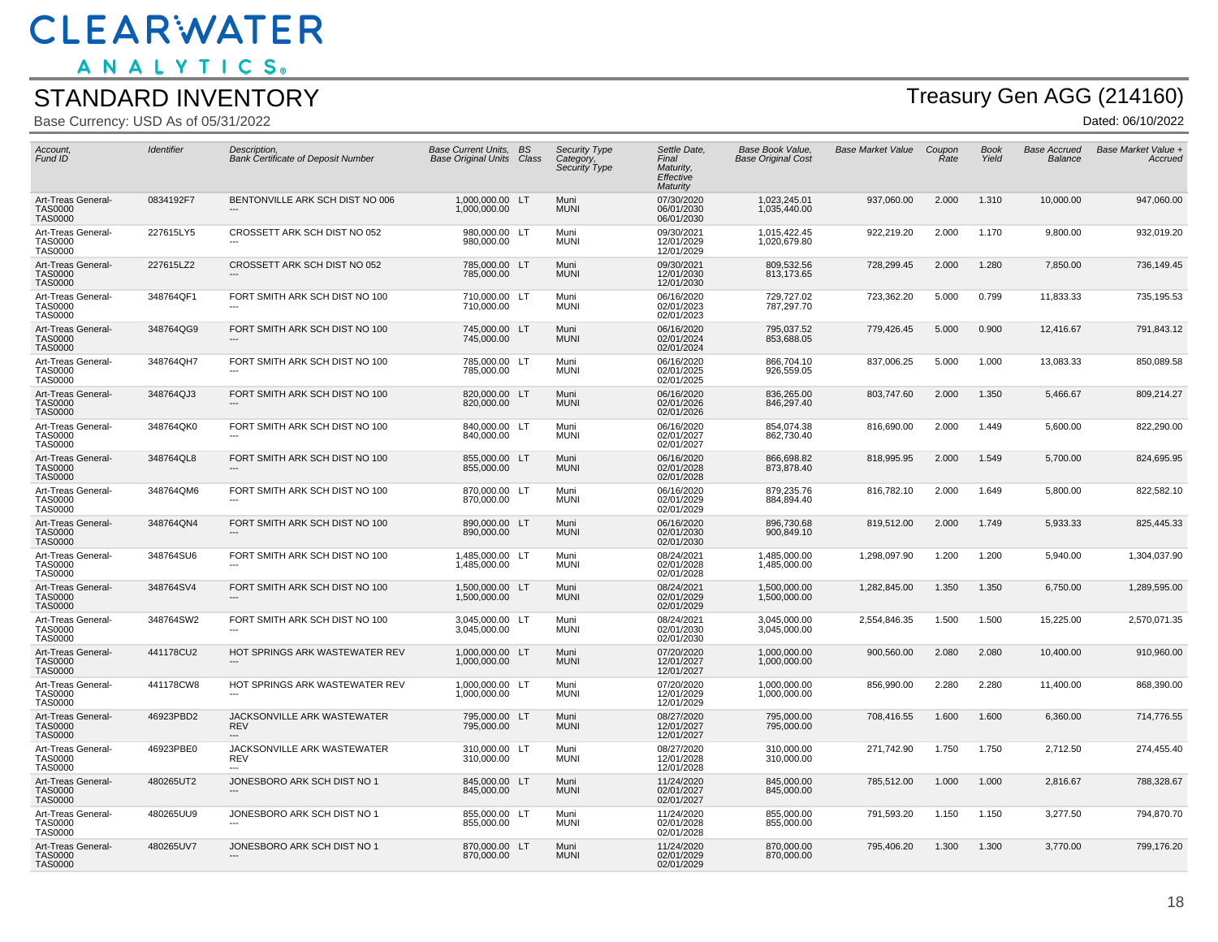# CLEARWATER ANALYTICS

## STANDARD INVENTORY

Base Currency: USD As of 05/31/2022

## Treasury Gen AGG (214160)

Dated: 06/10/2022

| Account, Fund ID | Identifier | Description, Bank Certificate of Deposit Number | Base Current Units, Base Original Units | BS Class | Security Type Category, Security Type | Settle Date, Final Maturity, Effective Maturity | Base Book Value, Base Original Cost | Base Market Value | Coupon Rate | Book Yield | Base Accrued Balance | Base Market Value + Accrued |
|---|---|---|---|---|---|---|---|---|---|---|---|---|
| Art-Treas General-TAS0000 TAS0000 | 0834192F7 | BENTONVILLE ARK SCH DIST NO 006 --- | 1,000,000.00 1,000,000.00 | LT | Muni MUNI | 07/30/2020 06/01/2030 06/01/2030 | 1,023,245.01 1,035,440.00 | 937,060.00 | 2.000 | 1.310 | 10,000.00 | 947,060.00 |
| Art-Treas General-TAS0000 TAS0000 | 227615LY5 | CROSSETT ARK SCH DIST NO 052 --- | 980,000.00 980,000.00 | LT | Muni MUNI | 09/30/2021 12/01/2029 12/01/2029 | 1,015,422.45 1,020,679.80 | 922,219.20 | 2.000 | 1.170 | 9,800.00 | 932,019.20 |
| Art-Treas General-TAS0000 TAS0000 | 227615LZ2 | CROSSETT ARK SCH DIST NO 052 --- | 785,000.00 785,000.00 | LT | Muni MUNI | 09/30/2021 12/01/2030 12/01/2030 | 809,532.56 813,173.65 | 728,299.45 | 2.000 | 1.280 | 7,850.00 | 736,149.45 |
| Art-Treas General-TAS0000 TAS0000 | 348764QF1 | FORT SMITH ARK SCH DIST NO 100 --- | 710,000.00 710,000.00 | LT | Muni MUNI | 06/16/2020 02/01/2023 02/01/2023 | 729,727.02 787,297.70 | 723,362.20 | 5.000 | 0.799 | 11,833.33 | 735,195.53 |
| Art-Treas General-TAS0000 TAS0000 | 348764QG9 | FORT SMITH ARK SCH DIST NO 100 --- | 745,000.00 745,000.00 | LT | Muni MUNI | 06/16/2020 02/01/2024 02/01/2024 | 795,037.52 853,688.05 | 779,426.45 | 5.000 | 0.900 | 12,416.67 | 791,843.12 |
| Art-Treas General-TAS0000 TAS0000 | 348764QH7 | FORT SMITH ARK SCH DIST NO 100 --- | 785,000.00 785,000.00 | LT | Muni MUNI | 06/16/2020 02/01/2025 02/01/2025 | 866,704.10 926,559.05 | 837,006.25 | 5.000 | 1.000 | 13,083.33 | 850,089.58 |
| Art-Treas General-TAS0000 TAS0000 | 348764QJ3 | FORT SMITH ARK SCH DIST NO 100 --- | 820,000.00 820,000.00 | LT | Muni MUNI | 06/16/2020 02/01/2026 02/01/2026 | 836,265.00 846,297.40 | 803,747.60 | 2.000 | 1.350 | 5,466.67 | 809,214.27 |
| Art-Treas General-TAS0000 TAS0000 | 348764QK0 | FORT SMITH ARK SCH DIST NO 100 --- | 840,000.00 840,000.00 | LT | Muni MUNI | 06/16/2020 02/01/2027 02/01/2027 | 854,074.38 862,730.40 | 816,690.00 | 2.000 | 1.449 | 5,600.00 | 822,290.00 |
| Art-Treas General-TAS0000 TAS0000 | 348764QL8 | FORT SMITH ARK SCH DIST NO 100 --- | 855,000.00 855,000.00 | LT | Muni MUNI | 06/16/2020 02/01/2028 02/01/2028 | 866,698.82 873,878.40 | 818,995.95 | 2.000 | 1.549 | 5,700.00 | 824,695.95 |
| Art-Treas General-TAS0000 TAS0000 | 348764QM6 | FORT SMITH ARK SCH DIST NO 100 --- | 870,000.00 870,000.00 | LT | Muni MUNI | 06/16/2020 02/01/2029 02/01/2029 | 879,235.76 884,894.40 | 816,782.10 | 2.000 | 1.649 | 5,800.00 | 822,582.10 |
| Art-Treas General-TAS0000 TAS0000 | 348764QN4 | FORT SMITH ARK SCH DIST NO 100 --- | 890,000.00 890,000.00 | LT | Muni MUNI | 06/16/2020 02/01/2030 02/01/2030 | 896,730.68 900,849.10 | 819,512.00 | 2.000 | 1.749 | 5,933.33 | 825,445.33 |
| Art-Treas General-TAS0000 TAS0000 | 348764SU6 | FORT SMITH ARK SCH DIST NO 100 --- | 1,485,000.00 1,485,000.00 | LT | Muni MUNI | 08/24/2021 02/01/2028 02/01/2028 | 1,485,000.00 1,485,000.00 | 1,298,097.90 | 1.200 | 1.200 | 5,940.00 | 1,304,037.90 |
| Art-Treas General-TAS0000 TAS0000 | 348764SV4 | FORT SMITH ARK SCH DIST NO 100 --- | 1,500,000.00 1,500,000.00 | LT | Muni MUNI | 08/24/2021 02/01/2029 02/01/2029 | 1,500,000.00 1,500,000.00 | 1,282,845.00 | 1.350 | 1.350 | 6,750.00 | 1,289,595.00 |
| Art-Treas General-TAS0000 TAS0000 | 348764SW2 | FORT SMITH ARK SCH DIST NO 100 --- | 3,045,000.00 3,045,000.00 | LT | Muni MUNI | 08/24/2021 02/01/2030 02/01/2030 | 3,045,000.00 3,045,000.00 | 2,554,846.35 | 1.500 | 1.500 | 15,225.00 | 2,570,071.35 |
| Art-Treas General-TAS0000 TAS0000 | 441178CU2 | HOT SPRINGS ARK WASTEWATER REV --- | 1,000,000.00 1,000,000.00 | LT | Muni MUNI | 07/20/2020 12/01/2027 12/01/2027 | 1,000,000.00 1,000,000.00 | 900,560.00 | 2.080 | 2.080 | 10,400.00 | 910,960.00 |
| Art-Treas General-TAS0000 TAS0000 | 441178CW8 | HOT SPRINGS ARK WASTEWATER REV --- | 1,000,000.00 1,000,000.00 | LT | Muni MUNI | 07/20/2020 12/01/2029 12/01/2029 | 1,000,000.00 1,000,000.00 | 856,990.00 | 2.280 | 2.280 | 11,400.00 | 868,390.00 |
| Art-Treas General-TAS0000 TAS0000 | 46923PBD2 | JACKSONVILLE ARK WASTEWATER REV --- | 795,000.00 795,000.00 | LT | Muni MUNI | 08/27/2020 12/01/2027 12/01/2027 | 795,000.00 795,000.00 | 708,416.55 | 1.600 | 1.600 | 6,360.00 | 714,776.55 |
| Art-Treas General-TAS0000 TAS0000 | 46923PBE0 | JACKSONVILLE ARK WASTEWATER REV --- | 310,000.00 310,000.00 | LT | Muni MUNI | 08/27/2020 12/01/2028 12/01/2028 | 310,000.00 310,000.00 | 271,742.90 | 1.750 | 1.750 | 2,712.50 | 274,455.40 |
| Art-Treas General-TAS0000 TAS0000 | 480265UT2 | JONESBORO ARK SCH DIST NO 1 --- | 845,000.00 845,000.00 | LT | Muni MUNI | 11/24/2020 02/01/2027 02/01/2027 | 845,000.00 845,000.00 | 785,512.00 | 1.000 | 1.000 | 2,816.67 | 788,328.67 |
| Art-Treas General-TAS0000 TAS0000 | 480265UU9 | JONESBORO ARK SCH DIST NO 1 --- | 855,000.00 855,000.00 | LT | Muni MUNI | 11/24/2020 02/01/2028 02/01/2028 | 855,000.00 855,000.00 | 791,593.20 | 1.150 | 1.150 | 3,277.50 | 794,870.70 |
| Art-Treas General-TAS0000 TAS0000 | 480265UV7 | JONESBORO ARK SCH DIST NO 1 --- | 870,000.00 870,000.00 | LT | Muni MUNI | 11/24/2020 02/01/2029 02/01/2029 | 870,000.00 870,000.00 | 795,406.20 | 1.300 | 1.300 | 3,770.00 | 799,176.20 |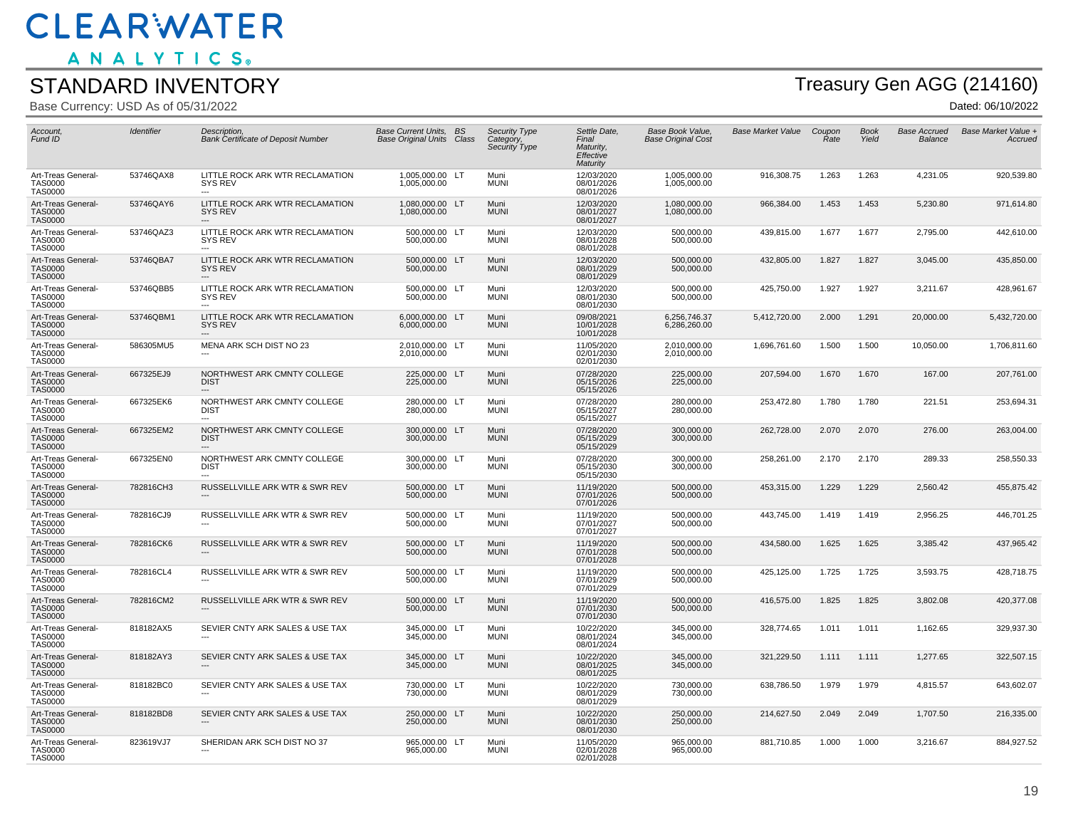# CLEARWATER ANALYTICS

## STANDARD INVENTORY

Base Currency: USD As of 05/31/2022

## Treasury Gen AGG (214160)

Dated: 06/10/2022

| Account, Fund ID | Identifier | Description, Bank Certificate of Deposit Number | Base Current Units, Base Original Units | BS Class | Security Type Category, Security Type | Settle Date, Final Maturity, Effective Maturity | Base Book Value, Base Original Cost | Base Market Value | Coupon Rate | Book Yield | Base Accrued Balance | Base Market Value + Accrued |
|---|---|---|---|---|---|---|---|---|---|---|---|---|
| Art-Treas General-TAS0000 TAS0000 | 53746QAX8 | LITTLE ROCK ARK WTR RECLAMATION SYS REV --- | 1,005,000.00 1,005,000.00 | LT | Muni MUNI | 12/03/2020 08/01/2026 08/01/2026 | 1,005,000.00 1,005,000.00 | 916,308.75 | 1.263 | 1.263 | 4,231.05 | 920,539.80 |
| Art-Treas General-TAS0000 TAS0000 | 53746QAY6 | LITTLE ROCK ARK WTR RECLAMATION SYS REV --- | 1,080,000.00 1,080,000.00 | LT | Muni MUNI | 12/03/2020 08/01/2027 08/01/2027 | 1,080,000.00 1,080,000.00 | 966,384.00 | 1.453 | 1.453 | 5,230.80 | 971,614.80 |
| Art-Treas General-TAS0000 TAS0000 | 53746QAZ3 | LITTLE ROCK ARK WTR RECLAMATION SYS REV --- | 500,000.00 500,000.00 | LT | Muni MUNI | 12/03/2020 08/01/2028 08/01/2028 | 500,000.00 500,000.00 | 439,815.00 | 1.677 | 1.677 | 2,795.00 | 442,610.00 |
| Art-Treas General-TAS0000 TAS0000 | 53746QBA7 | LITTLE ROCK ARK WTR RECLAMATION SYS REV --- | 500,000.00 500,000.00 | LT | Muni MUNI | 12/03/2020 08/01/2029 08/01/2029 | 500,000.00 500,000.00 | 432,805.00 | 1.827 | 1.827 | 3,045.00 | 435,850.00 |
| Art-Treas General-TAS0000 TAS0000 | 53746QBB5 | LITTLE ROCK ARK WTR RECLAMATION SYS REV --- | 500,000.00 500,000.00 | LT | Muni MUNI | 12/03/2020 08/01/2030 08/01/2030 | 500,000.00 500,000.00 | 425,750.00 | 1.927 | 1.927 | 3,211.67 | 428,961.67 |
| Art-Treas General-TAS0000 TAS0000 | 53746QBM1 | LITTLE ROCK ARK WTR RECLAMATION SYS REV --- | 6,000,000.00 6,000,000.00 | LT | Muni MUNI | 09/08/2021 10/01/2028 10/01/2028 | 6,256,746.37 6,286,260.00 | 5,412,720.00 | 2.000 | 1.291 | 20,000.00 | 5,432,720.00 |
| Art-Treas General-TAS0000 TAS0000 | 586305MU5 | MENA ARK SCH DIST NO 23 --- | 2,010,000.00 2,010,000.00 | LT | Muni MUNI | 11/05/2020 02/01/2030 02/01/2030 | 2,010,000.00 2,010,000.00 | 1,696,761.60 | 1.500 | 1.500 | 10,050.00 | 1,706,811.60 |
| Art-Treas General-TAS0000 TAS0000 | 667325EJ9 | NORTHWEST ARK CMNTY COLLEGE DIST --- | 225,000.00 225,000.00 | LT | Muni MUNI | 07/28/2020 05/15/2026 05/15/2026 | 225,000.00 225,000.00 | 207,594.00 | 1.670 | 1.670 | 167.00 | 207,761.00 |
| Art-Treas General-TAS0000 TAS0000 | 667325EK6 | NORTHWEST ARK CMNTY COLLEGE DIST --- | 280,000.00 280,000.00 | LT | Muni MUNI | 07/28/2020 05/15/2027 05/15/2027 | 280,000.00 280,000.00 | 253,472.80 | 1.780 | 1.780 | 221.51 | 253,694.31 |
| Art-Treas General-TAS0000 TAS0000 | 667325EM2 | NORTHWEST ARK CMNTY COLLEGE DIST --- | 300,000.00 300,000.00 | LT | Muni MUNI | 07/28/2020 05/15/2029 05/15/2029 | 300,000.00 300,000.00 | 262,728.00 | 2.070 | 2.070 | 276.00 | 263,004.00 |
| Art-Treas General-TAS0000 TAS0000 | 667325EN0 | NORTHWEST ARK CMNTY COLLEGE DIST --- | 300,000.00 300,000.00 | LT | Muni MUNI | 07/28/2020 05/15/2030 05/15/2030 | 300,000.00 300,000.00 | 258,261.00 | 2.170 | 2.170 | 289.33 | 258,550.33 |
| Art-Treas General-TAS0000 TAS0000 | 782816CH3 | RUSSELLVILLE ARK WTR & SWR REV --- | 500,000.00 500,000.00 | LT | Muni MUNI | 11/19/2020 07/01/2026 07/01/2026 | 500,000.00 500,000.00 | 453,315.00 | 1.229 | 1.229 | 2,560.42 | 455,875.42 |
| Art-Treas General-TAS0000 TAS0000 | 782816CJ9 | RUSSELLVILLE ARK WTR & SWR REV --- | 500,000.00 500,000.00 | LT | Muni MUNI | 11/19/2020 07/01/2027 07/01/2027 | 500,000.00 500,000.00 | 443,745.00 | 1.419 | 1.419 | 2,956.25 | 446,701.25 |
| Art-Treas General-TAS0000 TAS0000 | 782816CK6 | RUSSELLVILLE ARK WTR & SWR REV --- | 500,000.00 500,000.00 | LT | Muni MUNI | 11/19/2020 07/01/2028 07/01/2028 | 500,000.00 500,000.00 | 434,580.00 | 1.625 | 1.625 | 3,385.42 | 437,965.42 |
| Art-Treas General-TAS0000 TAS0000 | 782816CL4 | RUSSELLVILLE ARK WTR & SWR REV --- | 500,000.00 500,000.00 | LT | Muni MUNI | 11/19/2020 07/01/2029 07/01/2029 | 500,000.00 500,000.00 | 425,125.00 | 1.725 | 1.725 | 3,593.75 | 428,718.75 |
| Art-Treas General-TAS0000 TAS0000 | 782816CM2 | RUSSELLVILLE ARK WTR & SWR REV --- | 500,000.00 500,000.00 | LT | Muni MUNI | 11/19/2020 07/01/2030 07/01/2030 | 500,000.00 500,000.00 | 416,575.00 | 1.825 | 1.825 | 3,802.08 | 420,377.08 |
| Art-Treas General-TAS0000 TAS0000 | 818182AX5 | SEVIER CNTY ARK SALES & USE TAX --- | 345,000.00 345,000.00 | LT | Muni MUNI | 10/22/2020 08/01/2024 08/01/2024 | 345,000.00 345,000.00 | 328,774.65 | 1.011 | 1.011 | 1,162.65 | 329,937.30 |
| Art-Treas General-TAS0000 TAS0000 | 818182AY3 | SEVIER CNTY ARK SALES & USE TAX --- | 345,000.00 345,000.00 | LT | Muni MUNI | 10/22/2020 08/01/2025 08/01/2025 | 345,000.00 345,000.00 | 321,229.50 | 1.111 | 1.111 | 1,277.65 | 322,507.15 |
| Art-Treas General-TAS0000 TAS0000 | 818182BC0 | SEVIER CNTY ARK SALES & USE TAX --- | 730,000.00 730,000.00 | LT | Muni MUNI | 10/22/2020 08/01/2029 08/01/2029 | 730,000.00 730,000.00 | 638,786.50 | 1.979 | 1.979 | 4,815.57 | 643,602.07 |
| Art-Treas General-TAS0000 TAS0000 | 818182BD8 | SEVIER CNTY ARK SALES & USE TAX --- | 250,000.00 250,000.00 | LT | Muni MUNI | 10/22/2020 08/01/2030 08/01/2030 | 250,000.00 250,000.00 | 214,627.50 | 2.049 | 2.049 | 1,707.50 | 216,335.00 |
| Art-Treas General-TAS0000 TAS0000 | 823619VJ7 | SHERIDAN ARK SCH DIST NO 37 --- | 965,000.00 965,000.00 | LT | Muni MUNI | 11/05/2020 02/01/2028 02/01/2028 | 965,000.00 965,000.00 | 881,710.85 | 1.000 | 1.000 | 3,216.67 | 884,927.52 |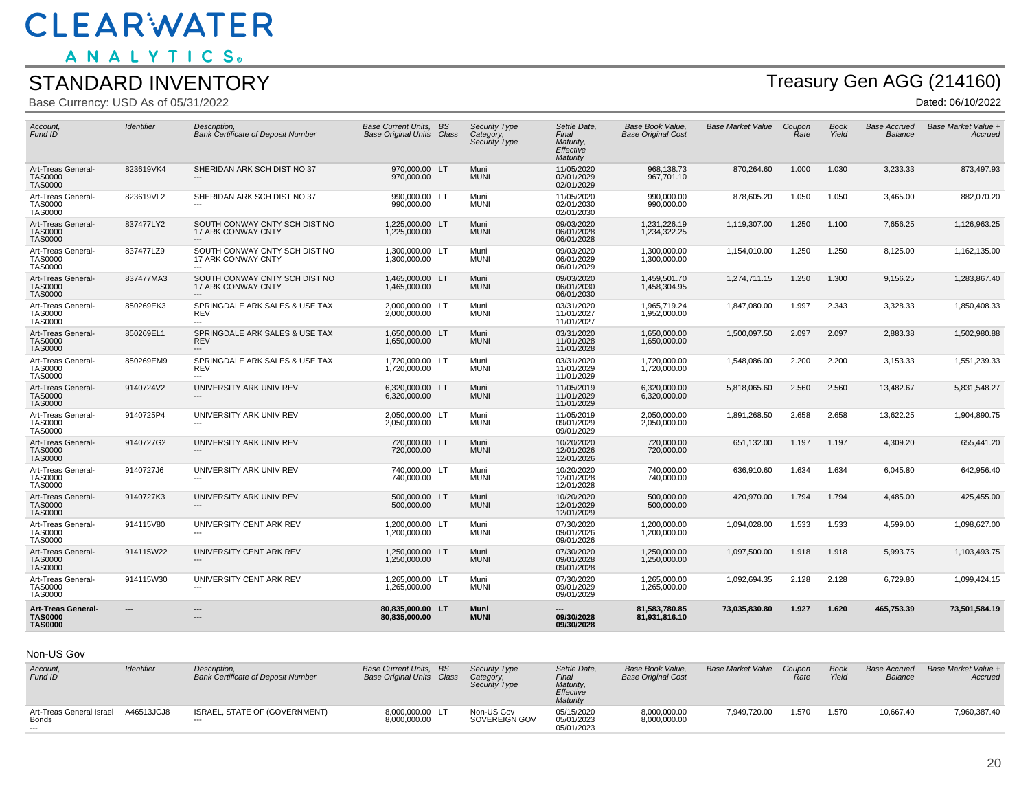# STANDARD INVENTORY

Base Currency: USD As of 05/31/2022

## Treasury Gen AGG (214160)

Dated: 06/10/2022

| Account, Fund ID | Identifier | Description, Bank Certificate of Deposit Number | Base Current Units, Base Original Units | BS Class | Security Type Category, Security Type | Settle Date, Final Maturity, Effective Maturity | Base Book Value, Base Original Cost | Base Market Value | Coupon Rate | Book Yield | Base Accrued Balance | Base Market Value + Accrued |
|---|---|---|---|---|---|---|---|---|---|---|---|---|
| Art-Treas General- TAS0000 TAS0000 | 823619VK4 | SHERIDAN ARK SCH DIST NO 37 --- | 970,000.00 970,000.00 | LT | Muni MUNI | 11/05/2020 02/01/2029 02/01/2029 | 968,138.73 967,701.10 | 870,264.60 | 1.000 | 1.030 | 3,233.33 | 873,497.93 |
| Art-Treas General- TAS0000 TAS0000 | 823619VL2 | SHERIDAN ARK SCH DIST NO 37 --- | 990,000.00 990,000.00 | LT | Muni MUNI | 11/05/2020 02/01/2030 02/01/2030 | 990,000.00 990,000.00 | 878,605.20 | 1.050 | 1.050 | 3,465.00 | 882,070.20 |
| Art-Treas General- TAS0000 TAS0000 | 837477LY2 | SOUTH CONWAY CNTY SCH DIST NO 17 ARK CONWAY CNTY --- | 1,225,000.00 1,225,000.00 | LT | Muni MUNI | 09/03/2020 06/01/2028 06/01/2028 | 1,231,226.19 1,234,322.25 | 1,119,307.00 | 1.250 | 1.100 | 7,656.25 | 1,126,963.25 |
| Art-Treas General- TAS0000 TAS0000 | 837477LZ9 | SOUTH CONWAY CNTY SCH DIST NO 17 ARK CONWAY CNTY --- | 1,300,000.00 1,300,000.00 | LT | Muni MUNI | 09/03/2020 06/01/2029 06/01/2029 | 1,300,000.00 1,300,000.00 | 1,154,010.00 | 1.250 | 1.250 | 8,125.00 | 1,162,135.00 |
| Art-Treas General- TAS0000 TAS0000 | 837477MA3 | SOUTH CONWAY CNTY SCH DIST NO 17 ARK CONWAY CNTY --- | 1,465,000.00 1,465,000.00 | LT | Muni MUNI | 09/03/2020 06/01/2030 06/01/2030 | 1,459,501.70 1,458,304.95 | 1,274,711.15 | 1.250 | 1.300 | 9,156.25 | 1,283,867.40 |
| Art-Treas General- TAS0000 TAS0000 | 850269EK3 | SPRINGDALE ARK SALES & USE TAX REV --- | 2,000,000.00 2,000,000.00 | LT | Muni MUNI | 03/31/2020 11/01/2027 11/01/2027 | 1,965,719.24 1,952,000.00 | 1,847,080.00 | 1.997 | 2.343 | 3,328.33 | 1,850,408.33 |
| Art-Treas General- TAS0000 TAS0000 | 850269EL1 | SPRINGDALE ARK SALES & USE TAX REV --- | 1,650,000.00 1,650,000.00 | LT | Muni MUNI | 03/31/2020 11/01/2028 11/01/2028 | 1,650,000.00 1,650,000.00 | 1,500,097.50 | 2.097 | 2.097 | 2,883.38 | 1,502,980.88 |
| Art-Treas General- TAS0000 TAS0000 | 850269EM9 | SPRINGDALE ARK SALES & USE TAX REV --- | 1,720,000.00 1,720,000.00 | LT | Muni MUNI | 03/31/2020 11/01/2029 11/01/2029 | 1,720,000.00 1,720,000.00 | 1,548,086.00 | 2.200 | 2.200 | 3,153.33 | 1,551,239.33 |
| Art-Treas General- TAS0000 TAS0000 | 9140724V2 | UNIVERSITY ARK UNIV REV --- | 6,320,000.00 6,320,000.00 | LT | Muni MUNI | 11/05/2019 11/01/2029 11/01/2029 | 6,320,000.00 6,320,000.00 | 5,818,065.60 | 2.560 | 2.560 | 13,482.67 | 5,831,548.27 |
| Art-Treas General- TAS0000 TAS0000 | 9140725P4 | UNIVERSITY ARK UNIV REV --- | 2,050,000.00 2,050,000.00 | LT | Muni MUNI | 11/05/2019 09/01/2029 09/01/2029 | 2,050,000.00 2,050,000.00 | 1,891,268.50 | 2.658 | 2.658 | 13,622.25 | 1,904,890.75 |
| Art-Treas General- TAS0000 TAS0000 | 9140727G2 | UNIVERSITY ARK UNIV REV --- | 720,000.00 720,000.00 | LT | Muni MUNI | 10/20/2020 12/01/2026 12/01/2026 | 720,000.00 720,000.00 | 651,132.00 | 1.197 | 1.197 | 4,309.20 | 655,441.20 |
| Art-Treas General- TAS0000 TAS0000 | 9140727J6 | UNIVERSITY ARK UNIV REV --- | 740,000.00 740,000.00 | LT | Muni MUNI | 10/20/2020 12/01/2028 12/01/2028 | 740,000.00 740,000.00 | 636,910.60 | 1.634 | 1.634 | 6,045.80 | 642,956.40 |
| Art-Treas General- TAS0000 TAS0000 | 9140727K3 | UNIVERSITY ARK UNIV REV --- | 500,000.00 500,000.00 | LT | Muni MUNI | 10/20/2020 12/01/2029 12/01/2029 | 500,000.00 500,000.00 | 420,970.00 | 1.794 | 1.794 | 4,485.00 | 425,455.00 |
| Art-Treas General- TAS0000 TAS0000 | 914115V80 | UNIVERSITY CENT ARK REV --- | 1,200,000.00 1,200,000.00 | LT | Muni MUNI | 07/30/2020 09/01/2026 09/01/2026 | 1,200,000.00 1,200,000.00 | 1,094,028.00 | 1.533 | 1.533 | 4,599.00 | 1,098,627.00 |
| Art-Treas General- TAS0000 TAS0000 | 914115W22 | UNIVERSITY CENT ARK REV --- | 1,250,000.00 1,250,000.00 | LT | Muni MUNI | 07/30/2020 09/01/2028 09/01/2028 | 1,250,000.00 1,250,000.00 | 1,097,500.00 | 1.918 | 1.918 | 5,993.75 | 1,103,493.75 |
| Art-Treas General- TAS0000 TAS0000 | 914115W30 | UNIVERSITY CENT ARK REV --- | 1,265,000.00 1,265,000.00 | LT | Muni MUNI | 07/30/2020 09/01/2029 09/01/2029 | 1,265,000.00 1,265,000.00 | 1,092,694.35 | 2.128 | 2.128 | 6,729.80 | 1,099,424.15 |
| **Art-Treas General- TAS0000 TAS0000** | **---** | **--- ---** | **80,835,000.00 80,835,000.00** | **LT** | **Muni MUNI** | **--- 09/30/2028 09/30/2028** | **81,583,780.85 81,931,816.10** | **73,035,830.80** | **1.927** | **1.620** | **465,753.39** | **73,501,584.19** |

### Non-US Gov

| Account, Fund ID | Identifier | Description, Bank Certificate of Deposit Number | Base Current Units, Base Original Units | BS Class | Security Type Category, Security Type | Settle Date, Final Maturity, Effective Maturity | Base Book Value, Base Original Cost | Base Market Value | Coupon Rate | Book Yield | Base Accrued Balance | Base Market Value + Accrued |
|---|---|---|---|---|---|---|---|---|---|---|---|---|
| Art-Treas General Israel Bonds --- | A46513JCJ8 | ISRAEL, STATE OF (GOVERNMENT) --- | 8,000,000.00 8,000,000.00 | LT | Non-US Gov SOVEREIGN GOV | 05/15/2020 05/01/2023 05/01/2023 | 8,000,000.00 8,000,000.00 | 7,949,720.00 | 1.570 | 1.570 | 10,667.40 | 7,960,387.40 |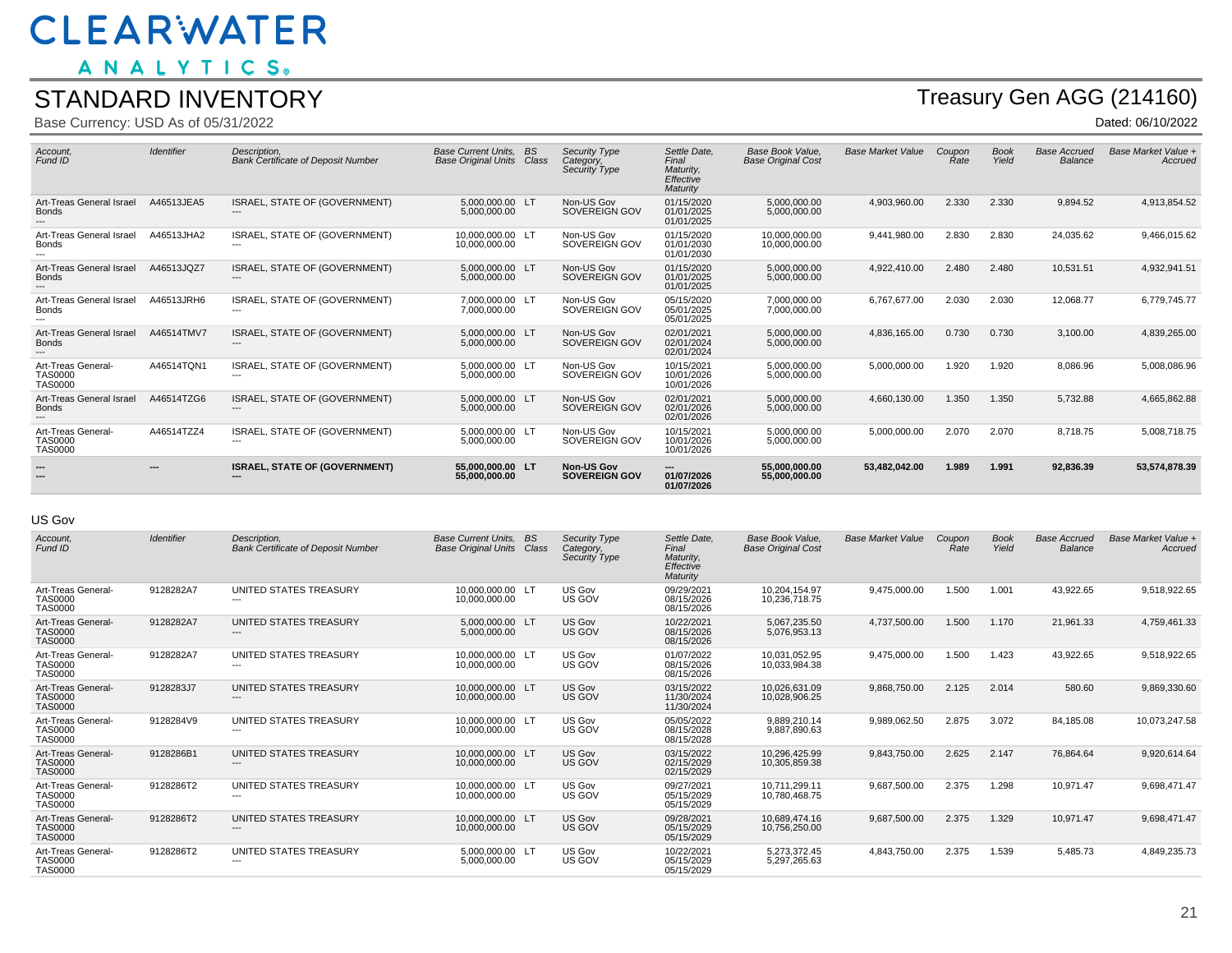# STANDARD INVENTORY

Base Currency: USD As of 05/31/2022

## Treasury Gen AGG (214160)

Dated: 06/10/2022

| Account, Fund ID | Identifier | Description, Bank Certificate of Deposit Number | Base Current Units, Base Original Units | BS Class | Security Type Category, Security Type | Settle Date, Final Maturity, Effective Maturity | Base Book Value, Base Original Cost | Base Market Value | Coupon Rate | Book Yield | Base Accrued Balance | Base Market Value + Accrued |
|---|---|---|---|---|---|---|---|---|---|---|---|---|
| Art-Treas General Israel Bonds --- | A46513JEA5 | ISRAEL, STATE OF (GOVERNMENT) --- | 5,000,000.00 5,000,000.00 | LT | Non-US Gov SOVEREIGN GOV | 01/15/2020 01/01/2025 01/01/2025 | 5,000,000.00 5,000,000.00 | 4,903,960.00 | 2.330 | 2.330 | 9,894.52 | 4,913,854.52 |
| Art-Treas General Israel Bonds --- | A46513JHA2 | ISRAEL, STATE OF (GOVERNMENT) --- | 10,000,000.00 10,000,000.00 | LT | Non-US Gov SOVEREIGN GOV | 01/15/2020 01/01/2030 01/01/2030 | 10,000,000.00 10,000,000.00 | 9,441,980.00 | 2.830 | 2.830 | 24,035.62 | 9,466,015.62 |
| Art-Treas General Israel Bonds --- | A46513JQZ7 | ISRAEL, STATE OF (GOVERNMENT) --- | 5,000,000.00 5,000,000.00 | LT | Non-US Gov SOVEREIGN GOV | 01/15/2020 01/01/2025 01/01/2025 | 5,000,000.00 5,000,000.00 | 4,922,410.00 | 2.480 | 2.480 | 10,531.51 | 4,932,941.51 |
| Art-Treas General Israel Bonds --- | A46513JRH6 | ISRAEL, STATE OF (GOVERNMENT) --- | 7,000,000.00 7,000,000.00 | LT | Non-US Gov SOVEREIGN GOV | 05/15/2020 05/01/2025 05/01/2025 | 7,000,000.00 7,000,000.00 | 6,767,677.00 | 2.030 | 2.030 | 12,068.77 | 6,779,745.77 |
| Art-Treas General Israel Bonds --- | A46514TMV7 | ISRAEL, STATE OF (GOVERNMENT) --- | 5,000,000.00 5,000,000.00 | LT | Non-US Gov SOVEREIGN GOV | 02/01/2021 02/01/2024 02/01/2024 | 5,000,000.00 5,000,000.00 | 4,836,165.00 | 0.730 | 0.730 | 3,100.00 | 4,839,265.00 |
| Art-Treas General-TAS0000 TAS0000 | A46514TQN1 | ISRAEL, STATE OF (GOVERNMENT) --- | 5,000,000.00 5,000,000.00 | LT | Non-US Gov SOVEREIGN GOV | 10/15/2021 10/01/2026 10/01/2026 | 5,000,000.00 5,000,000.00 | 5,000,000.00 | 1.920 | 1.920 | 8,086.96 | 5,008,086.96 |
| Art-Treas General Israel Bonds --- | A46514TZG6 | ISRAEL, STATE OF (GOVERNMENT) --- | 5,000,000.00 5,000,000.00 | LT | Non-US Gov SOVEREIGN GOV | 02/01/2021 02/01/2026 02/01/2026 | 5,000,000.00 5,000,000.00 | 4,660,130.00 | 1.350 | 1.350 | 5,732.88 | 4,665,862.88 |
| Art-Treas General-TAS0000 TAS0000 | A46514TZZ4 | ISRAEL, STATE OF (GOVERNMENT) --- | 5,000,000.00 5,000,000.00 | LT | Non-US Gov SOVEREIGN GOV | 10/15/2021 10/01/2026 10/01/2026 | 5,000,000.00 5,000,000.00 | 5,000,000.00 | 2.070 | 2.070 | 8,718.75 | 5,008,718.75 |
| **--- ---** | **---** | **ISRAEL, STATE OF (GOVERNMENT) ---** | **55,000,000.00 55,000,000.00** | **LT** | **Non-US Gov SOVEREIGN GOV** | **--- 01/07/2026 01/07/2026** | **55,000,000.00 55,000,000.00** | **53,482,042.00** | **1.989** | **1.991** | **92,836.39** | **53,574,878.39** |

### US Gov

| Account, Fund ID | Identifier | Description, Bank Certificate of Deposit Number | Base Current Units, Base Original Units | BS Class | Security Type Category, Security Type | Settle Date, Final Maturity, Effective Maturity | Base Book Value, Base Original Cost | Base Market Value | Coupon Rate | Book Yield | Base Accrued Balance | Base Market Value + Accrued |
|---|---|---|---|---|---|---|---|---|---|---|---|---|
| Art-Treas General-TAS0000 TAS0000 | 9128282A7 | UNITED STATES TREASURY --- | 10,000,000.00 10,000,000.00 | LT | US Gov US GOV | 09/29/2021 08/15/2026 08/15/2026 | 10,204,154.97 10,236,718.75 | 9,475,000.00 | 1.500 | 1.001 | 43,922.65 | 9,518,922.65 |
| Art-Treas General-TAS0000 TAS0000 | 9128282A7 | UNITED STATES TREASURY --- | 5,000,000.00 5,000,000.00 | LT | US Gov US GOV | 10/22/2021 08/15/2026 08/15/2026 | 5,067,235.50 5,076,953.13 | 4,737,500.00 | 1.500 | 1.170 | 21,961.33 | 4,759,461.33 |
| Art-Treas General-TAS0000 TAS0000 | 9128282A7 | UNITED STATES TREASURY --- | 10,000,000.00 10,000,000.00 | LT | US Gov US GOV | 01/07/2022 08/15/2026 08/15/2026 | 10,031,052.95 10,033,984.38 | 9,475,000.00 | 1.500 | 1.423 | 43,922.65 | 9,518,922.65 |
| Art-Treas General-TAS0000 TAS0000 | 9128283J7 | UNITED STATES TREASURY --- | 10,000,000.00 10,000,000.00 | LT | US Gov US GOV | 03/15/2022 11/30/2024 11/30/2024 | 10,026,631.09 10,028,906.25 | 9,868,750.00 | 2.125 | 2.014 | 580.60 | 9,869,330.60 |
| Art-Treas General-TAS0000 TAS0000 | 9128284V9 | UNITED STATES TREASURY --- | 10,000,000.00 10,000,000.00 | LT | US Gov US GOV | 05/05/2022 08/15/2028 08/15/2028 | 9,889,210.14 9,887,890.63 | 9,989,062.50 | 2.875 | 3.072 | 84,185.08 | 10,073,247.58 |
| Art-Treas General-TAS0000 TAS0000 | 9128286B1 | UNITED STATES TREASURY --- | 10,000,000.00 10,000,000.00 | LT | US Gov US GOV | 03/15/2022 02/15/2029 02/15/2029 | 10,296,425.99 10,305,859.38 | 9,843,750.00 | 2.625 | 2.147 | 76,864.64 | 9,920,614.64 |
| Art-Treas General-TAS0000 TAS0000 | 9128286T2 | UNITED STATES TREASURY --- | 10,000,000.00 10,000,000.00 | LT | US Gov US GOV | 09/27/2021 05/15/2029 05/15/2029 | 10,711,299.11 10,780,468.75 | 9,687,500.00 | 2.375 | 1.298 | 10,971.47 | 9,698,471.47 |
| Art-Treas General-TAS0000 TAS0000 | 9128286T2 | UNITED STATES TREASURY --- | 10,000,000.00 10,000,000.00 | LT | US Gov US GOV | 09/28/2021 05/15/2029 05/15/2029 | 10,689,474.16 10,756,250.00 | 9,687,500.00 | 2.375 | 1.329 | 10,971.47 | 9,698,471.47 |
| Art-Treas General-TAS0000 TAS0000 | 9128286T2 | UNITED STATES TREASURY --- | 5,000,000.00 5,000,000.00 | LT | US Gov US GOV | 10/22/2021 05/15/2029 05/15/2029 | 5,273,372.45 5,297,265.63 | 4,843,750.00 | 2.375 | 1.539 | 5,485.73 | 4,849,235.73 |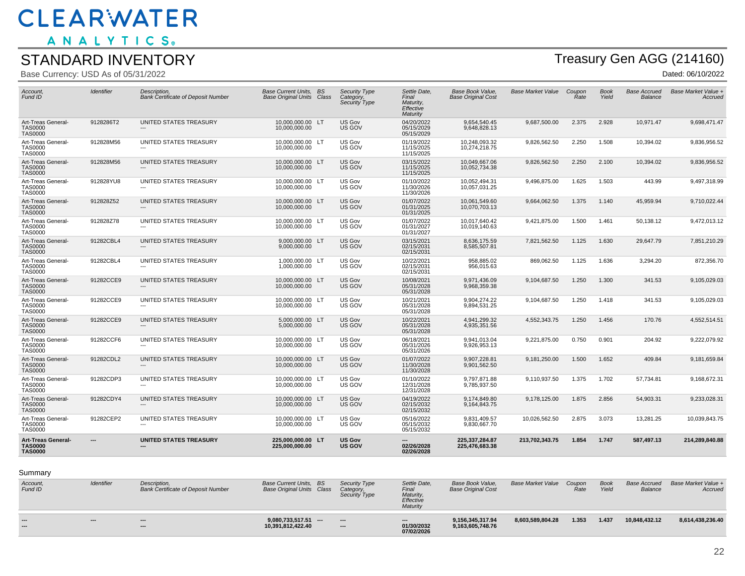# CLEARWATER ANALYTICS

## STANDARD INVENTORY

Base Currency: USD As of 05/31/2022

## Treasury Gen AGG (214160)

Dated: 06/10/2022

| Account, Fund ID | Identifier | Description, Bank Certificate of Deposit Number | Base Current Units, Base Original Units | BS Class | Security Type Category, Security Type | Settle Date, Final Maturity, Effective Maturity | Base Book Value, Base Original Cost | Base Market Value | Coupon Rate | Book Yield | Base Accrued Balance | Base Market Value + Accrued |
|---|---|---|---|---|---|---|---|---|---|---|---|---|
| Art-Treas General-TAS0000 TAS0000 | 9128286T2 | UNITED STATES TREASURY --- | 10,000,000.00 10,000,000.00 | LT | US Gov US GOV | 04/20/2022 05/15/2029 05/15/2029 | 9,654,540.45 9,648,828.13 | 9,687,500.00 | 2.375 | 2.928 | 10,971.47 | 9,698,471.47 |
| Art-Treas General-TAS0000 TAS0000 | 912828M56 | UNITED STATES TREASURY --- | 10,000,000.00 10,000,000.00 | LT | US Gov US GOV | 01/19/2022 11/15/2025 11/15/2025 | 10,248,093.32 10,274,218.75 | 9,826,562.50 | 2.250 | 1.508 | 10,394.02 | 9,836,956.52 |
| Art-Treas General-TAS0000 TAS0000 | 912828M56 | UNITED STATES TREASURY --- | 10,000,000.00 10,000,000.00 | LT | US Gov US GOV | 03/15/2022 11/15/2025 11/15/2025 | 10,049,667.06 10,052,734.38 | 9,826,562.50 | 2.250 | 2.100 | 10,394.02 | 9,836,956.52 |
| Art-Treas General-TAS0000 TAS0000 | 912828YU8 | UNITED STATES TREASURY --- | 10,000,000.00 10,000,000.00 | LT | US Gov US GOV | 01/10/2022 11/30/2026 11/30/2026 | 10,052,494.31 10,057,031.25 | 9,496,875.00 | 1.625 | 1.503 | 443.99 | 9,497,318.99 |
| Art-Treas General-TAS0000 TAS0000 | 912828Z52 | UNITED STATES TREASURY --- | 10,000,000.00 10,000,000.00 | LT | US Gov US GOV | 01/07/2022 01/31/2025 01/31/2025 | 10,061,549.60 10,070,703.13 | 9,664,062.50 | 1.375 | 1.140 | 45,959.94 | 9,710,022.44 |
| Art-Treas General-TAS0000 TAS0000 | 912828Z78 | UNITED STATES TREASURY --- | 10,000,000.00 10,000,000.00 | LT | US Gov US GOV | 01/07/2022 01/31/2027 01/31/2027 | 10,017,640.42 10,019,140.63 | 9,421,875.00 | 1.500 | 1.461 | 50,138.12 | 9,472,013.12 |
| Art-Treas General-TAS0000 TAS0000 | 91282CBL4 | UNITED STATES TREASURY --- | 9,000,000.00 9,000,000.00 | LT | US Gov US GOV | 03/15/2021 02/15/2031 02/15/2031 | 8,636,175.59 8,585,507.81 | 7,821,562.50 | 1.125 | 1.630 | 29,647.79 | 7,851,210.29 |
| Art-Treas General-TAS0000 TAS0000 | 91282CBL4 | UNITED STATES TREASURY --- | 1,000,000.00 1,000,000.00 | LT | US Gov US GOV | 10/22/2021 02/15/2031 02/15/2031 | 958,885.02 956,015.63 | 869,062.50 | 1.125 | 1.636 | 3,294.20 | 872,356.70 |
| Art-Treas General-TAS0000 TAS0000 | 91282CCE9 | UNITED STATES TREASURY --- | 10,000,000.00 10,000,000.00 | LT | US Gov US GOV | 10/08/2021 05/31/2028 05/31/2028 | 9,971,436.09 9,968,359.38 | 9,104,687.50 | 1.250 | 1.300 | 341.53 | 9,105,029.03 |
| Art-Treas General-TAS0000 TAS0000 | 91282CCE9 | UNITED STATES TREASURY --- | 10,000,000.00 10,000,000.00 | LT | US Gov US GOV | 10/21/2021 05/31/2028 05/31/2028 | 9,904,274.22 9,894,531.25 | 9,104,687.50 | 1.250 | 1.418 | 341.53 | 9,105,029.03 |
| Art-Treas General-TAS0000 TAS0000 | 91282CCE9 | UNITED STATES TREASURY --- | 5,000,000.00 5,000,000.00 | LT | US Gov US GOV | 10/22/2021 05/31/2028 05/31/2028 | 4,941,299.32 4,935,351.56 | 4,552,343.75 | 1.250 | 1.456 | 170.76 | 4,552,514.51 |
| Art-Treas General-TAS0000 TAS0000 | 91282CCF6 | UNITED STATES TREASURY --- | 10,000,000.00 10,000,000.00 | LT | US Gov US GOV | 06/18/2021 05/31/2026 05/31/2026 | 9,941,013.04 9,926,953.13 | 9,221,875.00 | 0.750 | 0.901 | 204.92 | 9,222,079.92 |
| Art-Treas General-TAS0000 TAS0000 | 91282CDL2 | UNITED STATES TREASURY --- | 10,000,000.00 10,000,000.00 | LT | US Gov US GOV | 01/07/2022 11/30/2028 11/30/2028 | 9,907,228.81 9,901,562.50 | 9,181,250.00 | 1.500 | 1.652 | 409.84 | 9,181,659.84 |
| Art-Treas General-TAS0000 TAS0000 | 91282CDP3 | UNITED STATES TREASURY --- | 10,000,000.00 10,000,000.00 | LT | US Gov US GOV | 01/10/2022 12/31/2028 12/31/2028 | 9,797,871.88 9,785,937.50 | 9,110,937.50 | 1.375 | 1.702 | 57,734.81 | 9,168,672.31 |
| Art-Treas General-TAS0000 TAS0000 | 91282CDY4 | UNITED STATES TREASURY --- | 10,000,000.00 10,000,000.00 | LT | US Gov US GOV | 04/19/2022 02/15/2032 02/15/2032 | 9,174,849.80 9,164,843.75 | 9,178,125.00 | 1.875 | 2.856 | 54,903.31 | 9,233,028.31 |
| Art-Treas General-TAS0000 TAS0000 | 91282CEP2 | UNITED STATES TREASURY --- | 10,000,000.00 10,000,000.00 | LT | US Gov US GOV | 05/16/2022 05/15/2032 05/15/2032 | 9,831,409.57 9,830,667.70 | 10,026,562.50 | 2.875 | 3.073 | 13,281.25 | 10,039,843.75 |
| **Art-Treas General-TAS0000 TAS0000** | **---** | **UNITED STATES TREASURY ---** | **225,000,000.00 225,000,000.00** | **LT** | **US Gov US GOV** | **--- 02/26/2028 02/26/2028** | **225,337,284.87 225,476,683.38** | **213,702,343.75** | **1.854** | **1.747** | **587,497.13** | **214,289,840.88** |

### Summary

| Account, Fund ID | Identifier | Description, Bank Certificate of Deposit Number | Base Current Units, Base Original Units | BS Class | Security Type Category, Security Type | Settle Date, Final Maturity, Effective Maturity | Base Book Value, Base Original Cost | Base Market Value | Coupon Rate | Book Yield | Base Accrued Balance | Base Market Value + Accrued |
|---|---|---|---|---|---|---|---|---|---|---|---|---|
| **--- ---** | **---** | **--- ---** | **9,080,733,517.51 10,391,812,422.40** | **---** | **--- ---** | **--- 01/30/2032 07/02/2026** | **9,156,345,317.94 9,163,605,748.76** | **8,603,589,804.28** | **1.353** | **1.437** | **10,848,432.12** | **8,614,438,236.40** |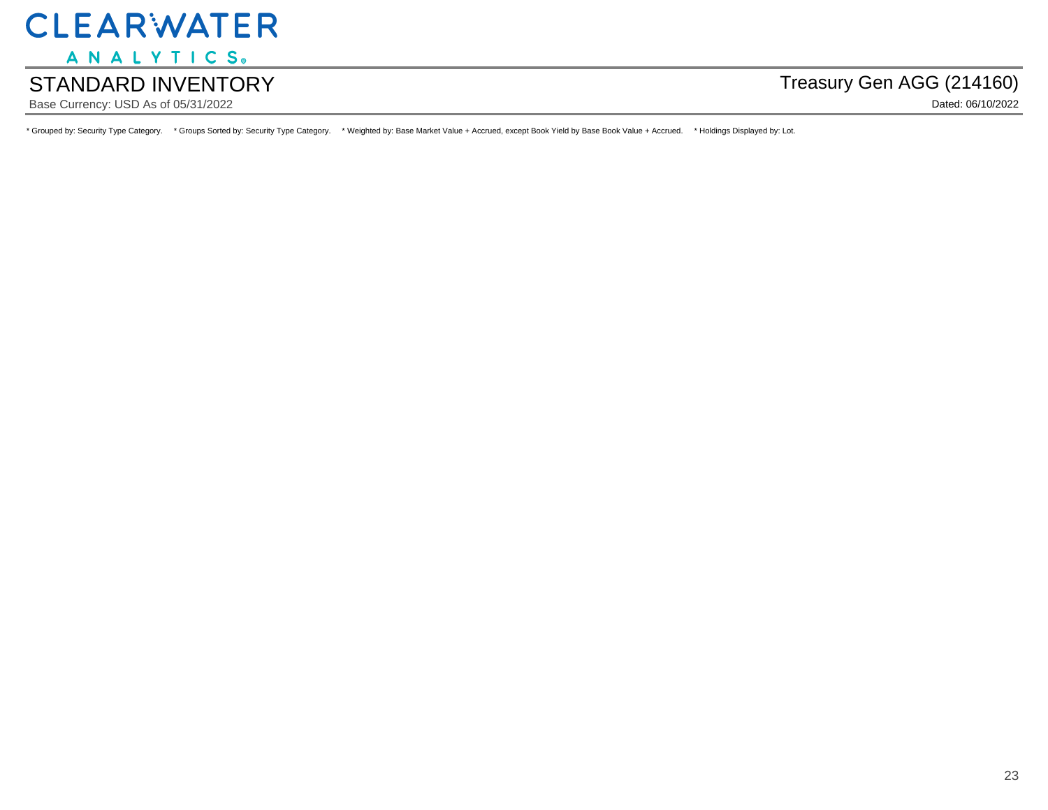# STANDARD INVENTORY

Treasury Gen AGG (214160)

Base Currency: USD As of 05/31/2022

Dated: 06/10/2022

* Grouped by: Security Type Category. * Groups Sorted by: Security Type Category. * Weighted by: Base Market Value + Accrued, except Book Yield by Base Book Value + Accrued. * Holdings Displayed by: Lot.